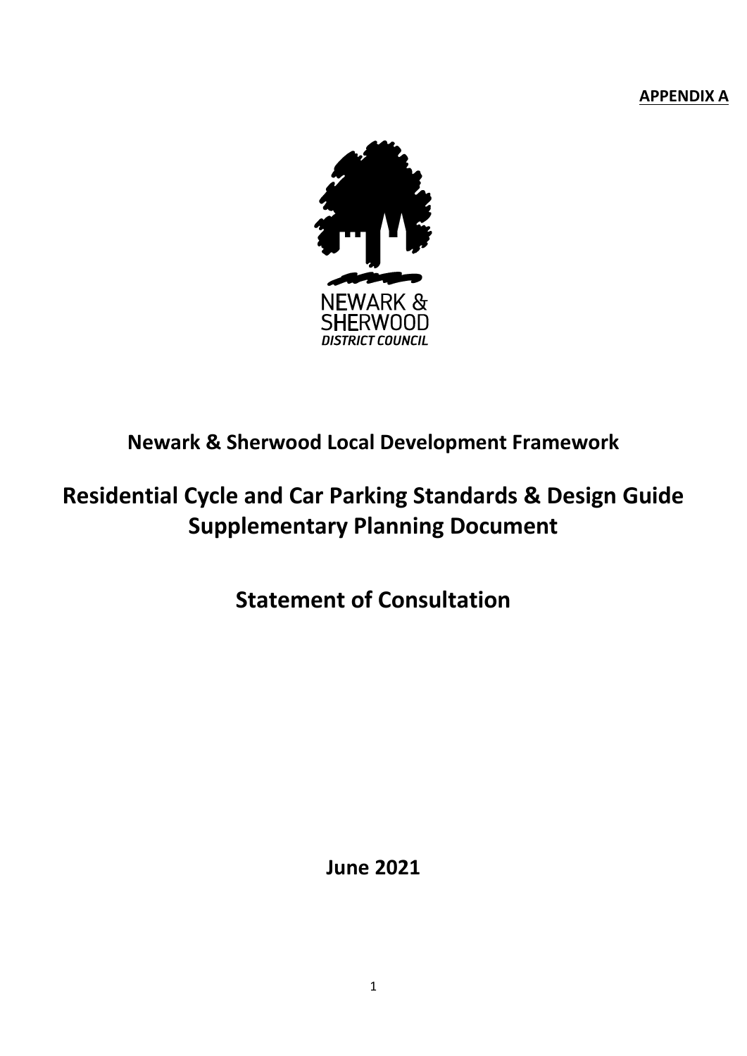**APPENDIX A**

NEWARK & SHERWOOD
*DISTRICT COUNCIL*

## Newark & Sherwood Local Development Framework

# Residential Cycle and Car Parking Standards & Design Guide Supplementary Planning Document

# Statement of Consultation

**June 2021**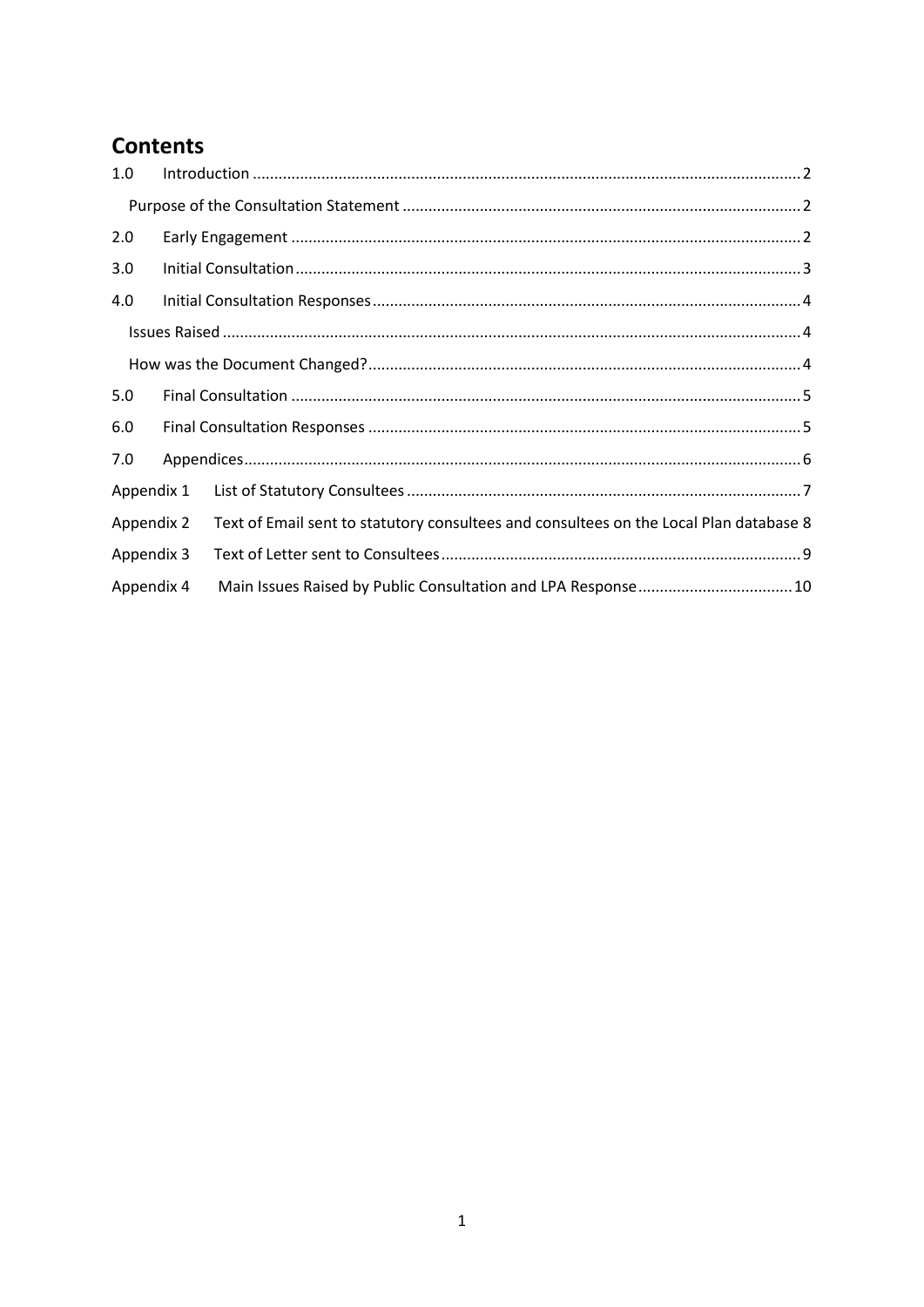# Contents

1.0 Introduction ........................................................................................................................ 2

Purpose of the Consultation Statement ........................................................................................ 2

2.0 Early Engagement ................................................................................................................ 2

3.0 Initial Consultation ............................................................................................................... 3

4.0 Initial Consultation Responses ............................................................................................. 4

Issues Raised ................................................................................................................................ 4

How was the Document Changed? .............................................................................................. 4

5.0 Final Consultation ................................................................................................................ 5

6.0 Final Consultation Responses .............................................................................................. 5

7.0 Appendices ........................................................................................................................... 6

Appendix 1 List of Statutory Consultees ....................................................................................... 7

Appendix 2 Text of Email sent to statutory consultees and consultees on the Local Plan database 8

Appendix 3 Text of Letter sent to Consultees ................................................................................ 9

Appendix 4 Main Issues Raised by Public Consultation and LPA Response .................................. 10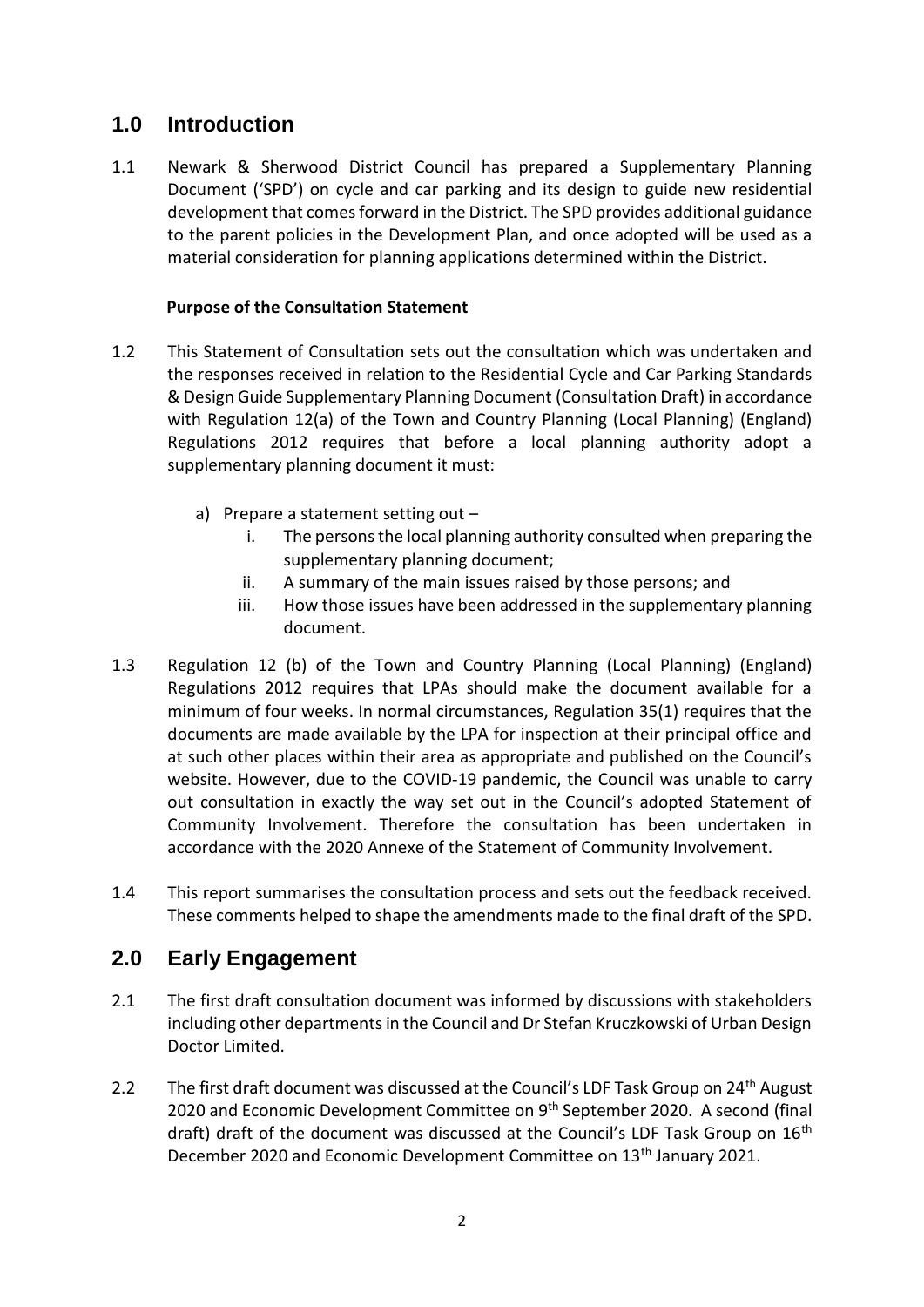## 1.0 Introduction

1.1 Newark & Sherwood District Council has prepared a Supplementary Planning Document ('SPD') on cycle and car parking and its design to guide new residential development that comes forward in the District. The SPD provides additional guidance to the parent policies in the Development Plan, and once adopted will be used as a material consideration for planning applications determined within the District.

**Purpose of the Consultation Statement**

1.2 This Statement of Consultation sets out the consultation which was undertaken and the responses received in relation to the Residential Cycle and Car Parking Standards & Design Guide Supplementary Planning Document (Consultation Draft) in accordance with Regulation 12(a) of the Town and Country Planning (Local Planning) (England) Regulations 2012 requires that before a local planning authority adopt a supplementary planning document it must:

a) Prepare a statement setting out –
   i. The persons the local planning authority consulted when preparing the supplementary planning document;
   ii. A summary of the main issues raised by those persons; and
   iii. How those issues have been addressed in the supplementary planning document.

1.3 Regulation 12 (b) of the Town and Country Planning (Local Planning) (England) Regulations 2012 requires that LPAs should make the document available for a minimum of four weeks. In normal circumstances, Regulation 35(1) requires that the documents are made available by the LPA for inspection at their principal office and at such other places within their area as appropriate and published on the Council's website. However, due to the COVID-19 pandemic, the Council was unable to carry out consultation in exactly the way set out in the Council's adopted Statement of Community Involvement. Therefore the consultation has been undertaken in accordance with the 2020 Annexe of the Statement of Community Involvement.

1.4 This report summarises the consultation process and sets out the feedback received. These comments helped to shape the amendments made to the final draft of the SPD.

## 2.0 Early Engagement

2.1 The first draft consultation document was informed by discussions with stakeholders including other departments in the Council and Dr Stefan Kruczkowski of Urban Design Doctor Limited.

2.2 The first draft document was discussed at the Council's LDF Task Group on 24th August 2020 and Economic Development Committee on 9th September 2020. A second (final draft) draft of the document was discussed at the Council's LDF Task Group on 16th December 2020 and Economic Development Committee on 13th January 2021.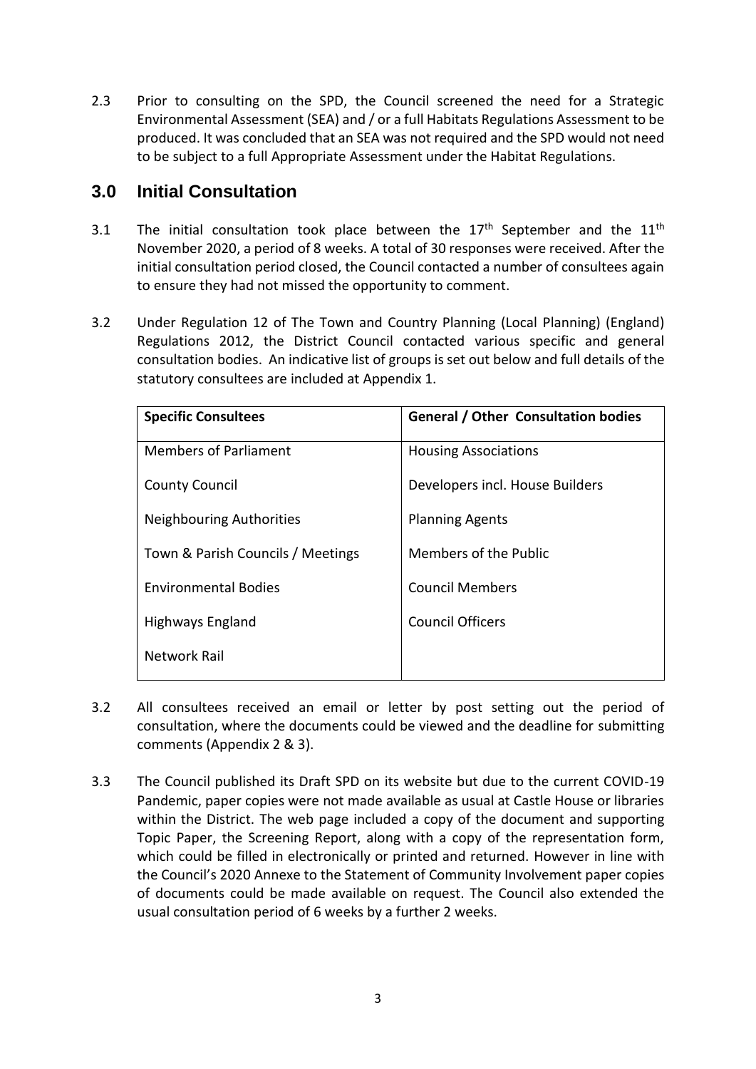2.3 Prior to consulting on the SPD, the Council screened the need for a Strategic Environmental Assessment (SEA) and / or a full Habitats Regulations Assessment to be produced. It was concluded that an SEA was not required and the SPD would not need to be subject to a full Appropriate Assessment under the Habitat Regulations.

## 3.0 Initial Consultation

3.1 The initial consultation took place between the 17th September and the 11th November 2020, a period of 8 weeks. A total of 30 responses were received. After the initial consultation period closed, the Council contacted a number of consultees again to ensure they had not missed the opportunity to comment.

3.2 Under Regulation 12 of The Town and Country Planning (Local Planning) (England) Regulations 2012, the District Council contacted various specific and general consultation bodies. An indicative list of groups is set out below and full details of the statutory consultees are included at Appendix 1.

| Specific Consultees | General / Other Consultation bodies |
| --- | --- |
| Members of Parliament | Housing Associations |
| County Council | Developers incl. House Builders |
| Neighbouring Authorities | Planning Agents |
| Town & Parish Councils / Meetings | Members of the Public |
| Environmental Bodies | Council Members |
| Highways England | Council Officers |
| Network Rail | |

3.2 All consultees received an email or letter by post setting out the period of consultation, where the documents could be viewed and the deadline for submitting comments (Appendix 2 & 3).

3.3 The Council published its Draft SPD on its website but due to the current COVID-19 Pandemic, paper copies were not made available as usual at Castle House or libraries within the District. The web page included a copy of the document and supporting Topic Paper, the Screening Report, along with a copy of the representation form, which could be filled in electronically or printed and returned. However in line with the Council's 2020 Annexe to the Statement of Community Involvement paper copies of documents could be made available on request. The Council also extended the usual consultation period of 6 weeks by a further 2 weeks.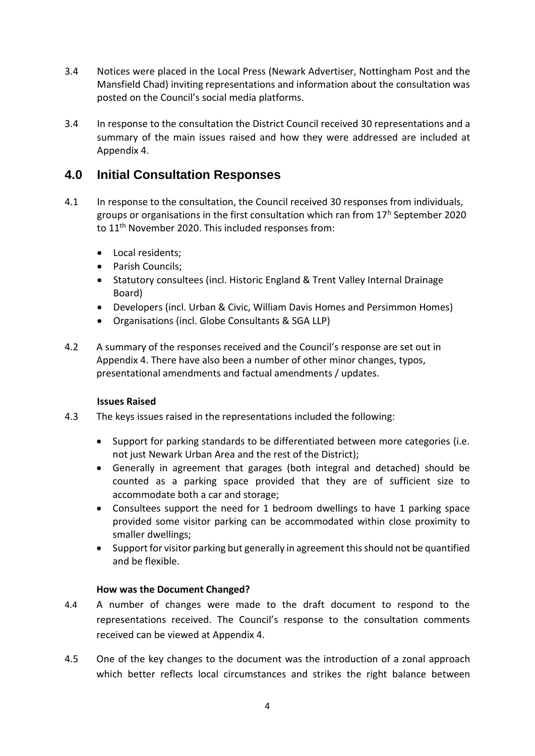3.4 Notices were placed in the Local Press (Newark Advertiser, Nottingham Post and the Mansfield Chad) inviting representations and information about the consultation was posted on the Council's social media platforms.

3.4 In response to the consultation the District Council received 30 representations and a summary of the main issues raised and how they were addressed are included at Appendix 4.

## 4.0 Initial Consultation Responses

4.1 In response to the consultation, the Council received 30 responses from individuals, groups or organisations in the first consultation which ran from 17h September 2020 to 11th November 2020. This included responses from:

- Local residents;
- Parish Councils;
- Statutory consultees (incl. Historic England & Trent Valley Internal Drainage Board)
- Developers (incl. Urban & Civic, William Davis Homes and Persimmon Homes)
- Organisations (incl. Globe Consultants & SGA LLP)

4.2 A summary of the responses received and the Council's response are set out in Appendix 4. There have also been a number of other minor changes, typos, presentational amendments and factual amendments / updates.

**Issues Raised**

4.3 The keys issues raised in the representations included the following:

- Support for parking standards to be differentiated between more categories (i.e. not just Newark Urban Area and the rest of the District);
- Generally in agreement that garages (both integral and detached) should be counted as a parking space provided that they are of sufficient size to accommodate both a car and storage;
- Consultees support the need for 1 bedroom dwellings to have 1 parking space provided some visitor parking can be accommodated within close proximity to smaller dwellings;
- Support for visitor parking but generally in agreement this should not be quantified and be flexible.

**How was the Document Changed?**

4.4 A number of changes were made to the draft document to respond to the representations received. The Council's response to the consultation comments received can be viewed at Appendix 4.

4.5 One of the key changes to the document was the introduction of a zonal approach which better reflects local circumstances and strikes the right balance between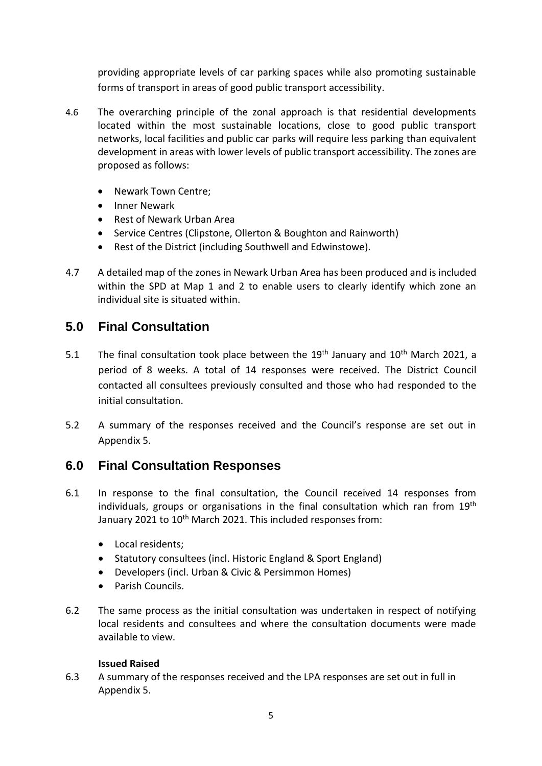providing appropriate levels of car parking spaces while also promoting sustainable forms of transport in areas of good public transport accessibility.

4.6 The overarching principle of the zonal approach is that residential developments located within the most sustainable locations, close to good public transport networks, local facilities and public car parks will require less parking than equivalent development in areas with lower levels of public transport accessibility. The zones are proposed as follows:

- Newark Town Centre;
- Inner Newark
- Rest of Newark Urban Area
- Service Centres (Clipstone, Ollerton & Boughton and Rainworth)
- Rest of the District (including Southwell and Edwinstowe).

4.7 A detailed map of the zones in Newark Urban Area has been produced and is included within the SPD at Map 1 and 2 to enable users to clearly identify which zone an individual site is situated within.

## 5.0 Final Consultation

5.1 The final consultation took place between the 19th January and 10th March 2021, a period of 8 weeks. A total of 14 responses were received. The District Council contacted all consultees previously consulted and those who had responded to the initial consultation.

5.2 A summary of the responses received and the Council's response are set out in Appendix 5.

## 6.0 Final Consultation Responses

6.1 In response to the final consultation, the Council received 14 responses from individuals, groups or organisations in the final consultation which ran from 19th January 2021 to 10th March 2021. This included responses from:

- Local residents;
- Statutory consultees (incl. Historic England & Sport England)
- Developers (incl. Urban & Civic & Persimmon Homes)
- Parish Councils.

6.2 The same process as the initial consultation was undertaken in respect of notifying local residents and consultees and where the consultation documents were made available to view.

**Issued Raised**

6.3 A summary of the responses received and the LPA responses are set out in full in Appendix 5.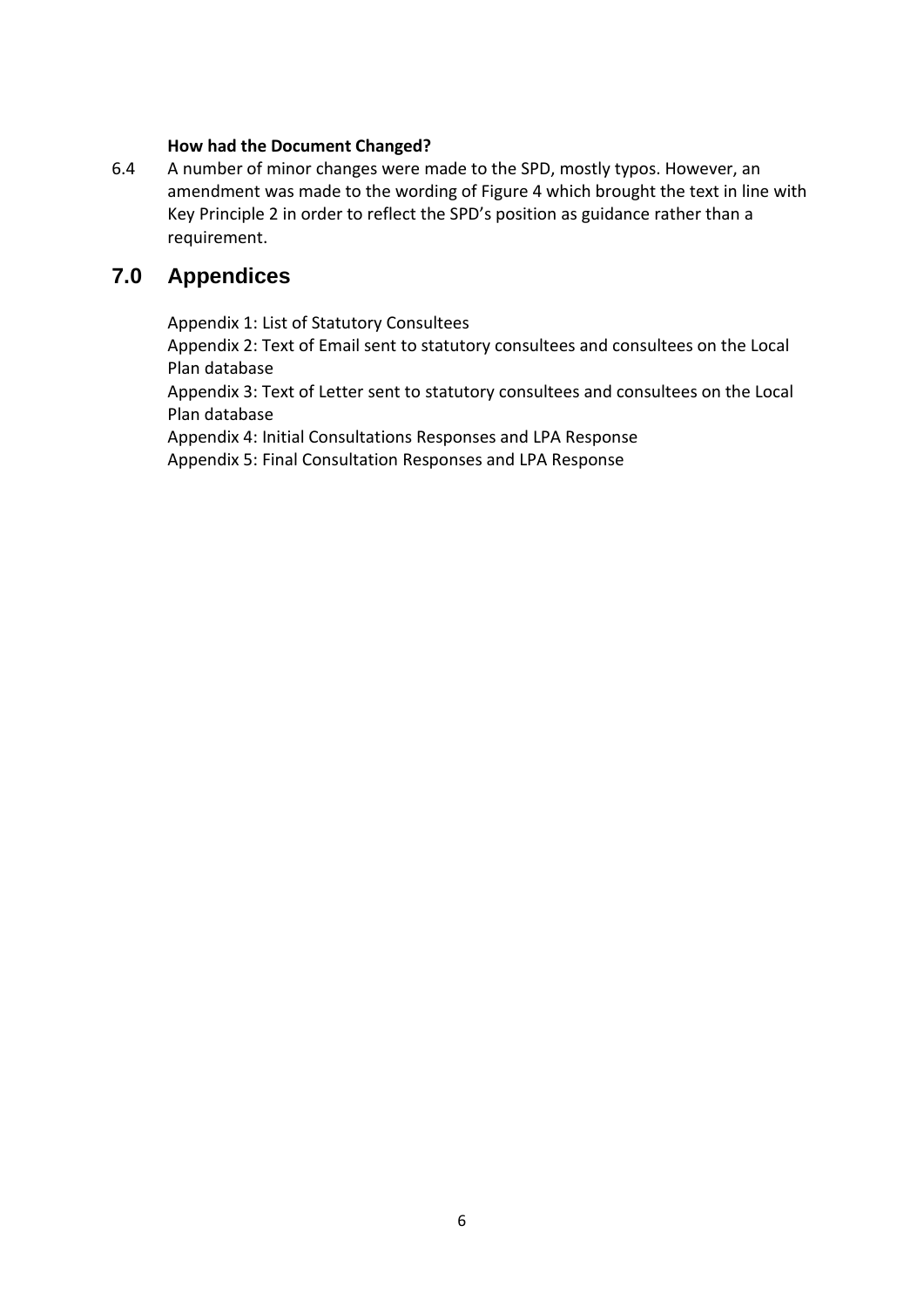**How had the Document Changed?**

6.4 A number of minor changes were made to the SPD, mostly typos. However, an amendment was made to the wording of Figure 4 which brought the text in line with Key Principle 2 in order to reflect the SPD's position as guidance rather than a requirement.

## 7.0 Appendices

Appendix 1: List of Statutory Consultees
Appendix 2: Text of Email sent to statutory consultees and consultees on the Local Plan database
Appendix 3: Text of Letter sent to statutory consultees and consultees on the Local Plan database
Appendix 4: Initial Consultations Responses and LPA Response
Appendix 5: Final Consultation Responses and LPA Response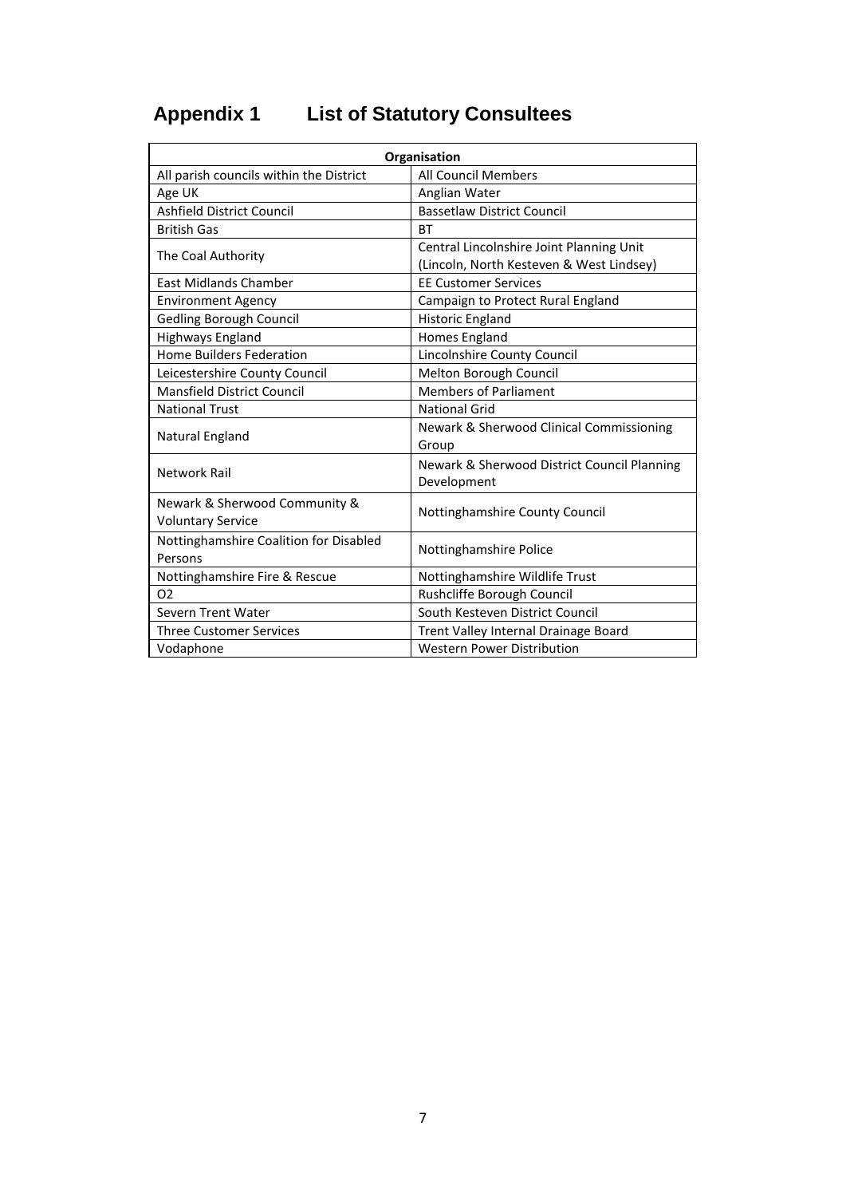# Appendix 1 List of Statutory Consultees

| Organisation | |
|---|---|
| All parish councils within the District | All Council Members |
| Age UK | Anglian Water |
| Ashfield District Council | Bassetlaw District Council |
| British Gas | BT |
| The Coal Authority | Central Lincolnshire Joint Planning Unit (Lincoln, North Kesteven & West Lindsey) |
| East Midlands Chamber | EE Customer Services |
| Environment Agency | Campaign to Protect Rural England |
| Gedling Borough Council | Historic England |
| Highways England | Homes England |
| Home Builders Federation | Lincolnshire County Council |
| Leicestershire County Council | Melton Borough Council |
| Mansfield District Council | Members of Parliament |
| National Trust | National Grid |
| Natural England | Newark & Sherwood Clinical Commissioning Group |
| Network Rail | Newark & Sherwood District Council Planning Development |
| Newark & Sherwood Community & Voluntary Service | Nottinghamshire County Council |
| Nottinghamshire Coalition for Disabled Persons | Nottinghamshire Police |
| Nottinghamshire Fire & Rescue | Nottinghamshire Wildlife Trust |
| O2 | Rushcliffe Borough Council |
| Severn Trent Water | South Kesteven District Council |
| Three Customer Services | Trent Valley Internal Drainage Board |
| Vodaphone | Western Power Distribution |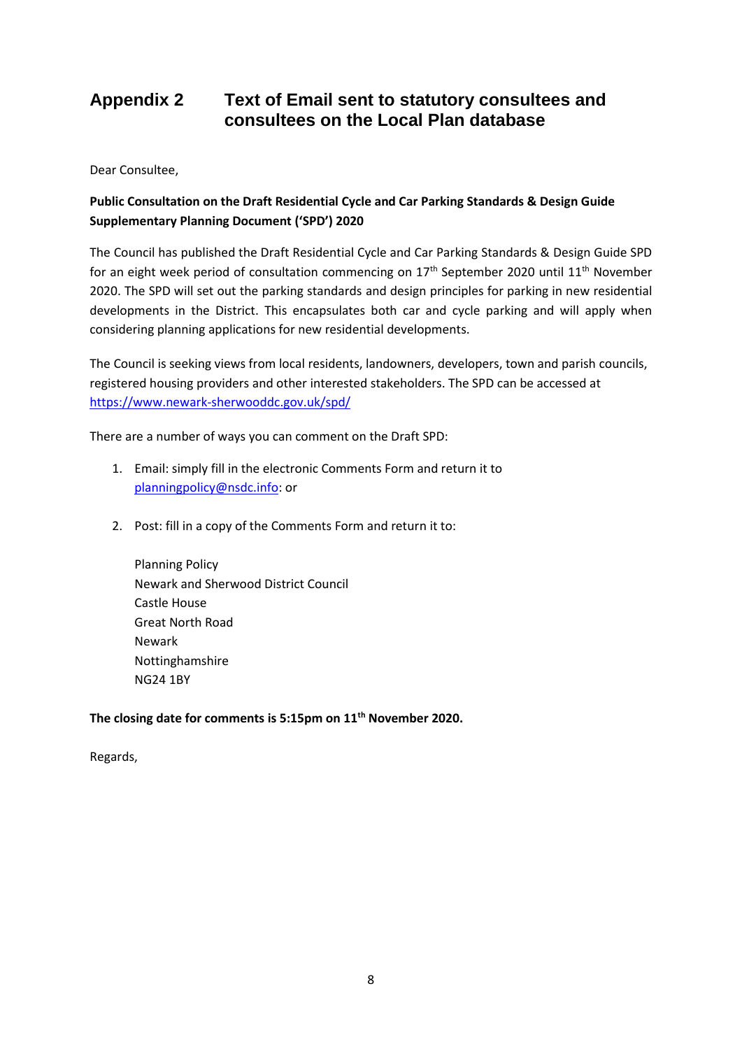# Appendix 2 Text of Email sent to statutory consultees and consultees on the Local Plan database

Dear Consultee,

**Public Consultation on the Draft Residential Cycle and Car Parking Standards & Design Guide Supplementary Planning Document ('SPD') 2020**

The Council has published the Draft Residential Cycle and Car Parking Standards & Design Guide SPD for an eight week period of consultation commencing on 17th September 2020 until 11th November 2020. The SPD will set out the parking standards and design principles for parking in new residential developments in the District. This encapsulates both car and cycle parking and will apply when considering planning applications for new residential developments.

The Council is seeking views from local residents, landowners, developers, town and parish councils, registered housing providers and other interested stakeholders. The SPD can be accessed at https://www.newark-sherwooddc.gov.uk/spd/

There are a number of ways you can comment on the Draft SPD:

1. Email: simply fill in the electronic Comments Form and return it to planningpolicy@nsdc.info: or

2. Post: fill in a copy of the Comments Form and return it to:

   Planning Policy
   Newark and Sherwood District Council
   Castle House
   Great North Road
   Newark
   Nottinghamshire
   NG24 1BY

**The closing date for comments is 5:15pm on 11th November 2020.**

Regards,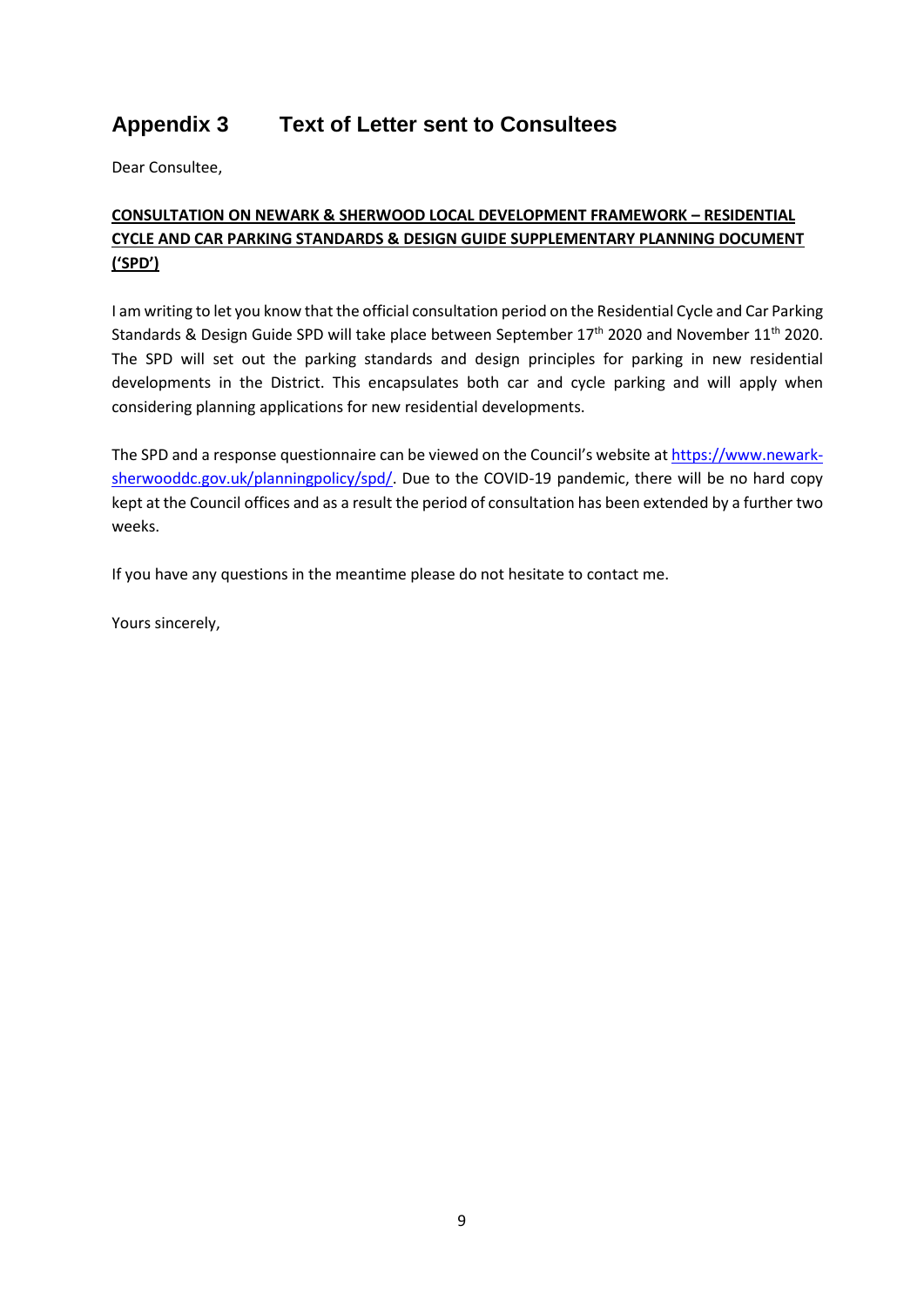## Appendix 3 Text of Letter sent to Consultees

Dear Consultee,

**CONSULTATION ON NEWARK & SHERWOOD LOCAL DEVELOPMENT FRAMEWORK – RESIDENTIAL CYCLE AND CAR PARKING STANDARDS & DESIGN GUIDE SUPPLEMENTARY PLANNING DOCUMENT ('SPD')**

I am writing to let you know that the official consultation period on the Residential Cycle and Car Parking Standards & Design Guide SPD will take place between September 17th 2020 and November 11th 2020. The SPD will set out the parking standards and design principles for parking in new residential developments in the District. This encapsulates both car and cycle parking and will apply when considering planning applications for new residential developments.

The SPD and a response questionnaire can be viewed on the Council's website at [https://www.newark-sherwooddc.gov.uk/planningpolicy/spd/](https://www.newark-sherwooddc.gov.uk/planningpolicy/spd/). Due to the COVID-19 pandemic, there will be no hard copy kept at the Council offices and as a result the period of consultation has been extended by a further two weeks.

If you have any questions in the meantime please do not hesitate to contact me.

Yours sincerely,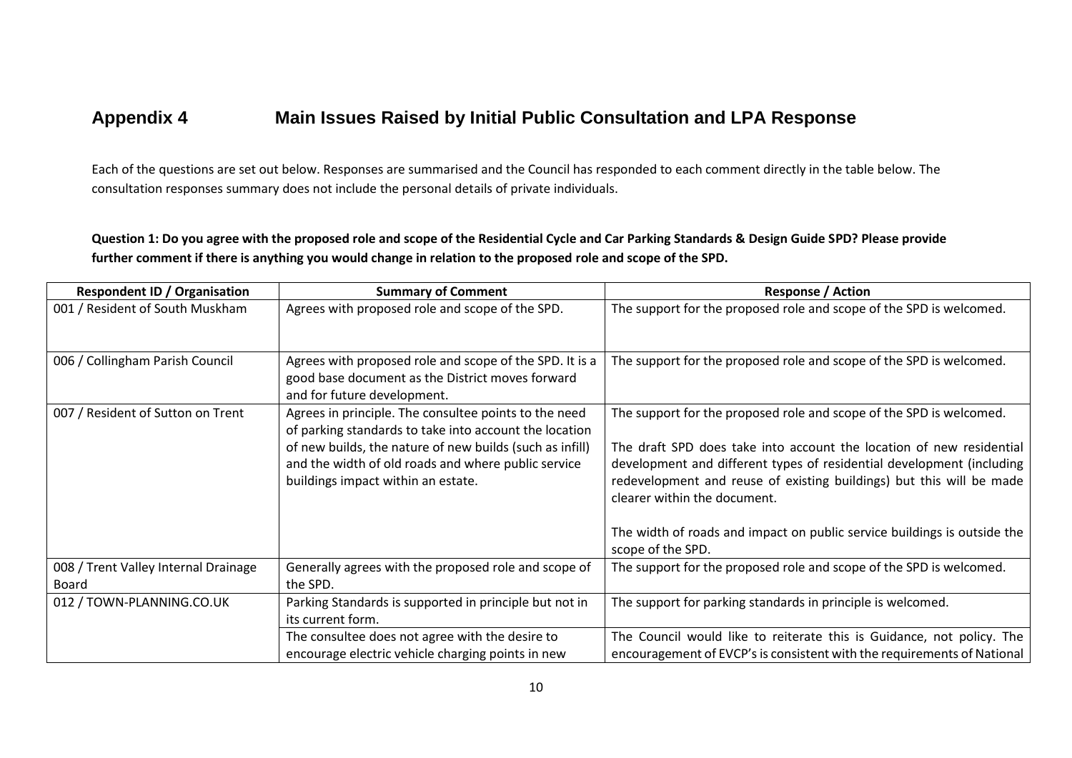## Appendix 4 Main Issues Raised by Initial Public Consultation and LPA Response

Each of the questions are set out below. Responses are summarised and the Council has responded to each comment directly in the table below. The consultation responses summary does not include the personal details of private individuals.

**Question 1: Do you agree with the proposed role and scope of the Residential Cycle and Car Parking Standards & Design Guide SPD? Please provide further comment if there is anything you would change in relation to the proposed role and scope of the SPD.**

| Respondent ID / Organisation | Summary of Comment | Response / Action |
|---|---|---|
| 001 / Resident of South Muskham | Agrees with proposed role and scope of the SPD. | The support for the proposed role and scope of the SPD is welcomed. |
| 006 / Collingham Parish Council | Agrees with proposed role and scope of the SPD. It is a good base document as the District moves forward and for future development. | The support for the proposed role and scope of the SPD is welcomed. |
| 007 / Resident of Sutton on Trent | Agrees in principle. The consultee points to the need of parking standards to take into account the location of new builds, the nature of new builds (such as infill) and the width of old roads and where public service buildings impact within an estate. | The support for the proposed role and scope of the SPD is welcomed.<br><br>The draft SPD does take into account the location of new residential development and different types of residential development (including redevelopment and reuse of existing buildings) but this will be made clearer within the document.<br><br>The width of roads and impact on public service buildings is outside the scope of the SPD. |
| 008 / Trent Valley Internal Drainage Board | Generally agrees with the proposed role and scope of the SPD. | The support for the proposed role and scope of the SPD is welcomed. |
| 012 / TOWN-PLANNING.CO.UK | Parking Standards is supported in principle but not in its current form. | The support for parking standards in principle is welcomed. |
| | The consultee does not agree with the desire to encourage electric vehicle charging points in new | The Council would like to reiterate this is Guidance, not policy. The encouragement of EVCP's is consistent with the requirements of National |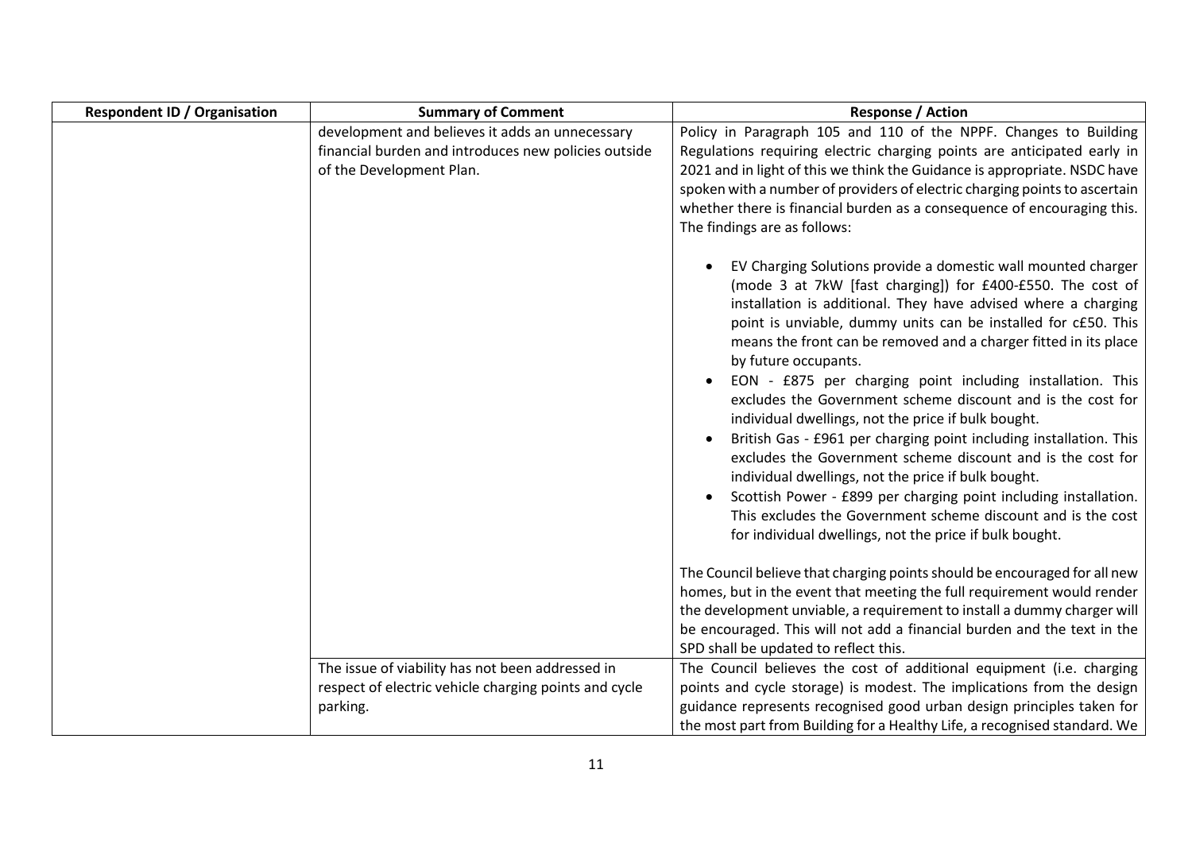| Respondent ID / Organisation | Summary of Comment | Response / Action |
|---|---|---|
| | development and believes it adds an unnecessary financial burden and introduces new policies outside of the Development Plan. | Policy in Paragraph 105 and 110 of the NPPF. Changes to Building Regulations requiring electric charging points are anticipated early in 2021 and in light of this we think the Guidance is appropriate. NSDC have spoken with a number of providers of electric charging points to ascertain whether there is financial burden as a consequence of encouraging this. The findings are as follows:<br><br>• EV Charging Solutions provide a domestic wall mounted charger (mode 3 at 7kW [fast charging]) for £400-£550. The cost of installation is additional. They have advised where a charging point is unviable, dummy units can be installed for c£50. This means the front can be removed and a charger fitted in its place by future occupants.<br>• EON - £875 per charging point including installation. This excludes the Government scheme discount and is the cost for individual dwellings, not the price if bulk bought.<br>• British Gas - £961 per charging point including installation. This excludes the Government scheme discount and is the cost for individual dwellings, not the price if bulk bought.<br>• Scottish Power - £899 per charging point including installation. This excludes the Government scheme discount and is the cost for individual dwellings, not the price if bulk bought.<br><br>The Council believe that charging points should be encouraged for all new homes, but in the event that meeting the full requirement would render the development unviable, a requirement to install a dummy charger will be encouraged. This will not add a financial burden and the text in the SPD shall be updated to reflect this. |
| | The issue of viability has not been addressed in respect of electric vehicle charging points and cycle parking. | The Council believes the cost of additional equipment (i.e. charging points and cycle storage) is modest. The implications from the design guidance represents recognised good urban design principles taken for the most part from Building for a Healthy Life, a recognised standard. We |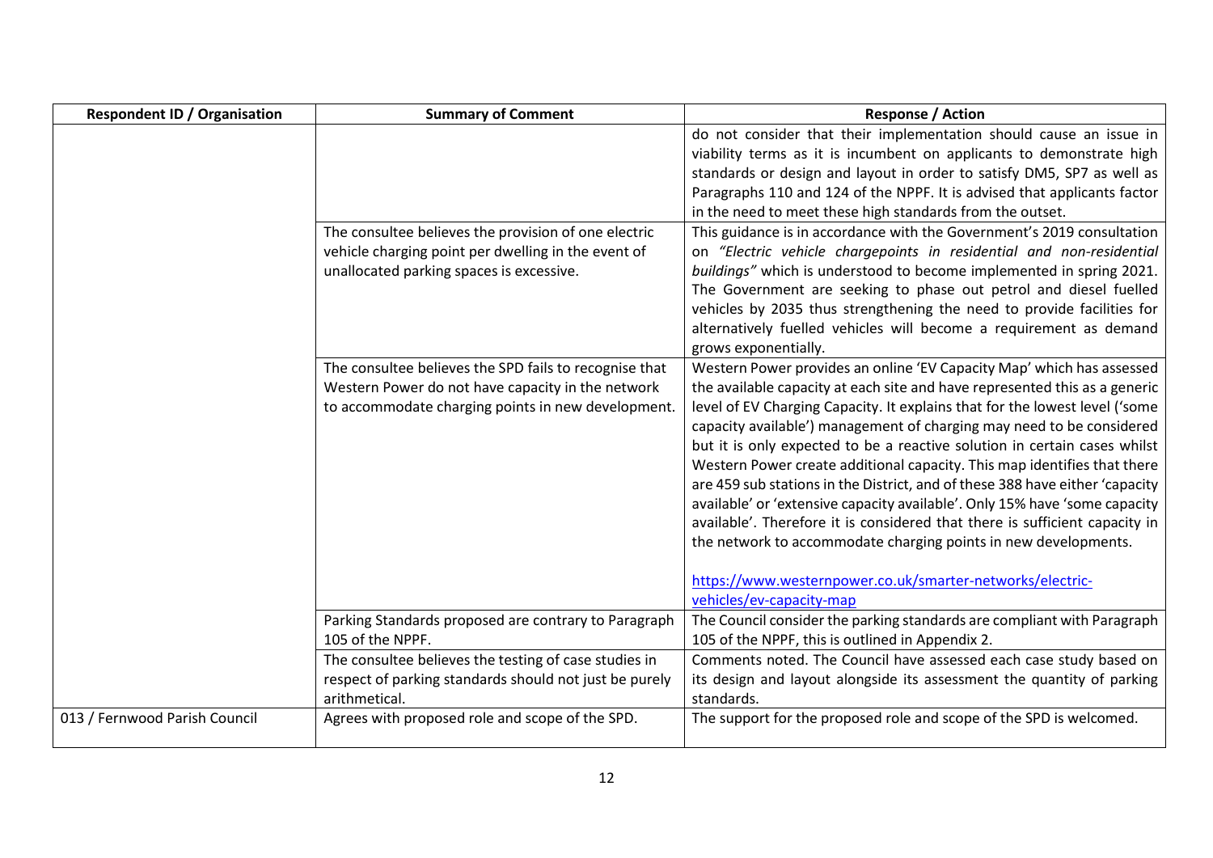| Respondent ID / Organisation | Summary of Comment | Response / Action |
|---|---|---|
| | | do not consider that their implementation should cause an issue in viability terms as it is incumbent on applicants to demonstrate high standards or design and layout in order to satisfy DM5, SP7 as well as Paragraphs 110 and 124 of the NPPF. It is advised that applicants factor in the need to meet these high standards from the outset. |
| | The consultee believes the provision of one electric vehicle charging point per dwelling in the event of unallocated parking spaces is excessive. | This guidance is in accordance with the Government's 2019 consultation on *"Electric vehicle chargepoints in residential and non-residential buildings"* which is understood to become implemented in spring 2021. The Government are seeking to phase out petrol and diesel fuelled vehicles by 2035 thus strengthening the need to provide facilities for alternatively fuelled vehicles will become a requirement as demand grows exponentially. |
| | The consultee believes the SPD fails to recognise that Western Power do not have capacity in the network to accommodate charging points in new development. | Western Power provides an online 'EV Capacity Map' which has assessed the available capacity at each site and have represented this as a generic level of EV Charging Capacity. It explains that for the lowest level ('some capacity available') management of charging may need to be considered but it is only expected to be a reactive solution in certain cases whilst Western Power create additional capacity. This map identifies that there are 459 sub stations in the District, and of these 388 have either 'capacity available' or 'extensive capacity available'. Only 15% have 'some capacity available'. Therefore it is considered that there is sufficient capacity in the network to accommodate charging points in new developments. <br><br> https://www.westernpower.co.uk/smarter-networks/electric-vehicles/ev-capacity-map |
| | Parking Standards proposed are contrary to Paragraph 105 of the NPPF. | The Council consider the parking standards are compliant with Paragraph 105 of the NPPF, this is outlined in Appendix 2. |
| | The consultee believes the testing of case studies in respect of parking standards should not just be purely arithmetical. | Comments noted. The Council have assessed each case study based on its design and layout alongside its assessment the quantity of parking standards. |
| 013 / Fernwood Parish Council | Agrees with proposed role and scope of the SPD. | The support for the proposed role and scope of the SPD is welcomed. |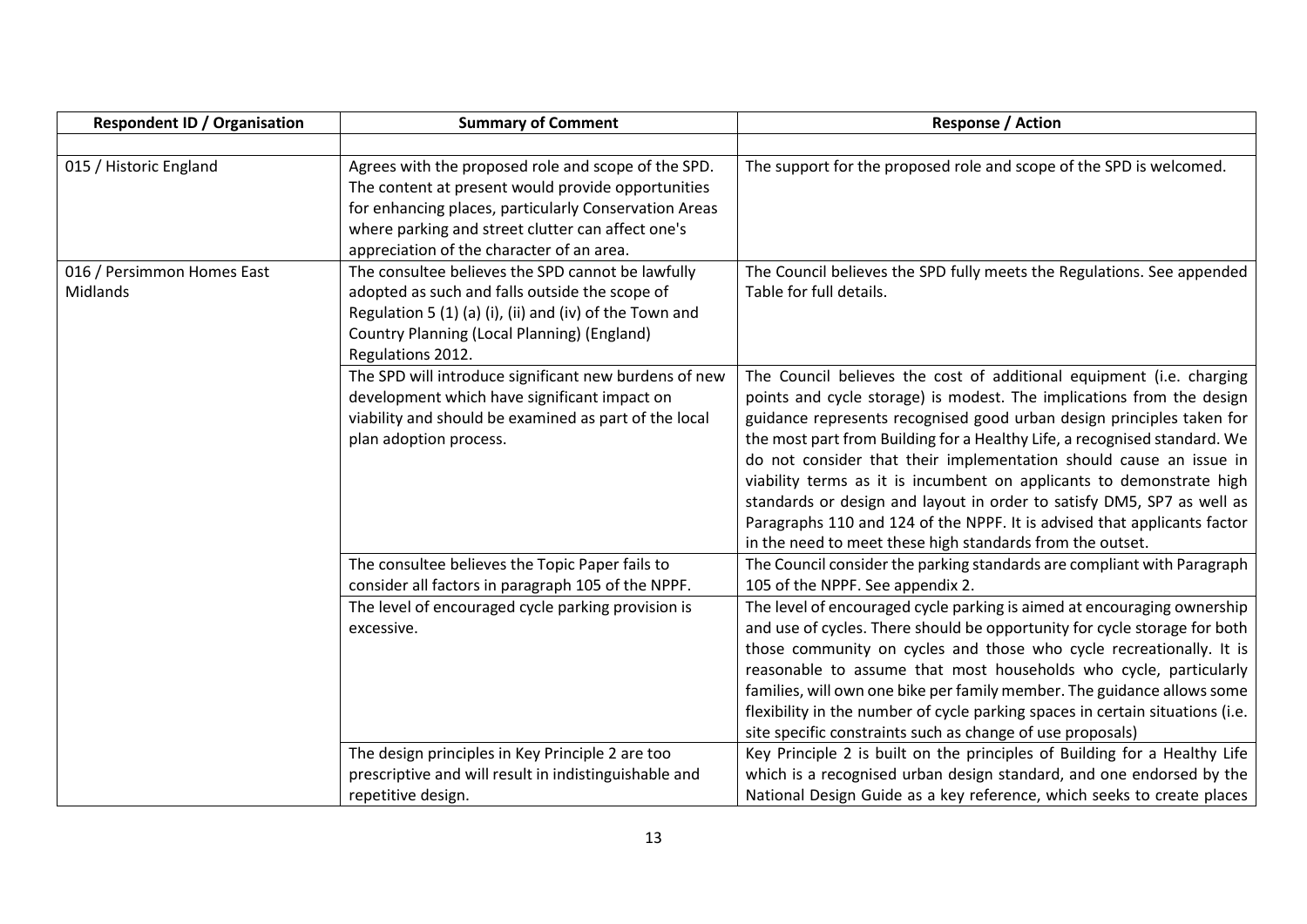| Respondent ID / Organisation | Summary of Comment | Response / Action |
|---|---|---|
| | | |
| 015 / Historic England | Agrees with the proposed role and scope of the SPD. The content at present would provide opportunities for enhancing places, particularly Conservation Areas where parking and street clutter can affect one's appreciation of the character of an area. | The support for the proposed role and scope of the SPD is welcomed. |
| 016 / Persimmon Homes East Midlands | The consultee believes the SPD cannot be lawfully adopted as such and falls outside the scope of Regulation 5 (1) (a) (i), (ii) and (iv) of the Town and Country Planning (Local Planning) (England) Regulations 2012. | The Council believes the SPD fully meets the Regulations. See appended Table for full details. |
| | The SPD will introduce significant new burdens of new development which have significant impact on viability and should be examined as part of the local plan adoption process. | The Council believes the cost of additional equipment (i.e. charging points and cycle storage) is modest. The implications from the design guidance represents recognised good urban design principles taken for the most part from Building for a Healthy Life, a recognised standard. We do not consider that their implementation should cause an issue in viability terms as it is incumbent on applicants to demonstrate high standards or design and layout in order to satisfy DM5, SP7 as well as Paragraphs 110 and 124 of the NPPF. It is advised that applicants factor in the need to meet these high standards from the outset. |
| | The consultee believes the Topic Paper fails to consider all factors in paragraph 105 of the NPPF. | The Council consider the parking standards are compliant with Paragraph 105 of the NPPF. See appendix 2. |
| | The level of encouraged cycle parking provision is excessive. | The level of encouraged cycle parking is aimed at encouraging ownership and use of cycles. There should be opportunity for cycle storage for both those community on cycles and those who cycle recreationally. It is reasonable to assume that most households who cycle, particularly families, will own one bike per family member. The guidance allows some flexibility in the number of cycle parking spaces in certain situations (i.e. site specific constraints such as change of use proposals) |
| | The design principles in Key Principle 2 are too prescriptive and will result in indistinguishable and repetitive design. | Key Principle 2 is built on the principles of Building for a Healthy Life which is a recognised urban design standard, and one endorsed by the National Design Guide as a key reference, which seeks to create places |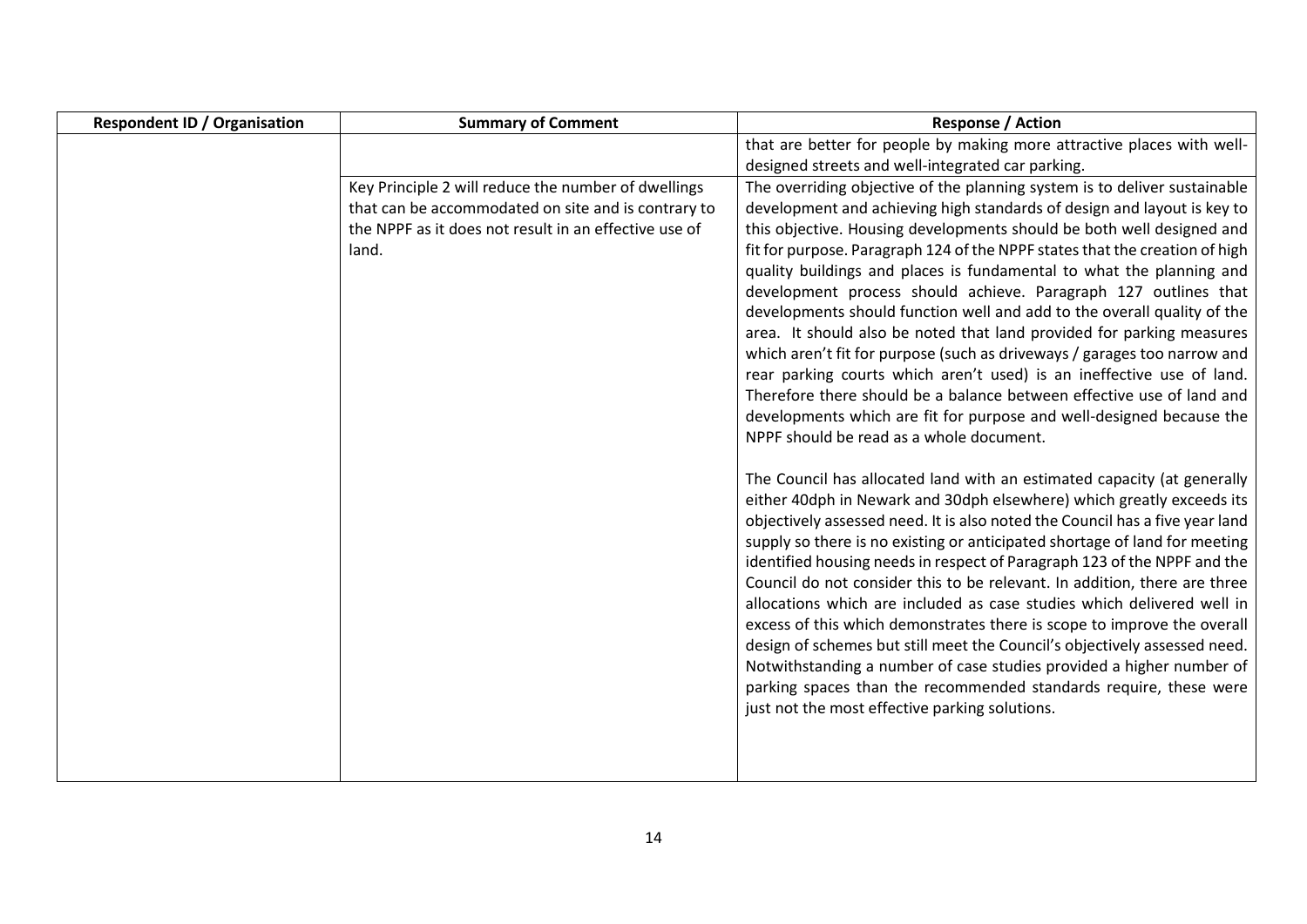| Respondent ID / Organisation | Summary of Comment | Response / Action |
|---|---|---|
| | | that are better for people by making more attractive places with well-designed streets and well-integrated car parking. |
| | Key Principle 2 will reduce the number of dwellings that can be accommodated on site and is contrary to the NPPF as it does not result in an effective use of land. | The overriding objective of the planning system is to deliver sustainable development and achieving high standards of design and layout is key to this objective. Housing developments should be both well designed and fit for purpose. Paragraph 124 of the NPPF states that the creation of high quality buildings and places is fundamental to what the planning and development process should achieve. Paragraph 127 outlines that developments should function well and add to the overall quality of the area. It should also be noted that land provided for parking measures which aren't fit for purpose (such as driveways / garages too narrow and rear parking courts which aren't used) is an ineffective use of land. Therefore there should be a balance between effective use of land and developments which are fit for purpose and well-designed because the NPPF should be read as a whole document.<br><br>The Council has allocated land with an estimated capacity (at generally either 40dph in Newark and 30dph elsewhere) which greatly exceeds its objectively assessed need. It is also noted the Council has a five year land supply so there is no existing or anticipated shortage of land for meeting identified housing needs in respect of Paragraph 123 of the NPPF and the Council do not consider this to be relevant. In addition, there are three allocations which are included as case studies which delivered well in excess of this which demonstrates there is scope to improve the overall design of schemes but still meet the Council's objectively assessed need. Notwithstanding a number of case studies provided a higher number of parking spaces than the recommended standards require, these were just not the most effective parking solutions. |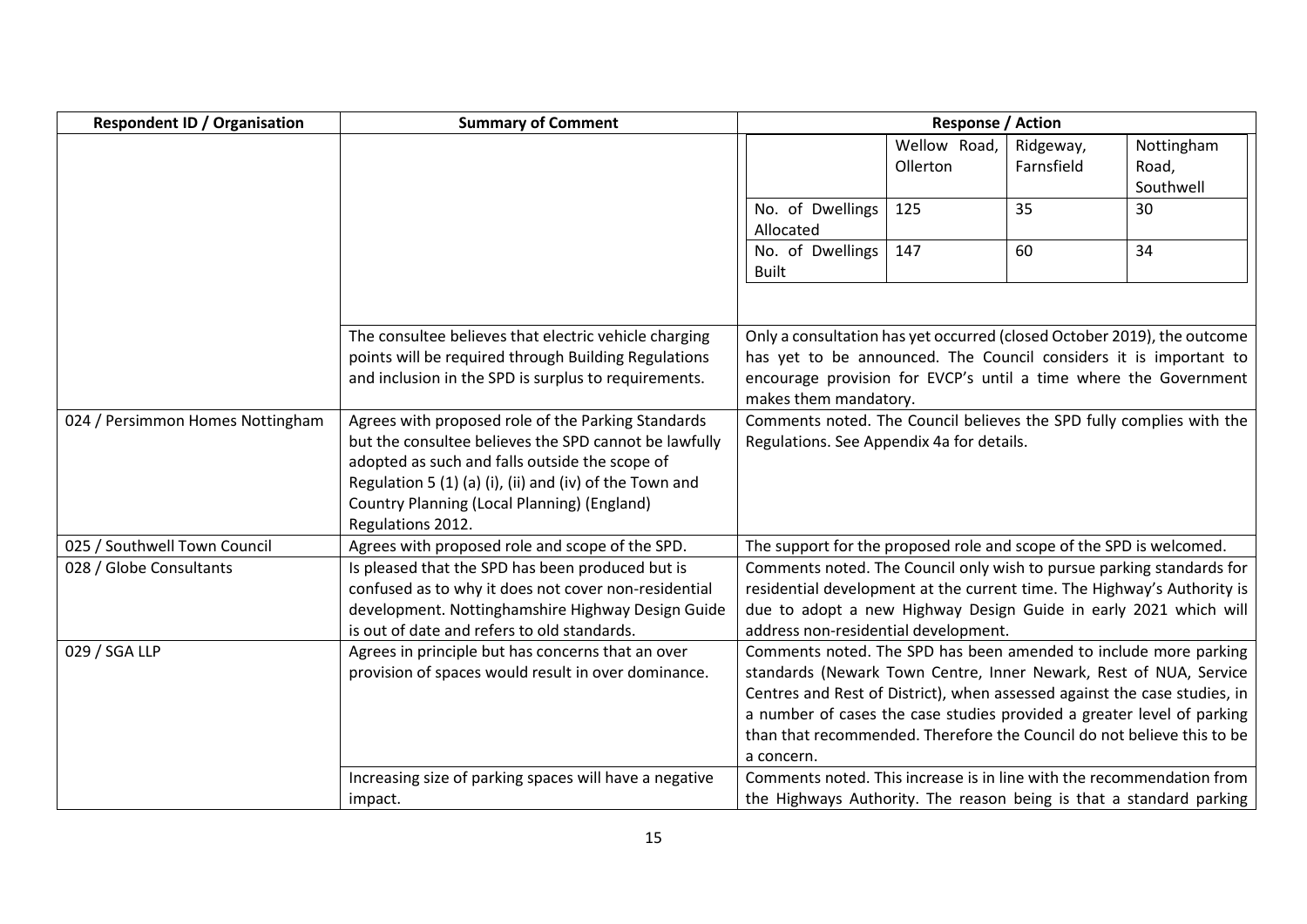| Respondent ID / Organisation | Summary of Comment | Response / Action |
|---|---|---|
| | | <table><tr><td></td><td>Wellow Road, Ollerton</td><td>Ridgeway, Farnsfield</td><td>Nottingham Road, Southwell</td></tr><tr><td>No. of Dwellings Allocated</td><td>125</td><td>35</td><td>30</td></tr><tr><td>No. of Dwellings Built</td><td>147</td><td>60</td><td>34</td></tr></table> |
| | The consultee believes that electric vehicle charging points will be required through Building Regulations and inclusion in the SPD is surplus to requirements. | Only a consultation has yet occurred (closed October 2019), the outcome has yet to be announced. The Council considers it is important to encourage provision for EVCP's until a time where the Government makes them mandatory. |
| 024 / Persimmon Homes Nottingham | Agrees with proposed role of the Parking Standards but the consultee believes the SPD cannot be lawfully adopted as such and falls outside the scope of Regulation 5 (1) (a) (i), (ii) and (iv) of the Town and Country Planning (Local Planning) (England) Regulations 2012. | Comments noted. The Council believes the SPD fully complies with the Regulations. See Appendix 4a for details. |
| 025 / Southwell Town Council | Agrees with proposed role and scope of the SPD. | The support for the proposed role and scope of the SPD is welcomed. |
| 028 / Globe Consultants | Is pleased that the SPD has been produced but is confused as to why it does not cover non-residential development. Nottinghamshire Highway Design Guide is out of date and refers to old standards. | Comments noted. The Council only wish to pursue parking standards for residential development at the current time. The Highway's Authority is due to adopt a new Highway Design Guide in early 2021 which will address non-residential development. |
| 029 / SGA LLP | Agrees in principle but has concerns that an over provision of spaces would result in over dominance. | Comments noted. The SPD has been amended to include more parking standards (Newark Town Centre, Inner Newark, Rest of NUA, Service Centres and Rest of District), when assessed against the case studies, in a number of cases the case studies provided a greater level of parking than that recommended. Therefore the Council do not believe this to be a concern. |
| | Increasing size of parking spaces will have a negative impact. | Comments noted. This increase is in line with the recommendation from the Highways Authority. The reason being is that a standard parking |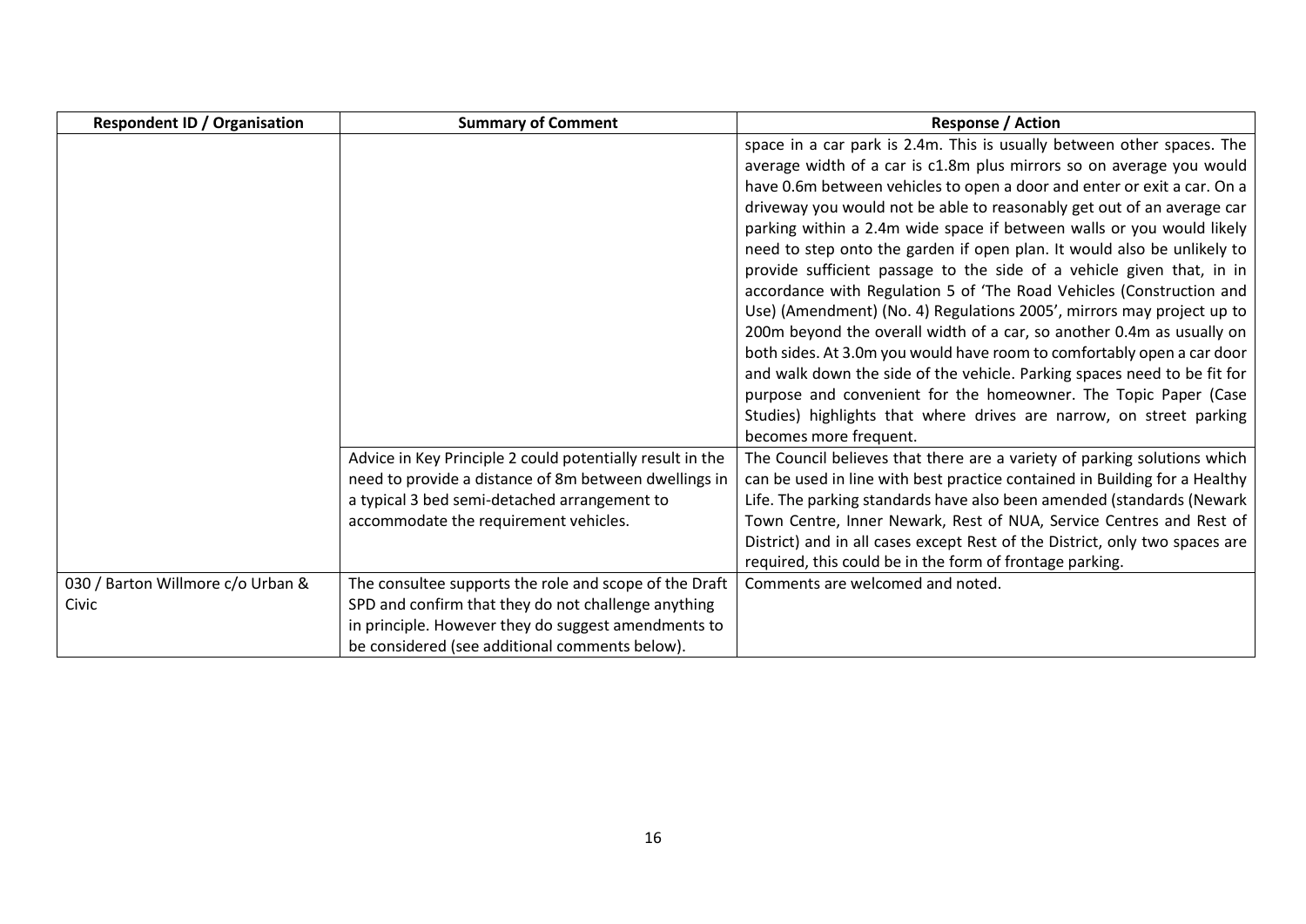| Respondent ID / Organisation | Summary of Comment | Response / Action |
| --- | --- | --- |
| | | space in a car park is 2.4m. This is usually between other spaces. The average width of a car is c1.8m plus mirrors so on average you would have 0.6m between vehicles to open a door and enter or exit a car. On a driveway you would not be able to reasonably get out of an average car parking within a 2.4m wide space if between walls or you would likely need to step onto the garden if open plan. It would also be unlikely to provide sufficient passage to the side of a vehicle given that, in in accordance with Regulation 5 of 'The Road Vehicles (Construction and Use) (Amendment) (No. 4) Regulations 2005', mirrors may project up to 200m beyond the overall width of a car, so another 0.4m as usually on both sides. At 3.0m you would have room to comfortably open a car door and walk down the side of the vehicle. Parking spaces need to be fit for purpose and convenient for the homeowner. The Topic Paper (Case Studies) highlights that where drives are narrow, on street parking becomes more frequent. |
| | Advice in Key Principle 2 could potentially result in the need to provide a distance of 8m between dwellings in a typical 3 bed semi-detached arrangement to accommodate the requirement vehicles. | The Council believes that there are a variety of parking solutions which can be used in line with best practice contained in Building for a Healthy Life. The parking standards have also been amended (standards (Newark Town Centre, Inner Newark, Rest of NUA, Service Centres and Rest of District) and in all cases except Rest of the District, only two spaces are required, this could be in the form of frontage parking. |
| 030 / Barton Willmore c/o Urban & Civic | The consultee supports the role and scope of the Draft SPD and confirm that they do not challenge anything in principle. However they do suggest amendments to be considered (see additional comments below). | Comments are welcomed and noted. |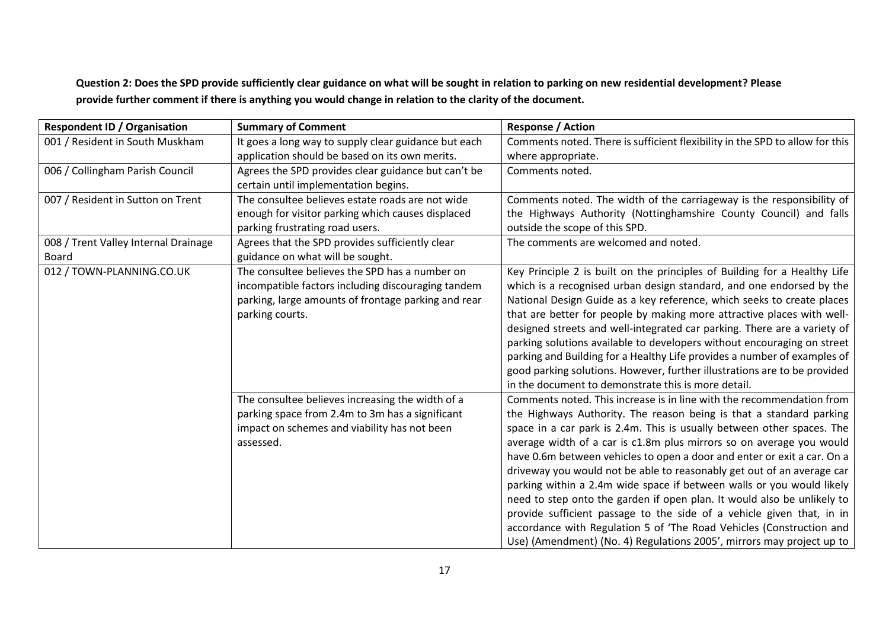**Question 2: Does the SPD provide sufficiently clear guidance on what will be sought in relation to parking on new residential development? Please provide further comment if there is anything you would change in relation to the clarity of the document.**

| Respondent ID / Organisation | Summary of Comment | Response / Action |
|---|---|---|
| 001 / Resident in South Muskham | It goes a long way to supply clear guidance but each application should be based on its own merits. | Comments noted. There is sufficient flexibility in the SPD to allow for this where appropriate. |
| 006 / Collingham Parish Council | Agrees the SPD provides clear guidance but can't be certain until implementation begins. | Comments noted. |
| 007 / Resident in Sutton on Trent | The consultee believes estate roads are not wide enough for visitor parking which causes displaced parking frustrating road users. | Comments noted. The width of the carriageway is the responsibility of the Highways Authority (Nottinghamshire County Council) and falls outside the scope of this SPD. |
| 008 / Trent Valley Internal Drainage Board | Agrees that the SPD provides sufficiently clear guidance on what will be sought. | The comments are welcomed and noted. |
| 012 / TOWN-PLANNING.CO.UK | The consultee believes the SPD has a number on incompatible factors including discouraging tandem parking, large amounts of frontage parking and rear parking courts. | Key Principle 2 is built on the principles of Building for a Healthy Life which is a recognised urban design standard, and one endorsed by the National Design Guide as a key reference, which seeks to create places that are better for people by making more attractive places with well-designed streets and well-integrated car parking. There are a variety of parking solutions available to developers without encouraging on street parking and Building for a Healthy Life provides a number of examples of good parking solutions. However, further illustrations are to be provided in the document to demonstrate this is more detail. |
| | The consultee believes increasing the width of a parking space from 2.4m to 3m has a significant impact on schemes and viability has not been assessed. | Comments noted. This increase is in line with the recommendation from the Highways Authority. The reason being is that a standard parking space in a car park is 2.4m. This is usually between other spaces. The average width of a car is c1.8m plus mirrors so on average you would have 0.6m between vehicles to open a door and enter or exit a car. On a driveway you would not be able to reasonably get out of an average car parking within a 2.4m wide space if between walls or you would likely need to step onto the garden if open plan. It would also be unlikely to provide sufficient passage to the side of a vehicle given that, in in accordance with Regulation 5 of 'The Road Vehicles (Construction and Use) (Amendment) (No. 4) Regulations 2005', mirrors may project up to |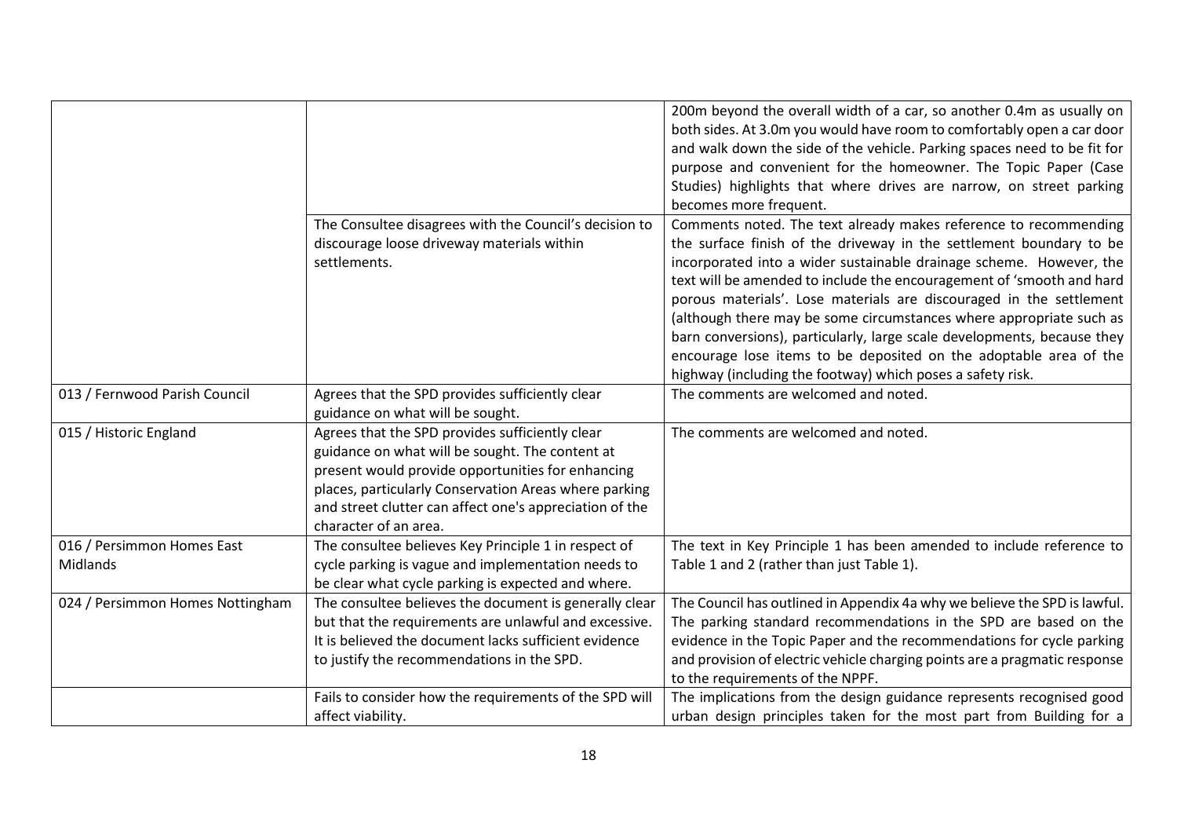| | | |
|---|---|---|
| | | 200m beyond the overall width of a car, so another 0.4m as usually on both sides. At 3.0m you would have room to comfortably open a car door and walk down the side of the vehicle. Parking spaces need to be fit for purpose and convenient for the homeowner. The Topic Paper (Case Studies) highlights that where drives are narrow, on street parking becomes more frequent. |
| | The Consultee disagrees with the Council's decision to discourage loose driveway materials within settlements. | Comments noted. The text already makes reference to recommending the surface finish of the driveway in the settlement boundary to be incorporated into a wider sustainable drainage scheme. However, the text will be amended to include the encouragement of 'smooth and hard porous materials'. Lose materials are discouraged in the settlement (although there may be some circumstances where appropriate such as barn conversions), particularly, large scale developments, because they encourage lose items to be deposited on the adoptable area of the highway (including the footway) which poses a safety risk. |
| 013 / Fernwood Parish Council | Agrees that the SPD provides sufficiently clear guidance on what will be sought. | The comments are welcomed and noted. |
| 015 / Historic England | Agrees that the SPD provides sufficiently clear guidance on what will be sought. The content at present would provide opportunities for enhancing places, particularly Conservation Areas where parking and street clutter can affect one's appreciation of the character of an area. | The comments are welcomed and noted. |
| 016 / Persimmon Homes East Midlands | The consultee believes Key Principle 1 in respect of cycle parking is vague and implementation needs to be clear what cycle parking is expected and where. | The text in Key Principle 1 has been amended to include reference to Table 1 and 2 (rather than just Table 1). |
| 024 / Persimmon Homes Nottingham | The consultee believes the document is generally clear but that the requirements are unlawful and excessive. It is believed the document lacks sufficient evidence to justify the recommendations in the SPD. | The Council has outlined in Appendix 4a why we believe the SPD is lawful. The parking standard recommendations in the SPD are based on the evidence in the Topic Paper and the recommendations for cycle parking and provision of electric vehicle charging points are a pragmatic response to the requirements of the NPPF. |
| | Fails to consider how the requirements of the SPD will affect viability. | The implications from the design guidance represents recognised good urban design principles taken for the most part from Building for a |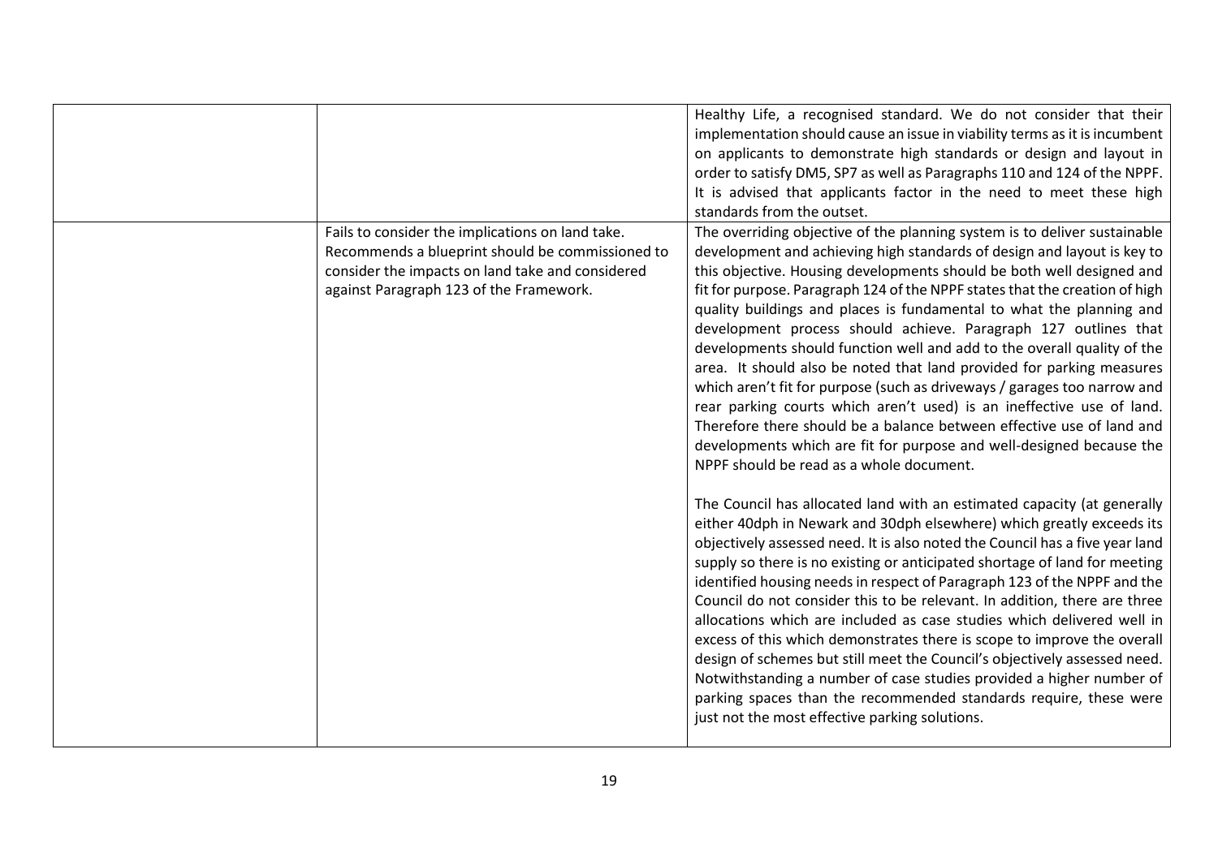|  |  |  |
| --- | --- | --- |
|  |  | Healthy Life, a recognised standard. We do not consider that their implementation should cause an issue in viability terms as it is incumbent on applicants to demonstrate high standards or design and layout in order to satisfy DM5, SP7 as well as Paragraphs 110 and 124 of the NPPF. It is advised that applicants factor in the need to meet these high standards from the outset. |
|  | Fails to consider the implications on land take. Recommends a blueprint should be commissioned to consider the impacts on land take and considered against Paragraph 123 of the Framework. | The overriding objective of the planning system is to deliver sustainable development and achieving high standards of design and layout is key to this objective. Housing developments should be both well designed and fit for purpose. Paragraph 124 of the NPPF states that the creation of high quality buildings and places is fundamental to what the planning and development process should achieve. Paragraph 127 outlines that developments should function well and add to the overall quality of the area. It should also be noted that land provided for parking measures which aren't fit for purpose (such as driveways / garages too narrow and rear parking courts which aren't used) is an ineffective use of land. Therefore there should be a balance between effective use of land and developments which are fit for purpose and well-designed because the NPPF should be read as a whole document.<br><br>The Council has allocated land with an estimated capacity (at generally either 40dph in Newark and 30dph elsewhere) which greatly exceeds its objectively assessed need. It is also noted the Council has a five year land supply so there is no existing or anticipated shortage of land for meeting identified housing needs in respect of Paragraph 123 of the NPPF and the Council do not consider this to be relevant. In addition, there are three allocations which are included as case studies which delivered well in excess of this which demonstrates there is scope to improve the overall design of schemes but still meet the Council's objectively assessed need. Notwithstanding a number of case studies provided a higher number of parking spaces than the recommended standards require, these were just not the most effective parking solutions. |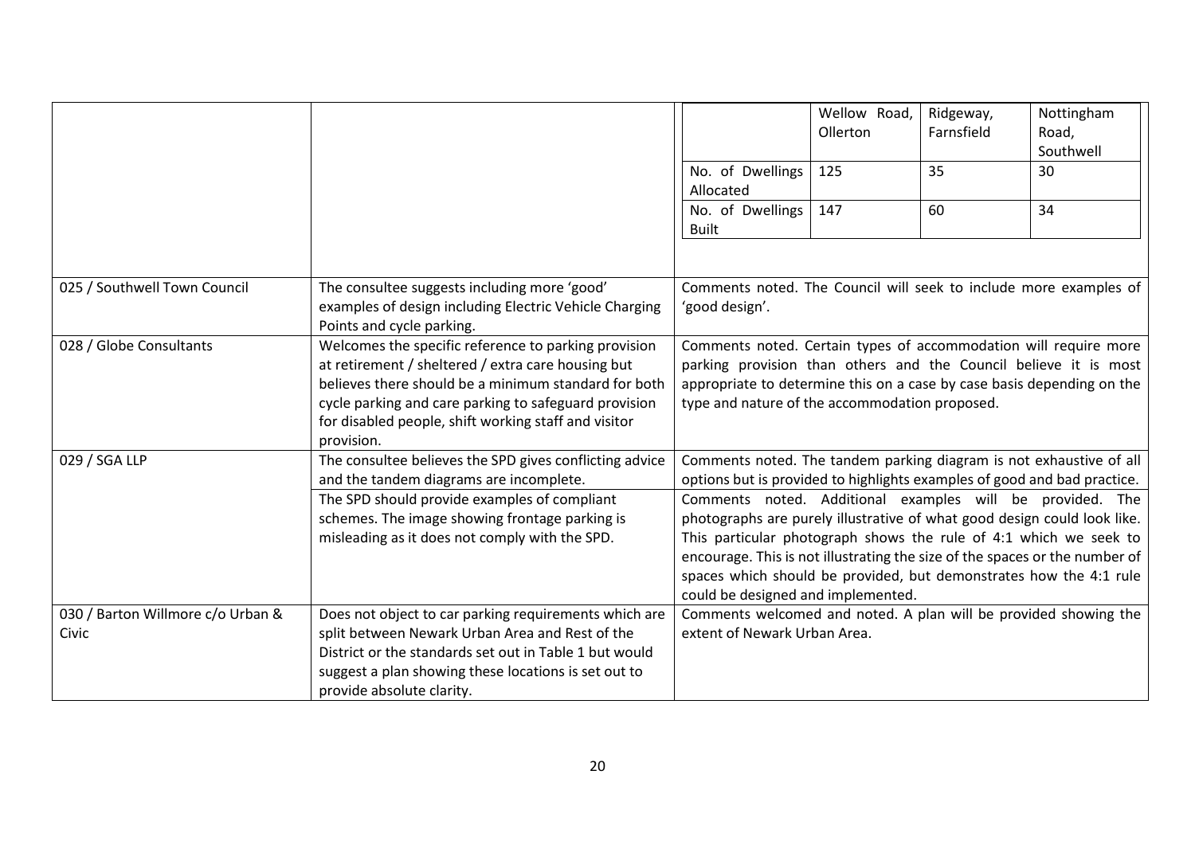| | | |
|---|---|---|
| | | \| \| Wellow Road, Ollerton \| Ridgeway, Farnsfield \| Nottingham Road, Southwell \|<br>\| No. of Dwellings Allocated \| 125 \| 35 \| 30 \|<br>\| No. of Dwellings Built \| 147 \| 60 \| 34 \| |
| 025 / Southwell Town Council | The consultee suggests including more 'good' examples of design including Electric Vehicle Charging Points and cycle parking. | Comments noted. The Council will seek to include more examples of 'good design'. |
| 028 / Globe Consultants | Welcomes the specific reference to parking provision at retirement / sheltered / extra care housing but believes there should be a minimum standard for both cycle parking and care parking to safeguard provision for disabled people, shift working staff and visitor provision. | Comments noted. Certain types of accommodation will require more parking provision than others and the Council believe it is most appropriate to determine this on a case by case basis depending on the type and nature of the accommodation proposed. |
| 029 / SGA LLP | The consultee believes the SPD gives conflicting advice and the tandem diagrams are incomplete. | Comments noted. The tandem parking diagram is not exhaustive of all options but is provided to highlights examples of good and bad practice. |
| | The SPD should provide examples of compliant schemes. The image showing frontage parking is misleading as it does not comply with the SPD. | Comments noted. Additional examples will be provided. The photographs are purely illustrative of what good design could look like. This particular photograph shows the rule of 4:1 which we seek to encourage. This is not illustrating the size of the spaces or the number of spaces which should be provided, but demonstrates how the 4:1 rule could be designed and implemented. |
| 030 / Barton Willmore c/o Urban & Civic | Does not object to car parking requirements which are split between Newark Urban Area and Rest of the District or the standards set out in Table 1 but would suggest a plan showing these locations is set out to provide absolute clarity. | Comments welcomed and noted. A plan will be provided showing the extent of Newark Urban Area. |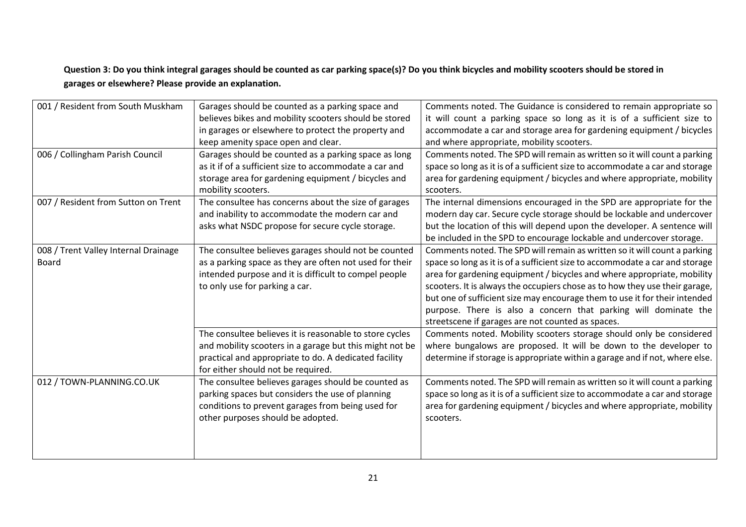**Question 3: Do you think integral garages should be counted as car parking space(s)? Do you think bicycles and mobility scooters should be stored in garages or elsewhere? Please provide an explanation.**

| | | |
|---|---|---|
| 001 / Resident from South Muskham | Garages should be counted as a parking space and believes bikes and mobility scooters should be stored in garages or elsewhere to protect the property and keep amenity space open and clear. | Comments noted. The Guidance is considered to remain appropriate so it will count a parking space so long as it is of a sufficient size to accommodate a car and storage area for gardening equipment / bicycles and where appropriate, mobility scooters. |
| 006 / Collingham Parish Council | Garages should be counted as a parking space as long as it if of a sufficient size to accommodate a car and storage area for gardening equipment / bicycles and mobility scooters. | Comments noted. The SPD will remain as written so it will count a parking space so long as it is of a sufficient size to accommodate a car and storage area for gardening equipment / bicycles and where appropriate, mobility scooters. |
| 007 / Resident from Sutton on Trent | The consultee has concerns about the size of garages and inability to accommodate the modern car and asks what NSDC propose for secure cycle storage. | The internal dimensions encouraged in the SPD are appropriate for the modern day car. Secure cycle storage should be lockable and undercover but the location of this will depend upon the developer. A sentence will be included in the SPD to encourage lockable and undercover storage. |
| 008 / Trent Valley Internal Drainage Board | The consultee believes garages should not be counted as a parking space as they are often not used for their intended purpose and it is difficult to compel people to only use for parking a car. | Comments noted. The SPD will remain as written so it will count a parking space so long as it is of a sufficient size to accommodate a car and storage area for gardening equipment / bicycles and where appropriate, mobility scooters. It is always the occupiers chose as to how they use their garage, but one of sufficient size may encourage them to use it for their intended purpose. There is also a concern that parking will dominate the streetscene if garages are not counted as spaces. |
| | The consultee believes it is reasonable to store cycles and mobility scooters in a garage but this might not be practical and appropriate to do. A dedicated facility for either should not be required. | Comments noted. Mobility scooters storage should only be considered where bungalows are proposed. It will be down to the developer to determine if storage is appropriate within a garage and if not, where else. |
| 012 / TOWN-PLANNING.CO.UK | The consultee believes garages should be counted as parking spaces but considers the use of planning conditions to prevent garages from being used for other purposes should be adopted. | Comments noted. The SPD will remain as written so it will count a parking space so long as it is of a sufficient size to accommodate a car and storage area for gardening equipment / bicycles and where appropriate, mobility scooters. |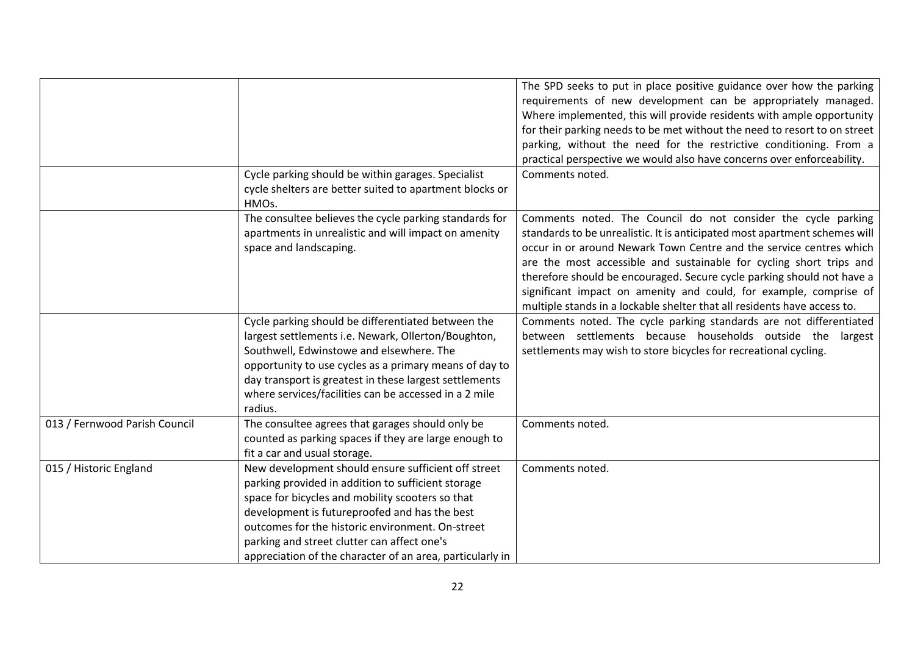| | | |
|---|---|---|
| | | The SPD seeks to put in place positive guidance over how the parking requirements of new development can be appropriately managed. Where implemented, this will provide residents with ample opportunity for their parking needs to be met without the need to resort to on street parking, without the need for the restrictive conditioning. From a practical perspective we would also have concerns over enforceability. |
| | Cycle parking should be within garages. Specialist cycle shelters are better suited to apartment blocks or HMOs. | Comments noted. |
| | The consultee believes the cycle parking standards for apartments in unrealistic and will impact on amenity space and landscaping. | Comments noted. The Council do not consider the cycle parking standards to be unrealistic. It is anticipated most apartment schemes will occur in or around Newark Town Centre and the service centres which are the most accessible and sustainable for cycling short trips and therefore should be encouraged. Secure cycle parking should not have a significant impact on amenity and could, for example, comprise of multiple stands in a lockable shelter that all residents have access to. |
| | Cycle parking should be differentiated between the largest settlements i.e. Newark, Ollerton/Boughton, Southwell, Edwinstowe and elsewhere. The opportunity to use cycles as a primary means of day to day transport is greatest in these largest settlements where services/facilities can be accessed in a 2 mile radius. | Comments noted. The cycle parking standards are not differentiated between settlements because households outside the largest settlements may wish to store bicycles for recreational cycling. |
| 013 / Fernwood Parish Council | The consultee agrees that garages should only be counted as parking spaces if they are large enough to fit a car and usual storage. | Comments noted. |
| 015 / Historic England | New development should ensure sufficient off street parking provided in addition to sufficient storage space for bicycles and mobility scooters so that development is futureproofed and has the best outcomes for the historic environment. On-street parking and street clutter can affect one's appreciation of the character of an area, particularly in | Comments noted. |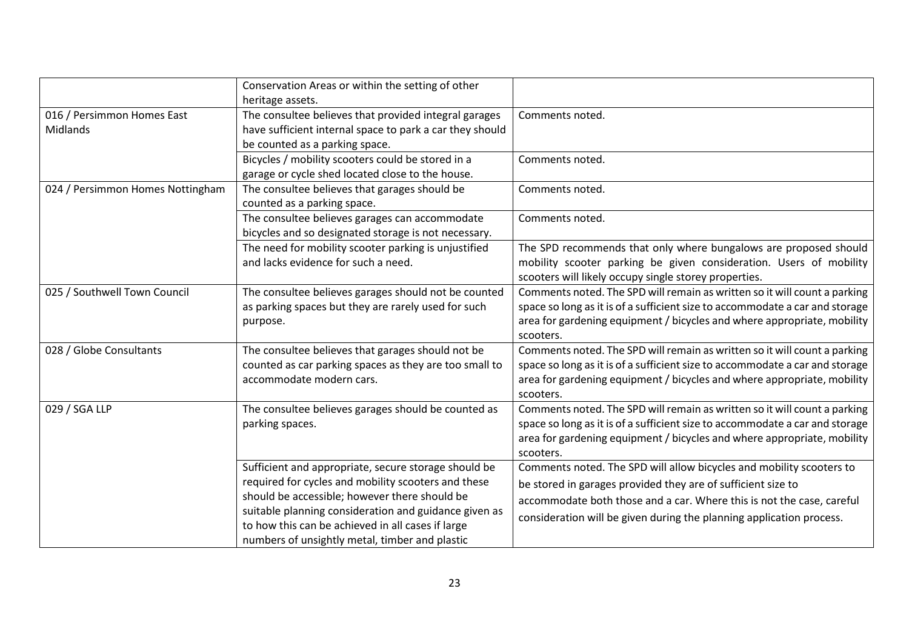| | | |
|---|---|---|
| | Conservation Areas or within the setting of other heritage assets. | |
| 016 / Persimmon Homes East Midlands | The consultee believes that provided integral garages have sufficient internal space to park a car they should be counted as a parking space. | Comments noted. |
| | Bicycles / mobility scooters could be stored in a garage or cycle shed located close to the house. | Comments noted. |
| 024 / Persimmon Homes Nottingham | The consultee believes that garages should be counted as a parking space. | Comments noted. |
| | The consultee believes garages can accommodate bicycles and so designated storage is not necessary. | Comments noted. |
| | The need for mobility scooter parking is unjustified and lacks evidence for such a need. | The SPD recommends that only where bungalows are proposed should mobility scooter parking be given consideration. Users of mobility scooters will likely occupy single storey properties. |
| 025 / Southwell Town Council | The consultee believes garages should not be counted as parking spaces but they are rarely used for such purpose. | Comments noted. The SPD will remain as written so it will count a parking space so long as it is of a sufficient size to accommodate a car and storage area for gardening equipment / bicycles and where appropriate, mobility scooters. |
| 028 / Globe Consultants | The consultee believes that garages should not be counted as car parking spaces as they are too small to accommodate modern cars. | Comments noted. The SPD will remain as written so it will count a parking space so long as it is of a sufficient size to accommodate a car and storage area for gardening equipment / bicycles and where appropriate, mobility scooters. |
| 029 / SGA LLP | The consultee believes garages should be counted as parking spaces. | Comments noted. The SPD will remain as written so it will count a parking space so long as it is of a sufficient size to accommodate a car and storage area for gardening equipment / bicycles and where appropriate, mobility scooters. |
| | Sufficient and appropriate, secure storage should be required for cycles and mobility scooters and these should be accessible; however there should be suitable planning consideration and guidance given as to how this can be achieved in all cases if large numbers of unsightly metal, timber and plastic | Comments noted. The SPD will allow bicycles and mobility scooters to be stored in garages provided they are of sufficient size to accommodate both those and a car. Where this is not the case, careful consideration will be given during the planning application process. |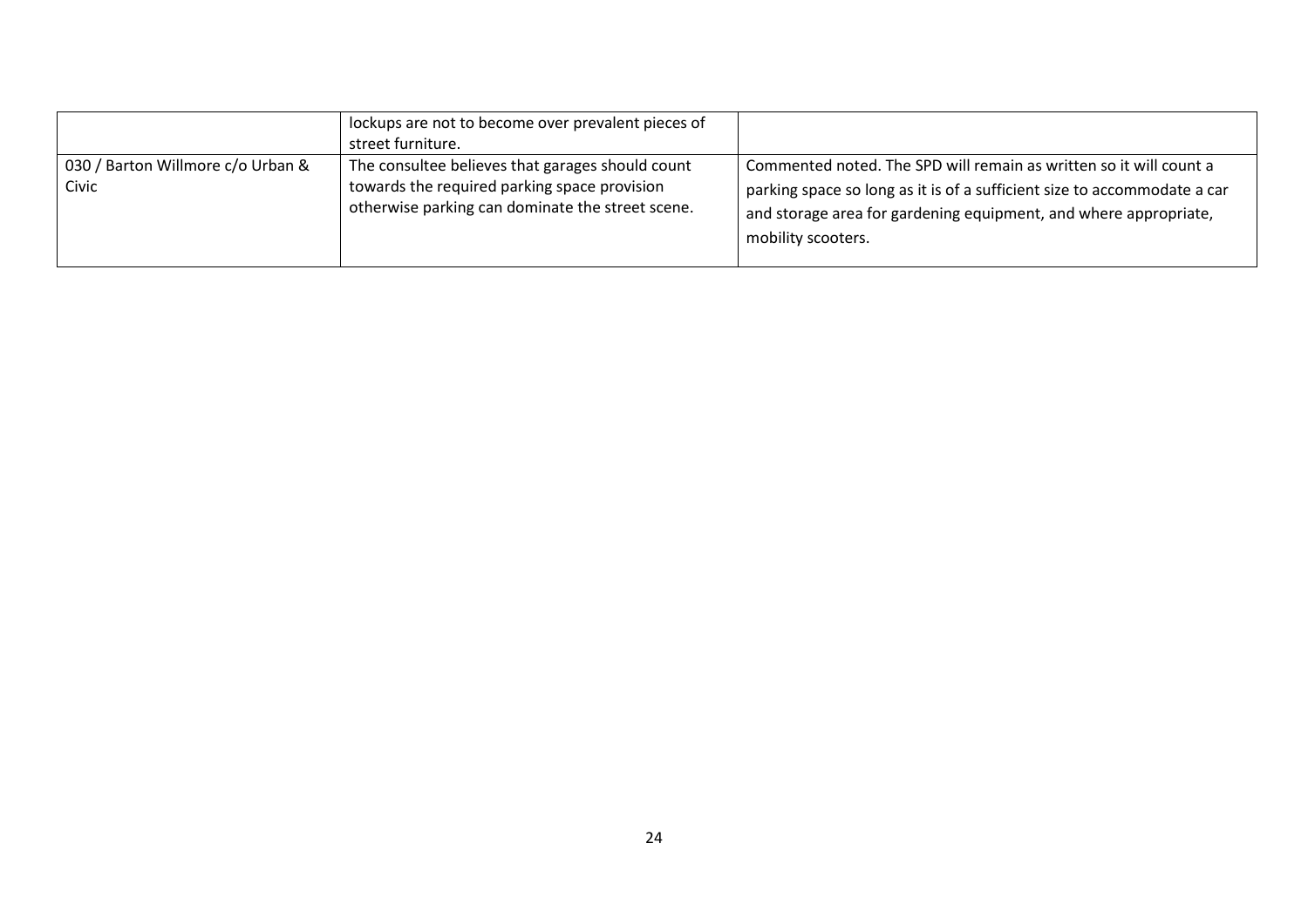| | | |
|---|---|---|
| | lockups are not to become over prevalent pieces of street furniture. | |
| 030 / Barton Willmore c/o Urban & Civic | The consultee believes that garages should count towards the required parking space provision otherwise parking can dominate the street scene. | Commented noted. The SPD will remain as written so it will count a parking space so long as it is of a sufficient size to accommodate a car and storage area for gardening equipment, and where appropriate, mobility scooters. |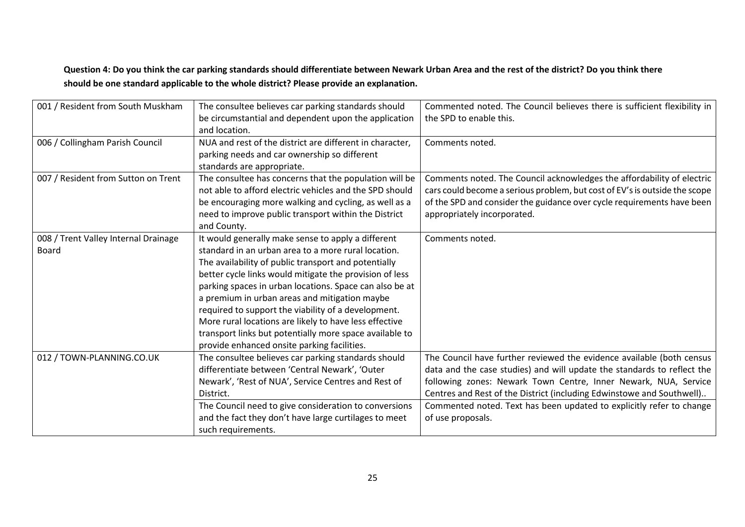**Question 4: Do you think the car parking standards should differentiate between Newark Urban Area and the rest of the district? Do you think there should be one standard applicable to the whole district? Please provide an explanation.**

| | | |
|---|---|---|
| 001 / Resident from South Muskham | The consultee believes car parking standards should be circumstantial and dependent upon the application and location. | Commented noted. The Council believes there is sufficient flexibility in the SPD to enable this. |
| 006 / Collingham Parish Council | NUA and rest of the district are different in character, parking needs and car ownership so different standards are appropriate. | Comments noted. |
| 007 / Resident from Sutton on Trent | The consultee has concerns that the population will be not able to afford electric vehicles and the SPD should be encouraging more walking and cycling, as well as a need to improve public transport within the District and County. | Comments noted. The Council acknowledges the affordability of electric cars could become a serious problem, but cost of EV's is outside the scope of the SPD and consider the guidance over cycle requirements have been appropriately incorporated. |
| 008 / Trent Valley Internal Drainage Board | It would generally make sense to apply a different standard in an urban area to a more rural location. The availability of public transport and potentially better cycle links would mitigate the provision of less parking spaces in urban locations. Space can also be at a premium in urban areas and mitigation maybe required to support the viability of a development. More rural locations are likely to have less effective transport links but potentially more space available to provide enhanced onsite parking facilities. | Comments noted. |
| 012 / TOWN-PLANNING.CO.UK | The consultee believes car parking standards should differentiate between 'Central Newark', 'Outer Newark', 'Rest of NUA', Service Centres and Rest of District. | The Council have further reviewed the evidence available (both census data and the case studies) and will update the standards to reflect the following zones: Newark Town Centre, Inner Newark, NUA, Service Centres and Rest of the District (including Edwinstowe and Southwell).. |
| | The Council need to give consideration to conversions and the fact they don't have large curtilages to meet such requirements. | Commented noted. Text has been updated to explicitly refer to change of use proposals. |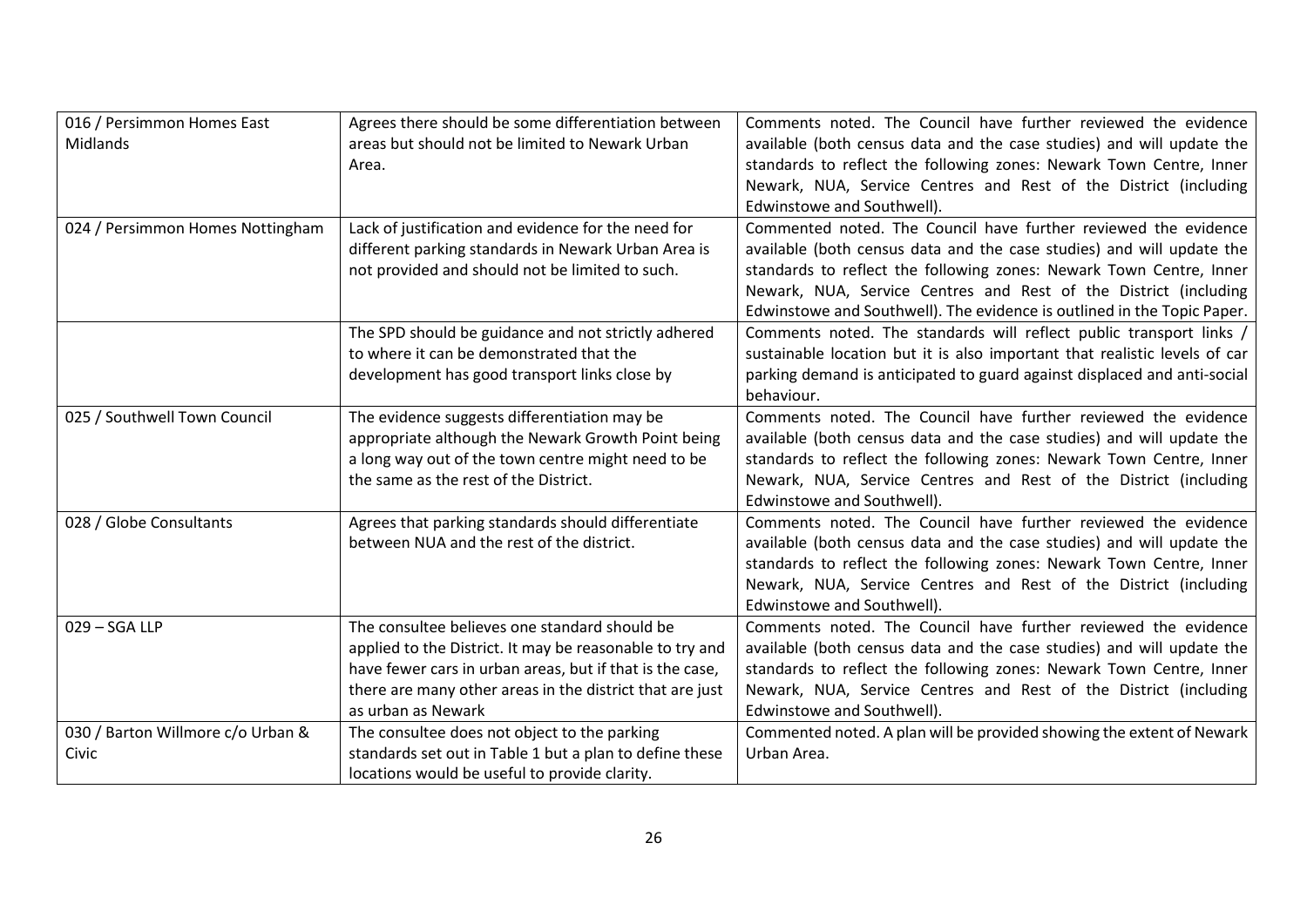| | | |
|---|---|---|
| 016 / Persimmon Homes East Midlands | Agrees there should be some differentiation between areas but should not be limited to Newark Urban Area. | Comments noted. The Council have further reviewed the evidence available (both census data and the case studies) and will update the standards to reflect the following zones: Newark Town Centre, Inner Newark, NUA, Service Centres and Rest of the District (including Edwinstowe and Southwell). |
| 024 / Persimmon Homes Nottingham | Lack of justification and evidence for the need for different parking standards in Newark Urban Area is not provided and should not be limited to such. | Commented noted. The Council have further reviewed the evidence available (both census data and the case studies) and will update the standards to reflect the following zones: Newark Town Centre, Inner Newark, NUA, Service Centres and Rest of the District (including Edwinstowe and Southwell). The evidence is outlined in the Topic Paper. |
| | The SPD should be guidance and not strictly adhered to where it can be demonstrated that the development has good transport links close by | Comments noted. The standards will reflect public transport links / sustainable location but it is also important that realistic levels of car parking demand is anticipated to guard against displaced and anti-social behaviour. |
| 025 / Southwell Town Council | The evidence suggests differentiation may be appropriate although the Newark Growth Point being a long way out of the town centre might need to be the same as the rest of the District. | Comments noted. The Council have further reviewed the evidence available (both census data and the case studies) and will update the standards to reflect the following zones: Newark Town Centre, Inner Newark, NUA, Service Centres and Rest of the District (including Edwinstowe and Southwell). |
| 028 / Globe Consultants | Agrees that parking standards should differentiate between NUA and the rest of the district. | Comments noted. The Council have further reviewed the evidence available (both census data and the case studies) and will update the standards to reflect the following zones: Newark Town Centre, Inner Newark, NUA, Service Centres and Rest of the District (including Edwinstowe and Southwell). |
| 029 – SGA LLP | The consultee believes one standard should be applied to the District. It may be reasonable to try and have fewer cars in urban areas, but if that is the case, there are many other areas in the district that are just as urban as Newark | Comments noted. The Council have further reviewed the evidence available (both census data and the case studies) and will update the standards to reflect the following zones: Newark Town Centre, Inner Newark, NUA, Service Centres and Rest of the District (including Edwinstowe and Southwell). |
| 030 / Barton Willmore c/o Urban & Civic | The consultee does not object to the parking standards set out in Table 1 but a plan to define these locations would be useful to provide clarity. | Commented noted. A plan will be provided showing the extent of Newark Urban Area. |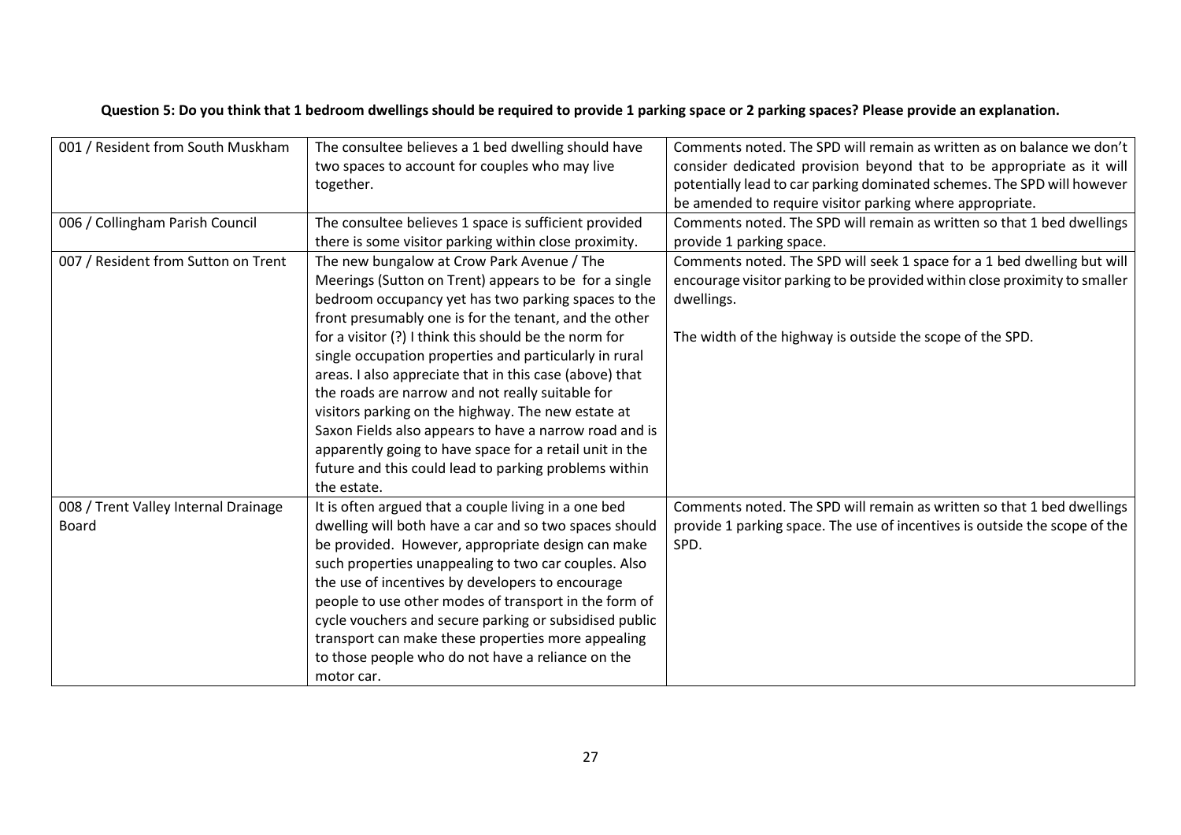**Question 5: Do you think that 1 bedroom dwellings should be required to provide 1 parking space or 2 parking spaces? Please provide an explanation.**

| | | |
|---|---|---|
| 001 / Resident from South Muskham | The consultee believes a 1 bed dwelling should have two spaces to account for couples who may live together. | Comments noted. The SPD will remain as written as on balance we don't consider dedicated provision beyond that to be appropriate as it will potentially lead to car parking dominated schemes. The SPD will however be amended to require visitor parking where appropriate. |
| 006 / Collingham Parish Council | The consultee believes 1 space is sufficient provided there is some visitor parking within close proximity. | Comments noted. The SPD will remain as written so that 1 bed dwellings provide 1 parking space. |
| 007 / Resident from Sutton on Trent | The new bungalow at Crow Park Avenue / The Meerings (Sutton on Trent) appears to be for a single bedroom occupancy yet has two parking spaces to the front presumably one is for the tenant, and the other for a visitor (?) I think this should be the norm for single occupation properties and particularly in rural areas. I also appreciate that in this case (above) that the roads are narrow and not really suitable for visitors parking on the highway. The new estate at Saxon Fields also appears to have a narrow road and is apparently going to have space for a retail unit in the future and this could lead to parking problems within the estate. | Comments noted. The SPD will seek 1 space for a 1 bed dwelling but will encourage visitor parking to be provided within close proximity to smaller dwellings.<br><br>The width of the highway is outside the scope of the SPD. |
| 008 / Trent Valley Internal Drainage Board | It is often argued that a couple living in a one bed dwelling will both have a car and so two spaces should be provided. However, appropriate design can make such properties unappealing to two car couples. Also the use of incentives by developers to encourage people to use other modes of transport in the form of cycle vouchers and secure parking or subsidised public transport can make these properties more appealing to those people who do not have a reliance on the motor car. | Comments noted. The SPD will remain as written so that 1 bed dwellings provide 1 parking space. The use of incentives is outside the scope of the SPD. |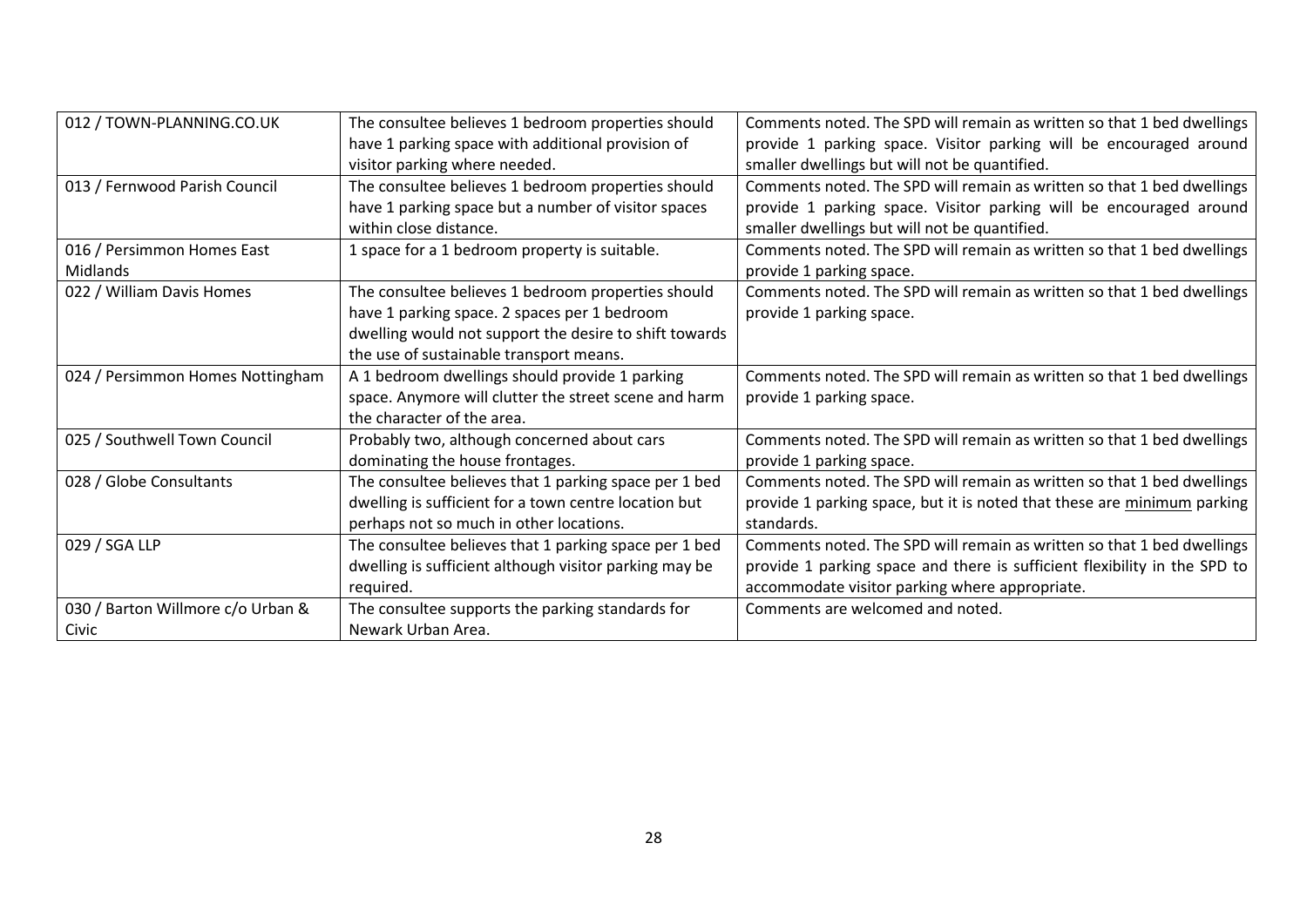| 012 / TOWN-PLANNING.CO.UK | The consultee believes 1 bedroom properties should have 1 parking space with additional provision of visitor parking where needed. | Comments noted. The SPD will remain as written so that 1 bed dwellings provide 1 parking space. Visitor parking will be encouraged around smaller dwellings but will not be quantified. |
|---|---|---|
| 013 / Fernwood Parish Council | The consultee believes 1 bedroom properties should have 1 parking space but a number of visitor spaces within close distance. | Comments noted. The SPD will remain as written so that 1 bed dwellings provide 1 parking space. Visitor parking will be encouraged around smaller dwellings but will not be quantified. |
| 016 / Persimmon Homes East Midlands | 1 space for a 1 bedroom property is suitable. | Comments noted. The SPD will remain as written so that 1 bed dwellings provide 1 parking space. |
| 022 / William Davis Homes | The consultee believes 1 bedroom properties should have 1 parking space. 2 spaces per 1 bedroom dwelling would not support the desire to shift towards the use of sustainable transport means. | Comments noted. The SPD will remain as written so that 1 bed dwellings provide 1 parking space. |
| 024 / Persimmon Homes Nottingham | A 1 bedroom dwellings should provide 1 parking space. Anymore will clutter the street scene and harm the character of the area. | Comments noted. The SPD will remain as written so that 1 bed dwellings provide 1 parking space. |
| 025 / Southwell Town Council | Probably two, although concerned about cars dominating the house frontages. | Comments noted. The SPD will remain as written so that 1 bed dwellings provide 1 parking space. |
| 028 / Globe Consultants | The consultee believes that 1 parking space per 1 bed dwelling is sufficient for a town centre location but perhaps not so much in other locations. | Comments noted. The SPD will remain as written so that 1 bed dwellings provide 1 parking space, but it is noted that these are minimum parking standards. |
| 029 / SGA LLP | The consultee believes that 1 parking space per 1 bed dwelling is sufficient although visitor parking may be required. | Comments noted. The SPD will remain as written so that 1 bed dwellings provide 1 parking space and there is sufficient flexibility in the SPD to accommodate visitor parking where appropriate. |
| 030 / Barton Willmore c/o Urban & Civic | The consultee supports the parking standards for Newark Urban Area. | Comments are welcomed and noted. |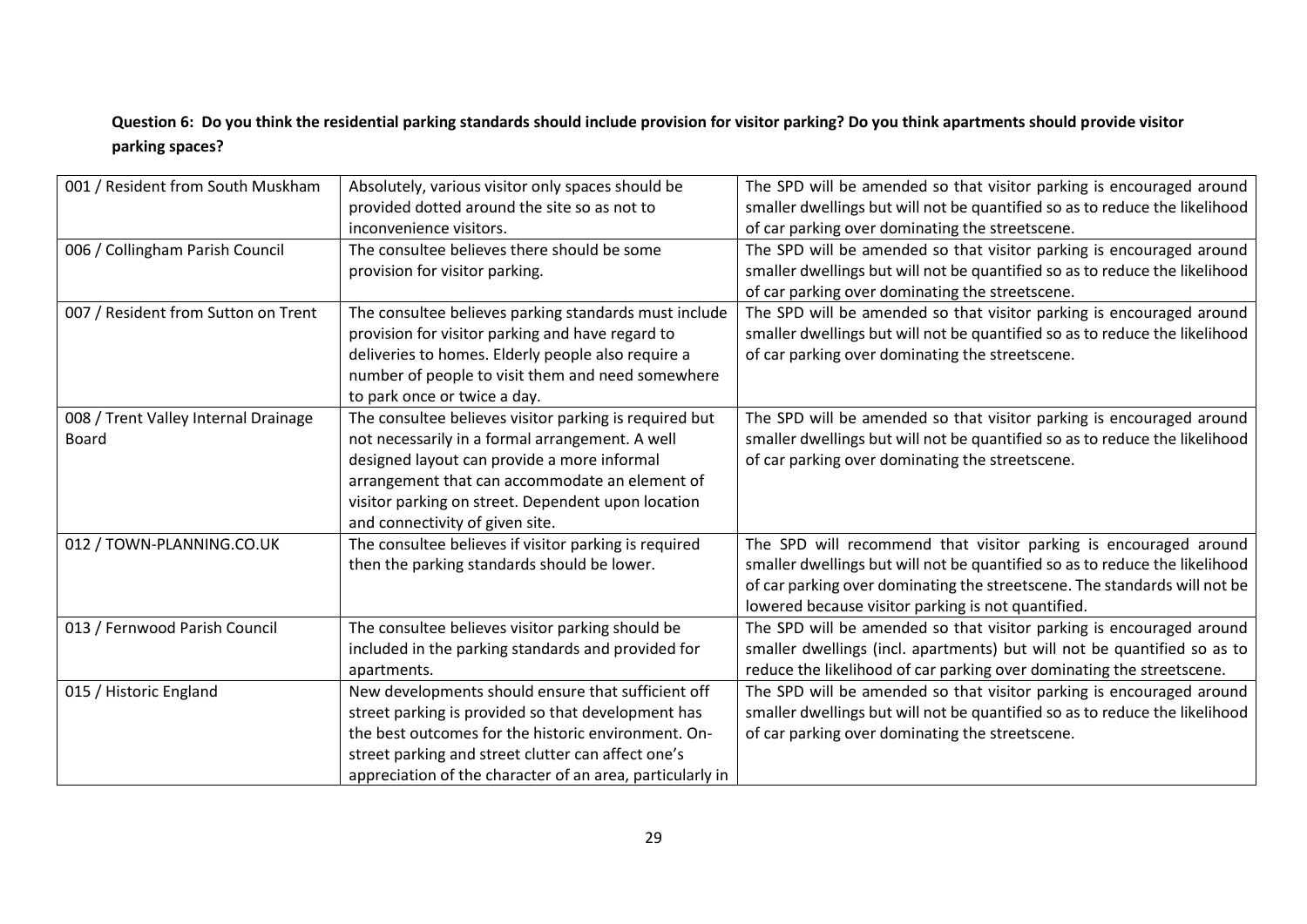**Question 6: Do you think the residential parking standards should include provision for visitor parking? Do you think apartments should provide visitor parking spaces?**

| | | |
|---|---|---|
| 001 / Resident from South Muskham | Absolutely, various visitor only spaces should be provided dotted around the site so as not to inconvenience visitors. | The SPD will be amended so that visitor parking is encouraged around smaller dwellings but will not be quantified so as to reduce the likelihood of car parking over dominating the streetscene. |
| 006 / Collingham Parish Council | The consultee believes there should be some provision for visitor parking. | The SPD will be amended so that visitor parking is encouraged around smaller dwellings but will not be quantified so as to reduce the likelihood of car parking over dominating the streetscene. |
| 007 / Resident from Sutton on Trent | The consultee believes parking standards must include provision for visitor parking and have regard to deliveries to homes. Elderly people also require a number of people to visit them and need somewhere to park once or twice a day. | The SPD will be amended so that visitor parking is encouraged around smaller dwellings but will not be quantified so as to reduce the likelihood of car parking over dominating the streetscene. |
| 008 / Trent Valley Internal Drainage Board | The consultee believes visitor parking is required but not necessarily in a formal arrangement. A well designed layout can provide a more informal arrangement that can accommodate an element of visitor parking on street. Dependent upon location and connectivity of given site. | The SPD will be amended so that visitor parking is encouraged around smaller dwellings but will not be quantified so as to reduce the likelihood of car parking over dominating the streetscene. |
| 012 / TOWN-PLANNING.CO.UK | The consultee believes if visitor parking is required then the parking standards should be lower. | The SPD will recommend that visitor parking is encouraged around smaller dwellings but will not be quantified so as to reduce the likelihood of car parking over dominating the streetscene. The standards will not be lowered because visitor parking is not quantified. |
| 013 / Fernwood Parish Council | The consultee believes visitor parking should be included in the parking standards and provided for apartments. | The SPD will be amended so that visitor parking is encouraged around smaller dwellings (incl. apartments) but will not be quantified so as to reduce the likelihood of car parking over dominating the streetscene. |
| 015 / Historic England | New developments should ensure that sufficient off street parking is provided so that development has the best outcomes for the historic environment. On-street parking and street clutter can affect one's appreciation of the character of an area, particularly in | The SPD will be amended so that visitor parking is encouraged around smaller dwellings but will not be quantified so as to reduce the likelihood of car parking over dominating the streetscene. |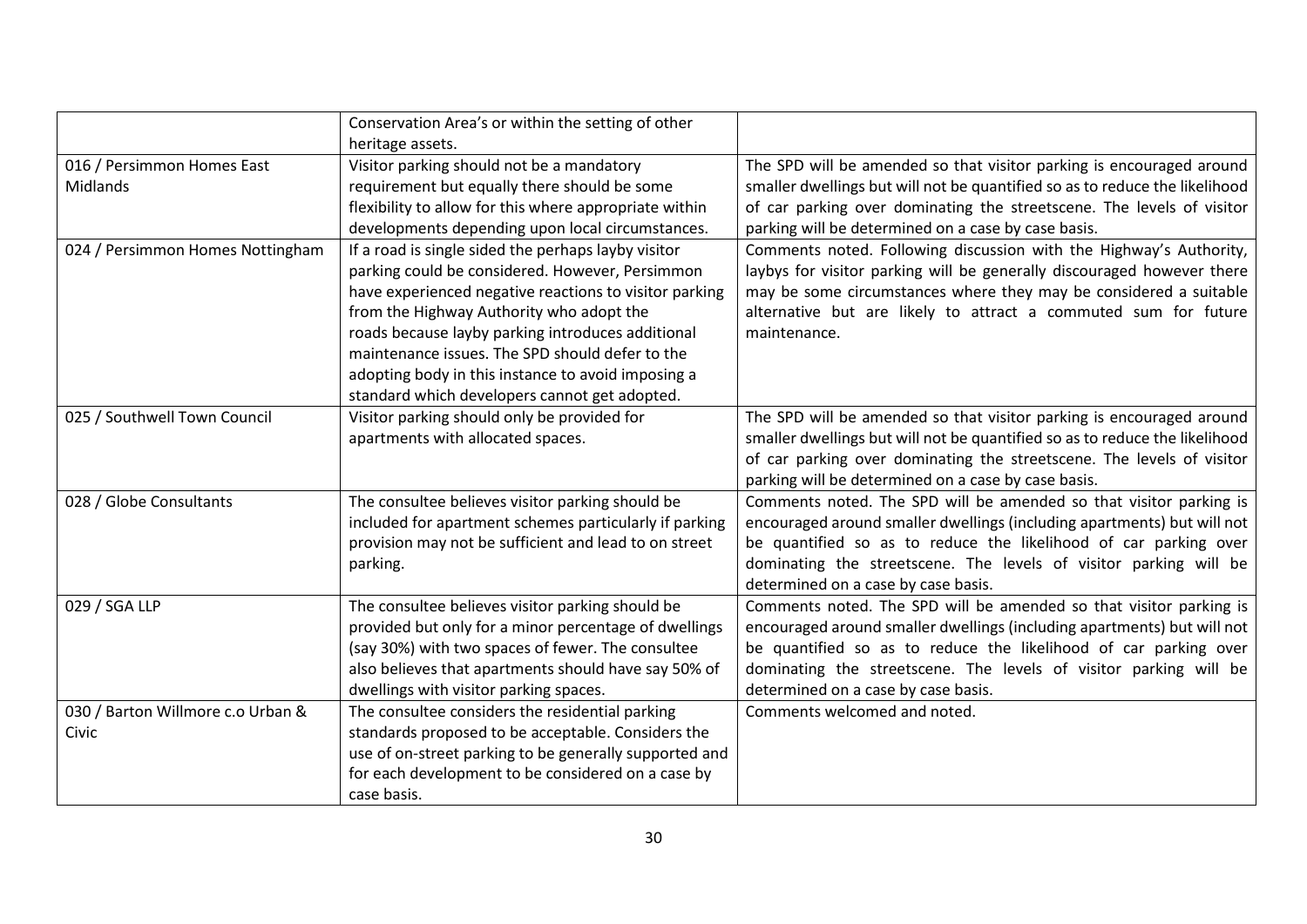| | | |
|---|---|---|
| | Conservation Area's or within the setting of other heritage assets. | |
| 016 / Persimmon Homes East Midlands | Visitor parking should not be a mandatory requirement but equally there should be some flexibility to allow for this where appropriate within developments depending upon local circumstances. | The SPD will be amended so that visitor parking is encouraged around smaller dwellings but will not be quantified so as to reduce the likelihood of car parking over dominating the streetscene. The levels of visitor parking will be determined on a case by case basis. |
| 024 / Persimmon Homes Nottingham | If a road is single sided the perhaps layby visitor parking could be considered. However, Persimmon have experienced negative reactions to visitor parking from the Highway Authority who adopt the roads because layby parking introduces additional maintenance issues. The SPD should defer to the adopting body in this instance to avoid imposing a standard which developers cannot get adopted. | Comments noted. Following discussion with the Highway's Authority, laybys for visitor parking will be generally discouraged however there may be some circumstances where they may be considered a suitable alternative but are likely to attract a commuted sum for future maintenance. |
| 025 / Southwell Town Council | Visitor parking should only be provided for apartments with allocated spaces. | The SPD will be amended so that visitor parking is encouraged around smaller dwellings but will not be quantified so as to reduce the likelihood of car parking over dominating the streetscene. The levels of visitor parking will be determined on a case by case basis. |
| 028 / Globe Consultants | The consultee believes visitor parking should be included for apartment schemes particularly if parking provision may not be sufficient and lead to on street parking. | Comments noted. The SPD will be amended so that visitor parking is encouraged around smaller dwellings (including apartments) but will not be quantified so as to reduce the likelihood of car parking over dominating the streetscene. The levels of visitor parking will be determined on a case by case basis. |
| 029 / SGA LLP | The consultee believes visitor parking should be provided but only for a minor percentage of dwellings (say 30%) with two spaces of fewer. The consultee also believes that apartments should have say 50% of dwellings with visitor parking spaces. | Comments noted. The SPD will be amended so that visitor parking is encouraged around smaller dwellings (including apartments) but will not be quantified so as to reduce the likelihood of car parking over dominating the streetscene. The levels of visitor parking will be determined on a case by case basis. |
| 030 / Barton Willmore c.o Urban & Civic | The consultee considers the residential parking standards proposed to be acceptable. Considers the use of on-street parking to be generally supported and for each development to be considered on a case by case basis. | Comments welcomed and noted. |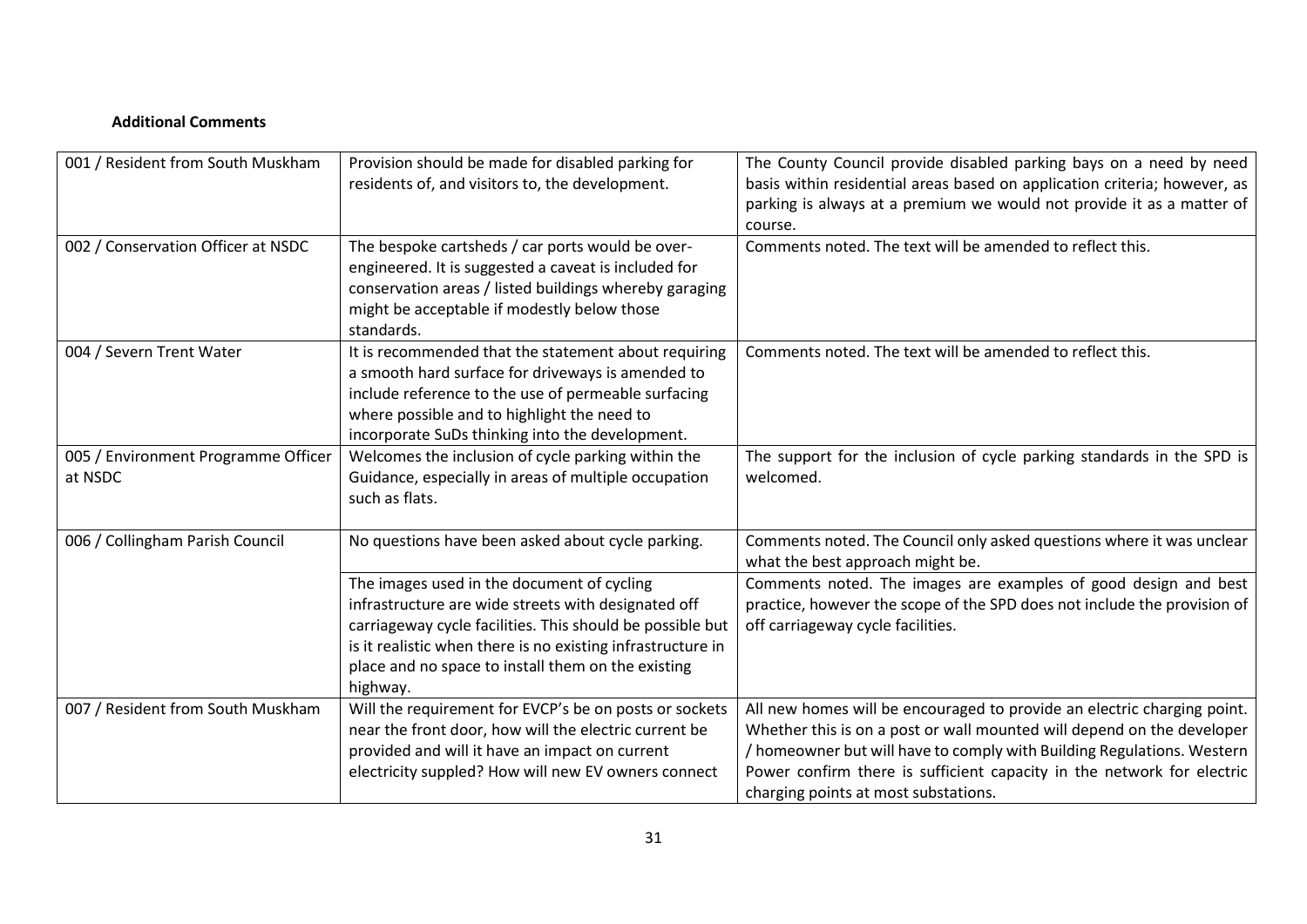**Additional Comments**

| | | |
|---|---|---|
| 001 / Resident from South Muskham | Provision should be made for disabled parking for residents of, and visitors to, the development. | The County Council provide disabled parking bays on a need by need basis within residential areas based on application criteria; however, as parking is always at a premium we would not provide it as a matter of course. |
| 002 / Conservation Officer at NSDC | The bespoke cartsheds / car ports would be over-engineered. It is suggested a caveat is included for conservation areas / listed buildings whereby garaging might be acceptable if modestly below those standards. | Comments noted. The text will be amended to reflect this. |
| 004 / Severn Trent Water | It is recommended that the statement about requiring a smooth hard surface for driveways is amended to include reference to the use of permeable surfacing where possible and to highlight the need to incorporate SuDs thinking into the development. | Comments noted. The text will be amended to reflect this. |
| 005 / Environment Programme Officer at NSDC | Welcomes the inclusion of cycle parking within the Guidance, especially in areas of multiple occupation such as flats. | The support for the inclusion of cycle parking standards in the SPD is welcomed. |
| 006 / Collingham Parish Council | No questions have been asked about cycle parking. | Comments noted. The Council only asked questions where it was unclear what the best approach might be. |
| | The images used in the document of cycling infrastructure are wide streets with designated off carriageway cycle facilities. This should be possible but is it realistic when there is no existing infrastructure in place and no space to install them on the existing highway. | Comments noted. The images are examples of good design and best practice, however the scope of the SPD does not include the provision of off carriageway cycle facilities. |
| 007 / Resident from South Muskham | Will the requirement for EVCP's be on posts or sockets near the front door, how will the electric current be provided and will it have an impact on current electricity suppled? How will new EV owners connect | All new homes will be encouraged to provide an electric charging point. Whether this is on a post or wall mounted will depend on the developer / homeowner but will have to comply with Building Regulations. Western Power confirm there is sufficient capacity in the network for electric charging points at most substations. |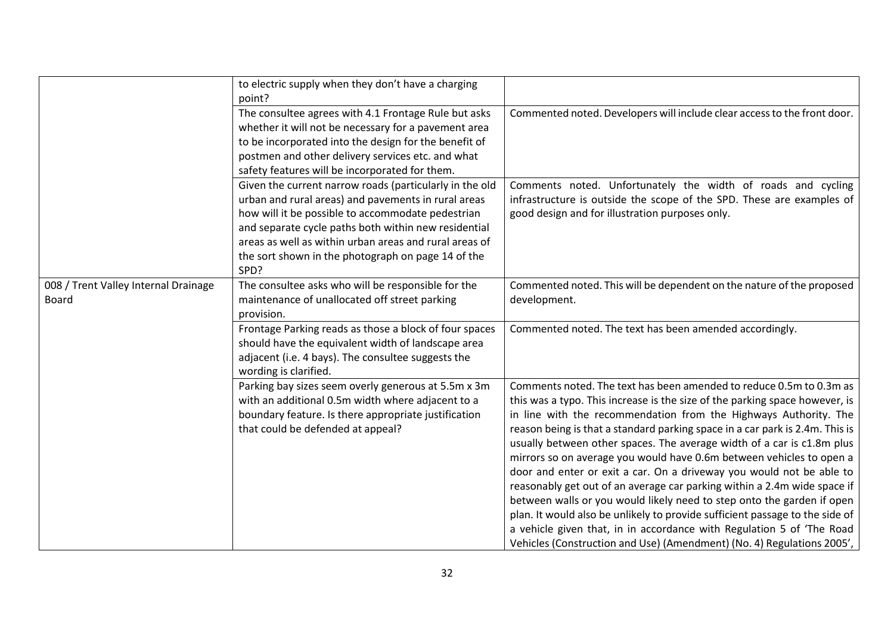| | | |
|---|---|---|
| | to electric supply when they don't have a charging point? | |
| | The consultee agrees with 4.1 Frontage Rule but asks whether it will not be necessary for a pavement area to be incorporated into the design for the benefit of postmen and other delivery services etc. and what safety features will be incorporated for them. | Commented noted. Developers will include clear access to the front door. |
| | Given the current narrow roads (particularly in the old urban and rural areas) and pavements in rural areas how will it be possible to accommodate pedestrian and separate cycle paths both within new residential areas as well as within urban areas and rural areas of the sort shown in the photograph on page 14 of the SPD? | Comments noted. Unfortunately the width of roads and cycling infrastructure is outside the scope of the SPD. These are examples of good design and for illustration purposes only. |
| 008 / Trent Valley Internal Drainage Board | The consultee asks who will be responsible for the maintenance of unallocated off street parking provision. | Commented noted. This will be dependent on the nature of the proposed development. |
| | Frontage Parking reads as those a block of four spaces should have the equivalent width of landscape area adjacent (i.e. 4 bays). The consultee suggests the wording is clarified. | Commented noted. The text has been amended accordingly. |
| | Parking bay sizes seem overly generous at 5.5m x 3m with an additional 0.5m width where adjacent to a boundary feature. Is there appropriate justification that could be defended at appeal? | Comments noted. The text has been amended to reduce 0.5m to 0.3m as this was a typo. This increase is the size of the parking space however, is in line with the recommendation from the Highways Authority. The reason being is that a standard parking space in a car park is 2.4m. This is usually between other spaces. The average width of a car is c1.8m plus mirrors so on average you would have 0.6m between vehicles to open a door and enter or exit a car. On a driveway you would not be able to reasonably get out of an average car parking within a 2.4m wide space if between walls or you would likely need to step onto the garden if open plan. It would also be unlikely to provide sufficient passage to the side of a vehicle given that, in in accordance with Regulation 5 of 'The Road Vehicles (Construction and Use) (Amendment) (No. 4) Regulations 2005', |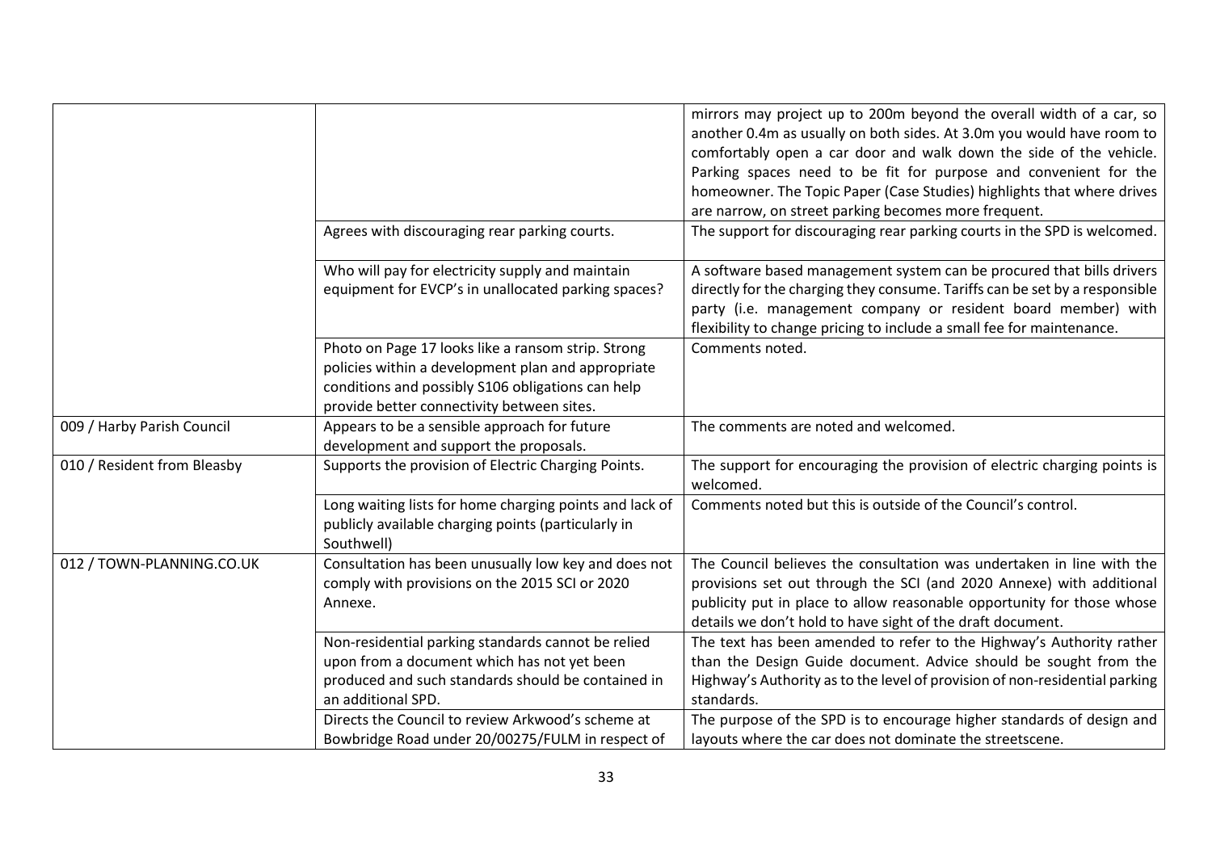| | | |
|---|---|---|
| | | mirrors may project up to 200m beyond the overall width of a car, so another 0.4m as usually on both sides. At 3.0m you would have room to comfortably open a car door and walk down the side of the vehicle. Parking spaces need to be fit for purpose and convenient for the homeowner. The Topic Paper (Case Studies) highlights that where drives are narrow, on street parking becomes more frequent. |
| | Agrees with discouraging rear parking courts. | The support for discouraging rear parking courts in the SPD is welcomed. |
| | Who will pay for electricity supply and maintain equipment for EVCP's in unallocated parking spaces? | A software based management system can be procured that bills drivers directly for the charging they consume. Tariffs can be set by a responsible party (i.e. management company or resident board member) with flexibility to change pricing to include a small fee for maintenance. |
| | Photo on Page 17 looks like a ransom strip. Strong policies within a development plan and appropriate conditions and possibly S106 obligations can help provide better connectivity between sites. | Comments noted. |
| 009 / Harby Parish Council | Appears to be a sensible approach for future development and support the proposals. | The comments are noted and welcomed. |
| 010 / Resident from Bleasby | Supports the provision of Electric Charging Points. | The support for encouraging the provision of electric charging points is welcomed. |
| | Long waiting lists for home charging points and lack of publicly available charging points (particularly in Southwell) | Comments noted but this is outside of the Council's control. |
| 012 / TOWN-PLANNING.CO.UK | Consultation has been unusually low key and does not comply with provisions on the 2015 SCI or 2020 Annexe. | The Council believes the consultation was undertaken in line with the provisions set out through the SCI (and 2020 Annexe) with additional publicity put in place to allow reasonable opportunity for those whose details we don't hold to have sight of the draft document. |
| | Non-residential parking standards cannot be relied upon from a document which has not yet been produced and such standards should be contained in an additional SPD. | The text has been amended to refer to the Highway's Authority rather than the Design Guide document. Advice should be sought from the Highway's Authority as to the level of provision of non-residential parking standards. |
| | Directs the Council to review Arkwood's scheme at Bowbridge Road under 20/00275/FULM in respect of | The purpose of the SPD is to encourage higher standards of design and layouts where the car does not dominate the streetscene. |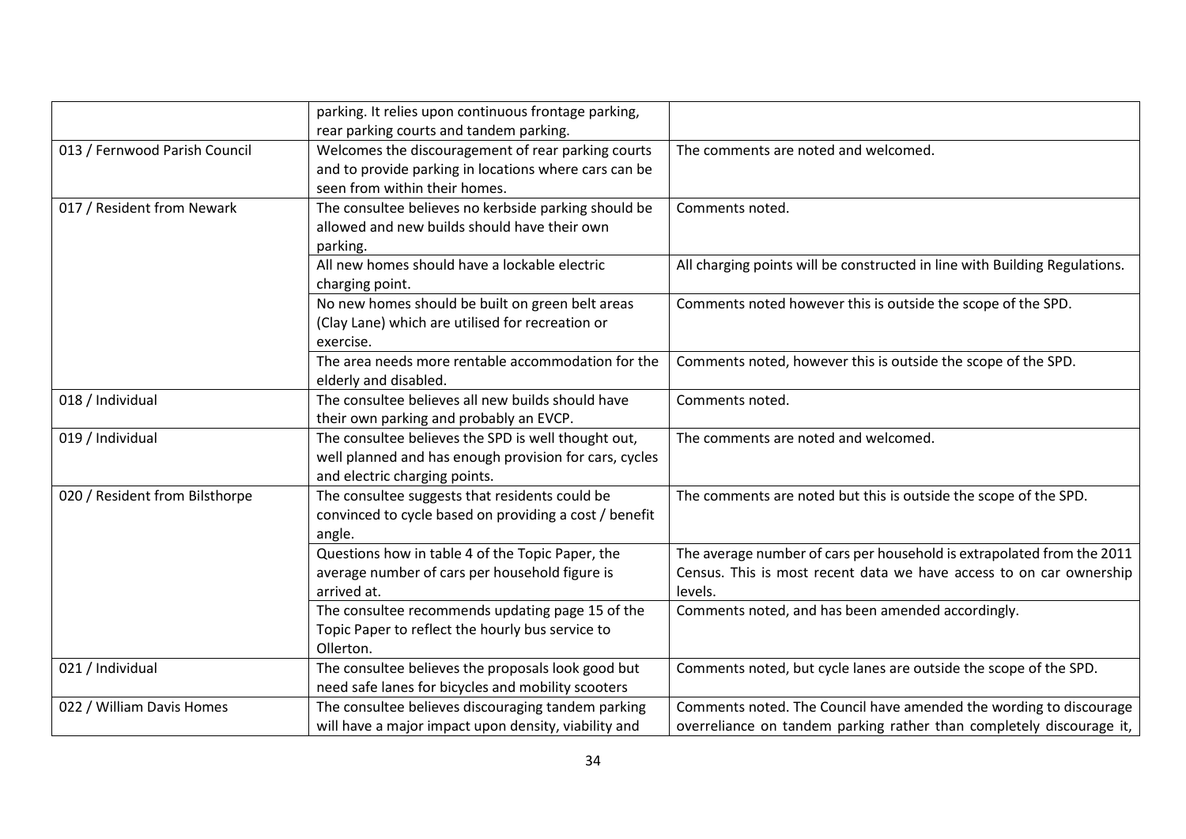| | | |
|---|---|---|
| | parking. It relies upon continuous frontage parking, rear parking courts and tandem parking. | |
| 013 / Fernwood Parish Council | Welcomes the discouragement of rear parking courts and to provide parking in locations where cars can be seen from within their homes. | The comments are noted and welcomed. |
| 017 / Resident from Newark | The consultee believes no kerbside parking should be allowed and new builds should have their own parking. | Comments noted. |
| | All new homes should have a lockable electric charging point. | All charging points will be constructed in line with Building Regulations. |
| | No new homes should be built on green belt areas (Clay Lane) which are utilised for recreation or exercise. | Comments noted however this is outside the scope of the SPD. |
| | The area needs more rentable accommodation for the elderly and disabled. | Comments noted, however this is outside the scope of the SPD. |
| 018 / Individual | The consultee believes all new builds should have their own parking and probably an EVCP. | Comments noted. |
| 019 / Individual | The consultee believes the SPD is well thought out, well planned and has enough provision for cars, cycles and electric charging points. | The comments are noted and welcomed. |
| 020 / Resident from Bilsthorpe | The consultee suggests that residents could be convinced to cycle based on providing a cost / benefit angle. | The comments are noted but this is outside the scope of the SPD. |
| | Questions how in table 4 of the Topic Paper, the average number of cars per household figure is arrived at. | The average number of cars per household is extrapolated from the 2011 Census. This is most recent data we have access to on car ownership levels. |
| | The consultee recommends updating page 15 of the Topic Paper to reflect the hourly bus service to Ollerton. | Comments noted, and has been amended accordingly. |
| 021 / Individual | The consultee believes the proposals look good but need safe lanes for bicycles and mobility scooters | Comments noted, but cycle lanes are outside the scope of the SPD. |
| 022 / William Davis Homes | The consultee believes discouraging tandem parking will have a major impact upon density, viability and | Comments noted. The Council have amended the wording to discourage overreliance on tandem parking rather than completely discourage it, |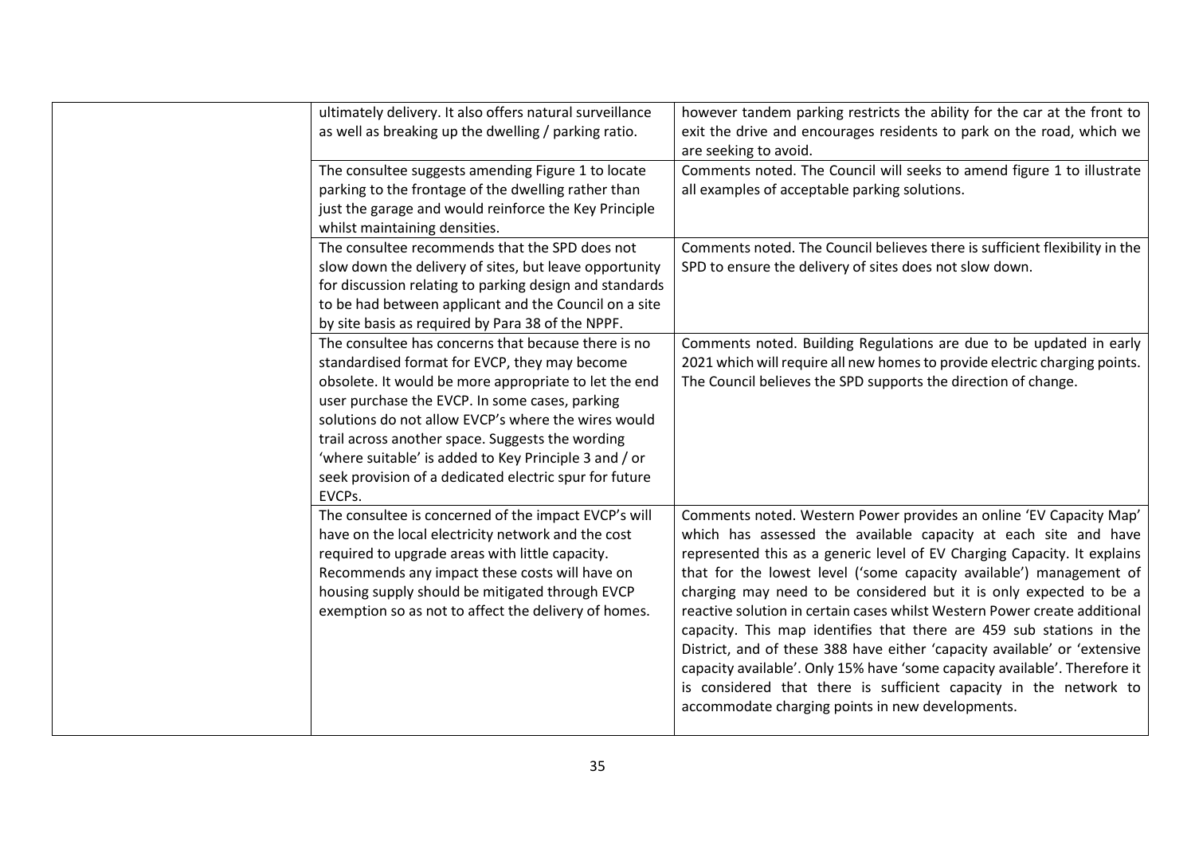| | | |
|---|---|---|
| | ultimately delivery. It also offers natural surveillance as well as breaking up the dwelling / parking ratio. | however tandem parking restricts the ability for the car at the front to exit the drive and encourages residents to park on the road, which we are seeking to avoid. |
| | The consultee suggests amending Figure 1 to locate parking to the frontage of the dwelling rather than just the garage and would reinforce the Key Principle whilst maintaining densities. | Comments noted. The Council will seeks to amend figure 1 to illustrate all examples of acceptable parking solutions. |
| | The consultee recommends that the SPD does not slow down the delivery of sites, but leave opportunity for discussion relating to parking design and standards to be had between applicant and the Council on a site by site basis as required by Para 38 of the NPPF. | Comments noted. The Council believes there is sufficient flexibility in the SPD to ensure the delivery of sites does not slow down. |
| | The consultee has concerns that because there is no standardised format for EVCP, they may become obsolete. It would be more appropriate to let the end user purchase the EVCP. In some cases, parking solutions do not allow EVCP's where the wires would trail across another space. Suggests the wording 'where suitable' is added to Key Principle 3 and / or seek provision of a dedicated electric spur for future EVCPs. | Comments noted. Building Regulations are due to be updated in early 2021 which will require all new homes to provide electric charging points. The Council believes the SPD supports the direction of change. |
| | The consultee is concerned of the impact EVCP's will have on the local electricity network and the cost required to upgrade areas with little capacity. Recommends any impact these costs will have on housing supply should be mitigated through EVCP exemption so as not to affect the delivery of homes. | Comments noted. Western Power provides an online 'EV Capacity Map' which has assessed the available capacity at each site and have represented this as a generic level of EV Charging Capacity. It explains that for the lowest level ('some capacity available') management of charging may need to be considered but it is only expected to be a reactive solution in certain cases whilst Western Power create additional capacity. This map identifies that there are 459 sub stations in the District, and of these 388 have either 'capacity available' or 'extensive capacity available'. Only 15% have 'some capacity available'. Therefore it is considered that there is sufficient capacity in the network to accommodate charging points in new developments. |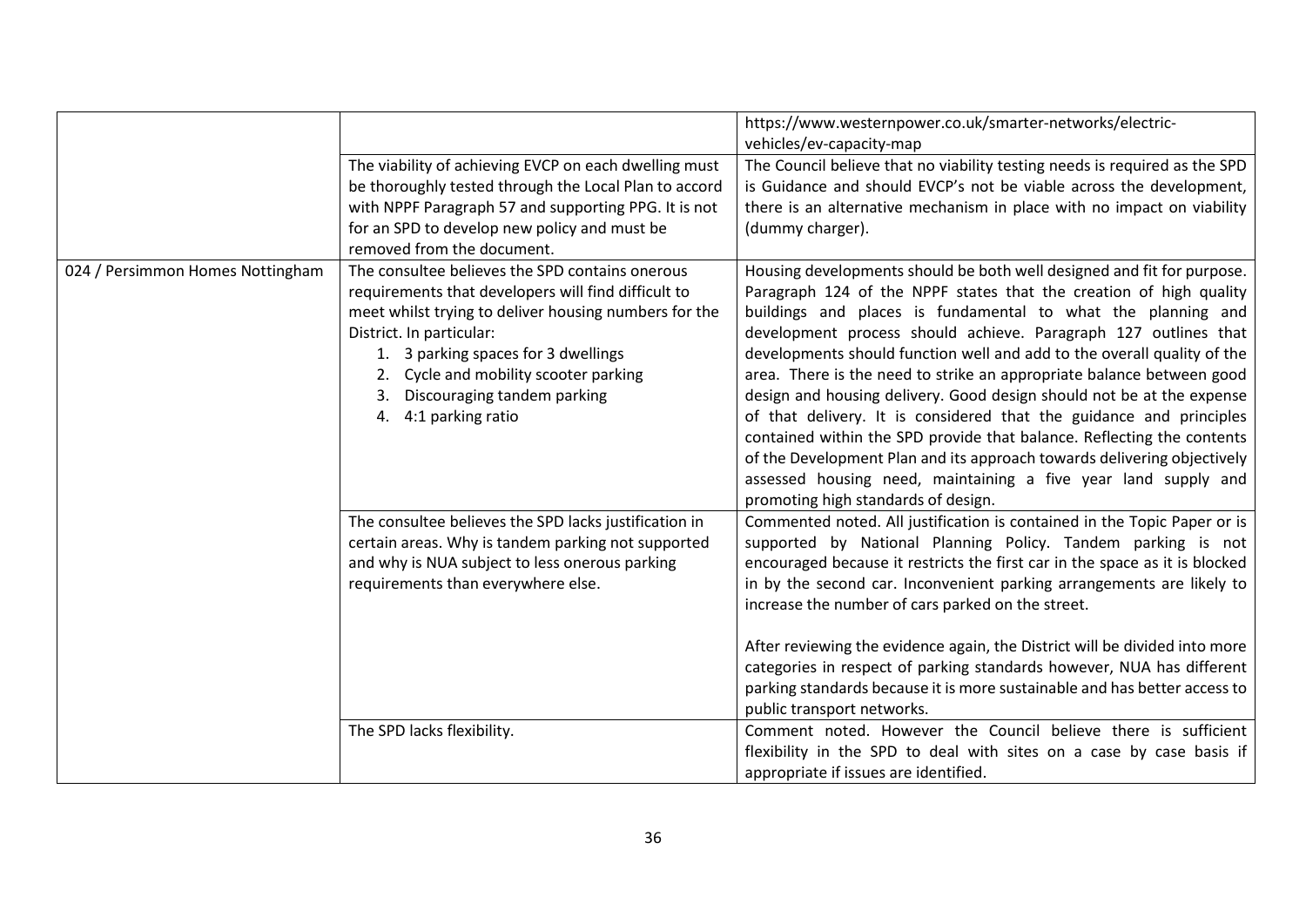| | | |
|---|---|---|
| | | https://www.westernpower.co.uk/smarter-networks/electric-vehicles/ev-capacity-map |
| | The viability of achieving EVCP on each dwelling must be thoroughly tested through the Local Plan to accord with NPPF Paragraph 57 and supporting PPG. It is not for an SPD to develop new policy and must be removed from the document. | The Council believe that no viability testing needs is required as the SPD is Guidance and should EVCP's not be viable across the development, there is an alternative mechanism in place with no impact on viability (dummy charger). |
| 024 / Persimmon Homes Nottingham | The consultee believes the SPD contains onerous requirements that developers will find difficult to meet whilst trying to deliver housing numbers for the District. In particular:<br>1. 3 parking spaces for 3 dwellings<br>2. Cycle and mobility scooter parking<br>3. Discouraging tandem parking<br>4. 4:1 parking ratio | Housing developments should be both well designed and fit for purpose. Paragraph 124 of the NPPF states that the creation of high quality buildings and places is fundamental to what the planning and development process should achieve. Paragraph 127 outlines that developments should function well and add to the overall quality of the area. There is the need to strike an appropriate balance between good design and housing delivery. Good design should not be at the expense of that delivery. It is considered that the guidance and principles contained within the SPD provide that balance. Reflecting the contents of the Development Plan and its approach towards delivering objectively assessed housing need, maintaining a five year land supply and promoting high standards of design. |
| | The consultee believes the SPD lacks justification in certain areas. Why is tandem parking not supported and why is NUA subject to less onerous parking requirements than everywhere else. | Commented noted. All justification is contained in the Topic Paper or is supported by National Planning Policy. Tandem parking is not encouraged because it restricts the first car in the space as it is blocked in by the second car. Inconvenient parking arrangements are likely to increase the number of cars parked on the street.<br><br>After reviewing the evidence again, the District will be divided into more categories in respect of parking standards however, NUA has different parking standards because it is more sustainable and has better access to public transport networks. |
| | The SPD lacks flexibility. | Comment noted. However the Council believe there is sufficient flexibility in the SPD to deal with sites on a case by case basis if appropriate if issues are identified. |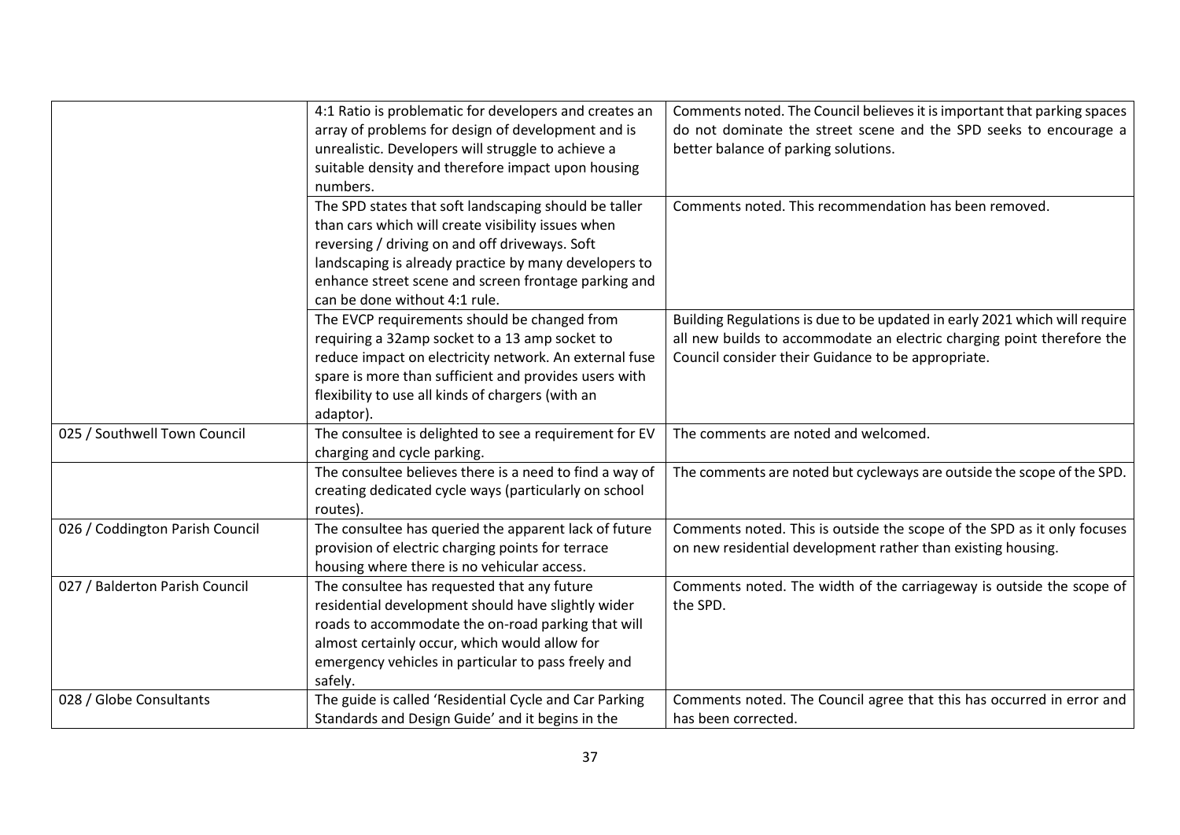| | | |
|---|---|---|
| | 4:1 Ratio is problematic for developers and creates an array of problems for design of development and is unrealistic. Developers will struggle to achieve a suitable density and therefore impact upon housing numbers. | Comments noted. The Council believes it is important that parking spaces do not dominate the street scene and the SPD seeks to encourage a better balance of parking solutions. |
| | The SPD states that soft landscaping should be taller than cars which will create visibility issues when reversing / driving on and off driveways. Soft landscaping is already practice by many developers to enhance street scene and screen frontage parking and can be done without 4:1 rule. | Comments noted. This recommendation has been removed. |
| | The EVCP requirements should be changed from requiring a 32amp socket to a 13 amp socket to reduce impact on electricity network. An external fuse spare is more than sufficient and provides users with flexibility to use all kinds of chargers (with an adaptor). | Building Regulations is due to be updated in early 2021 which will require all new builds to accommodate an electric charging point therefore the Council consider their Guidance to be appropriate. |
| 025 / Southwell Town Council | The consultee is delighted to see a requirement for EV charging and cycle parking. | The comments are noted and welcomed. |
| | The consultee believes there is a need to find a way of creating dedicated cycle ways (particularly on school routes). | The comments are noted but cycleways are outside the scope of the SPD. |
| 026 / Coddington Parish Council | The consultee has queried the apparent lack of future provision of electric charging points for terrace housing where there is no vehicular access. | Comments noted. This is outside the scope of the SPD as it only focuses on new residential development rather than existing housing. |
| 027 / Balderton Parish Council | The consultee has requested that any future residential development should have slightly wider roads to accommodate the on-road parking that will almost certainly occur, which would allow for emergency vehicles in particular to pass freely and safely. | Comments noted. The width of the carriageway is outside the scope of the SPD. |
| 028 / Globe Consultants | The guide is called 'Residential Cycle and Car Parking Standards and Design Guide' and it begins in the | Comments noted. The Council agree that this has occurred in error and has been corrected. |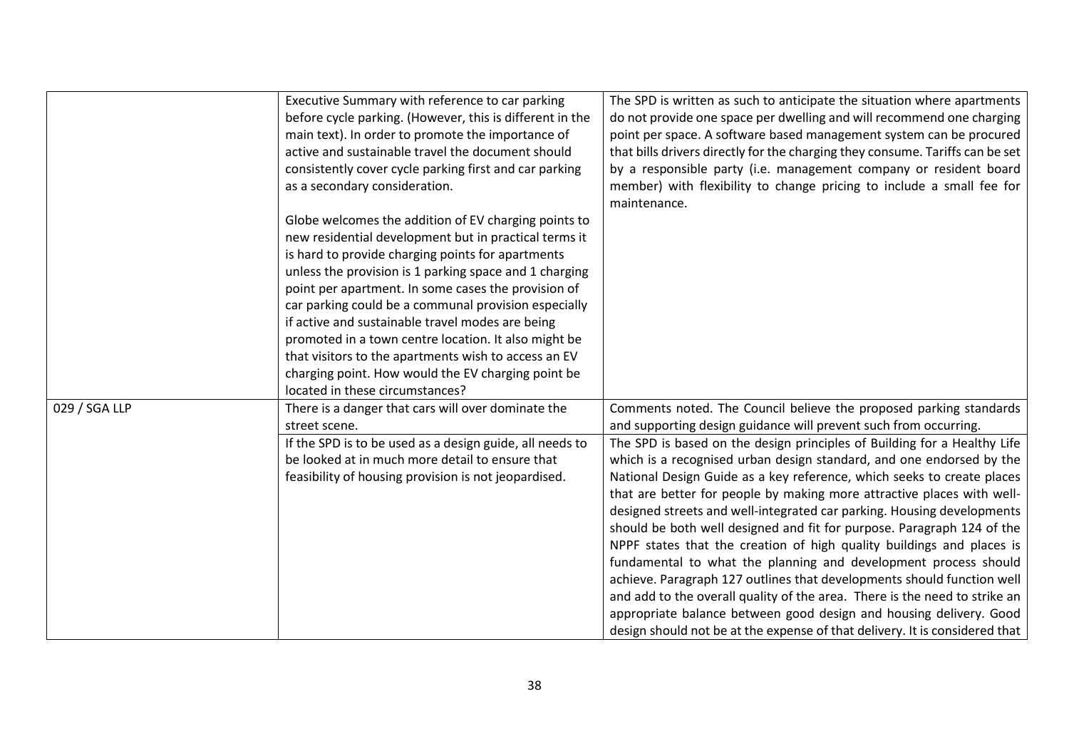| | | |
|---|---|---|
| | Executive Summary with reference to car parking before cycle parking. (However, this is different in the main text). In order to promote the importance of active and sustainable travel the document should consistently cover cycle parking first and car parking as a secondary consideration.<br><br>Globe welcomes the addition of EV charging points to new residential development but in practical terms it is hard to provide charging points for apartments unless the provision is 1 parking space and 1 charging point per apartment. In some cases the provision of car parking could be a communal provision especially if active and sustainable travel modes are being promoted in a town centre location. It also might be that visitors to the apartments wish to access an EV charging point. How would the EV charging point be located in these circumstances? | The SPD is written as such to anticipate the situation where apartments do not provide one space per dwelling and will recommend one charging point per space. A software based management system can be procured that bills drivers directly for the charging they consume. Tariffs can be set by a responsible party (i.e. management company or resident board member) with flexibility to change pricing to include a small fee for maintenance. |
| 029 / SGA LLP | There is a danger that cars will over dominate the street scene. | Comments noted. The Council believe the proposed parking standards and supporting design guidance will prevent such from occurring. |
| | If the SPD is to be used as a design guide, all needs to be looked at in much more detail to ensure that feasibility of housing provision is not jeopardised. | The SPD is based on the design principles of Building for a Healthy Life which is a recognised urban design standard, and one endorsed by the National Design Guide as a key reference, which seeks to create places that are better for people by making more attractive places with well-designed streets and well-integrated car parking. Housing developments should be both well designed and fit for purpose. Paragraph 124 of the NPPF states that the creation of high quality buildings and places is fundamental to what the planning and development process should achieve. Paragraph 127 outlines that developments should function well and add to the overall quality of the area. There is the need to strike an appropriate balance between good design and housing delivery. Good design should not be at the expense of that delivery. It is considered that |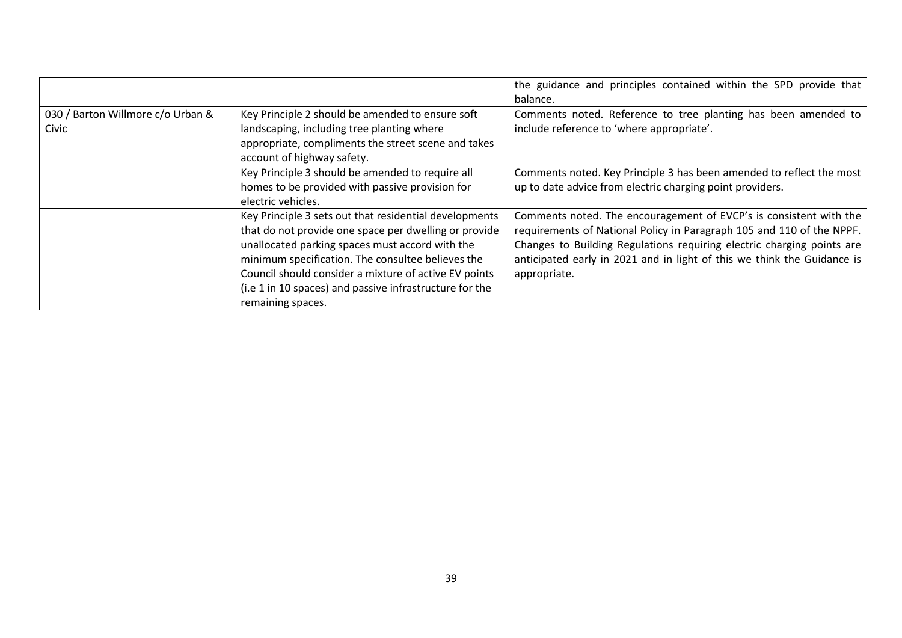| | | |
|---|---|---|
| | | the guidance and principles contained within the SPD provide that balance. |
| 030 / Barton Willmore c/o Urban & Civic | Key Principle 2 should be amended to ensure soft landscaping, including tree planting where appropriate, compliments the street scene and takes account of highway safety. | Comments noted. Reference to tree planting has been amended to include reference to 'where appropriate'. |
| | Key Principle 3 should be amended to require all homes to be provided with passive provision for electric vehicles. | Comments noted. Key Principle 3 has been amended to reflect the most up to date advice from electric charging point providers. |
| | Key Principle 3 sets out that residential developments that do not provide one space per dwelling or provide unallocated parking spaces must accord with the minimum specification. The consultee believes the Council should consider a mixture of active EV points (i.e 1 in 10 spaces) and passive infrastructure for the remaining spaces. | Comments noted. The encouragement of EVCP's is consistent with the requirements of National Policy in Paragraph 105 and 110 of the NPPF. Changes to Building Regulations requiring electric charging points are anticipated early in 2021 and in light of this we think the Guidance is appropriate. |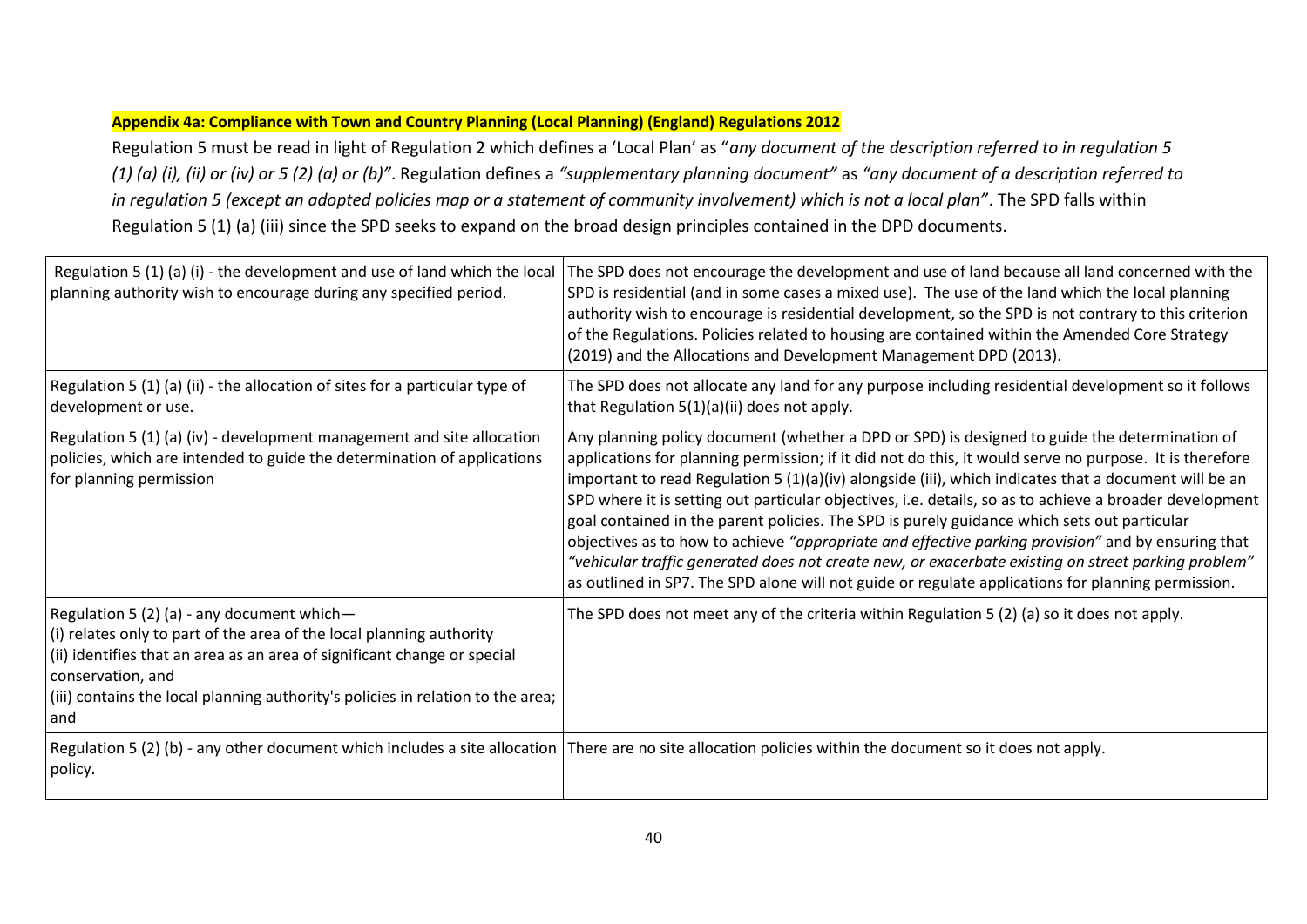**Appendix 4a: Compliance with Town and Country Planning (Local Planning) (England) Regulations 2012**

Regulation 5 must be read in light of Regulation 2 which defines a 'Local Plan' as "*any document of the description referred to in regulation 5 (1) (a) (i), (ii) or (iv) or 5 (2) (a) or (b)"*. Regulation defines a *"supplementary planning document"* as *"any document of a description referred to in regulation 5 (except an adopted policies map or a statement of community involvement) which is not a local plan"*. The SPD falls within Regulation 5 (1) (a) (iii) since the SPD seeks to expand on the broad design principles contained in the DPD documents.

| | |
|---|---|
| Regulation 5 (1) (a) (i) - the development and use of land which the local planning authority wish to encourage during any specified period. | The SPD does not encourage the development and use of land because all land concerned with the SPD is residential (and in some cases a mixed use). The use of the land which the local planning authority wish to encourage is residential development, so the SPD is not contrary to this criterion of the Regulations. Policies related to housing are contained within the Amended Core Strategy (2019) and the Allocations and Development Management DPD (2013). |
| Regulation 5 (1) (a) (ii) - the allocation of sites for a particular type of development or use. | The SPD does not allocate any land for any purpose including residential development so it follows that Regulation 5(1)(a)(ii) does not apply. |
| Regulation 5 (1) (a) (iv) - development management and site allocation policies, which are intended to guide the determination of applications for planning permission | Any planning policy document (whether a DPD or SPD) is designed to guide the determination of applications for planning permission; if it did not do this, it would serve no purpose. It is therefore important to read Regulation 5 (1)(a)(iv) alongside (iii), which indicates that a document will be an SPD where it is setting out particular objectives, i.e. details, so as to achieve a broader development goal contained in the parent policies. The SPD is purely guidance which sets out particular objectives as to how to achieve *"appropriate and effective parking provision"* and by ensuring that *"vehicular traffic generated does not create new, or exacerbate existing on street parking problem"* as outlined in SP7. The SPD alone will not guide or regulate applications for planning permission. |
| Regulation 5 (2) (a) - any document which—<br>(i) relates only to part of the area of the local planning authority<br>(ii) identifies that an area as an area of significant change or special conservation, and<br>(iii) contains the local planning authority's policies in relation to the area; and | The SPD does not meet any of the criteria within Regulation 5 (2) (a) so it does not apply. |
| Regulation 5 (2) (b) - any other document which includes a site allocation policy. | There are no site allocation policies within the document so it does not apply. |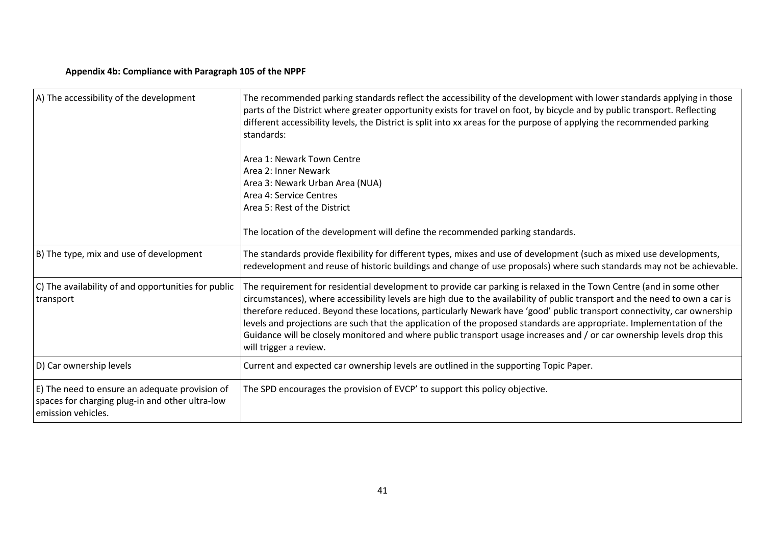**Appendix 4b: Compliance with Paragraph 105 of the NPPF**

| | |
|---|---|
| A) The accessibility of the development | The recommended parking standards reflect the accessibility of the development with lower standards applying in those parts of the District where greater opportunity exists for travel on foot, by bicycle and by public transport. Reflecting different accessibility levels, the District is split into xx areas for the purpose of applying the recommended parking standards:<br><br>Area 1: Newark Town Centre<br>Area 2: Inner Newark<br>Area 3: Newark Urban Area (NUA)<br>Area 4: Service Centres<br>Area 5: Rest of the District<br><br>The location of the development will define the recommended parking standards. |
| B) The type, mix and use of development | The standards provide flexibility for different types, mixes and use of development (such as mixed use developments, redevelopment and reuse of historic buildings and change of use proposals) where such standards may not be achievable. |
| C) The availability of and opportunities for public transport | The requirement for residential development to provide car parking is relaxed in the Town Centre (and in some other circumstances), where accessibility levels are high due to the availability of public transport and the need to own a car is therefore reduced. Beyond these locations, particularly Newark have 'good' public transport connectivity, car ownership levels and projections are such that the application of the proposed standards are appropriate. Implementation of the Guidance will be closely monitored and where public transport usage increases and / or car ownership levels drop this will trigger a review. |
| D) Car ownership levels | Current and expected car ownership levels are outlined in the supporting Topic Paper. |
| E) The need to ensure an adequate provision of spaces for charging plug-in and other ultra-low emission vehicles. | The SPD encourages the provision of EVCP' to support this policy objective. |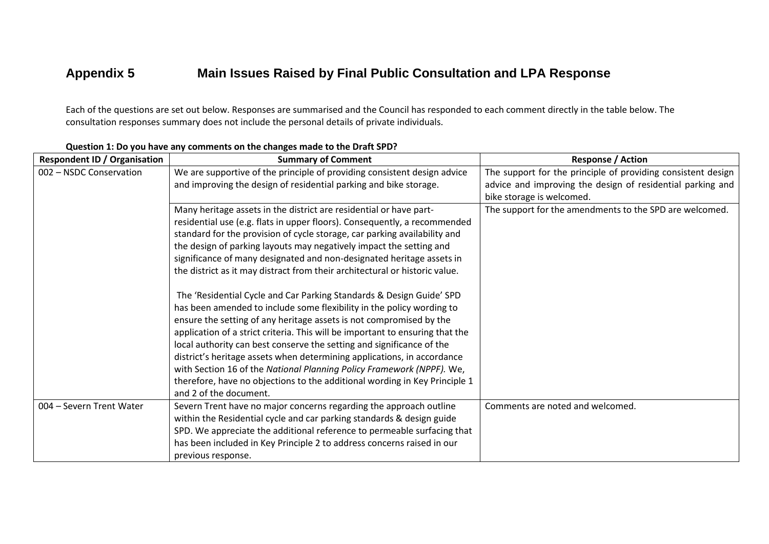# Appendix 5 Main Issues Raised by Final Public Consultation and LPA Response

Each of the questions are set out below. Responses are summarised and the Council has responded to each comment directly in the table below. The consultation responses summary does not include the personal details of private individuals.

**Question 1: Do you have any comments on the changes made to the Draft SPD?**

| Respondent ID / Organisation | Summary of Comment | Response / Action |
|---|---|---|
| 002 – NSDC Conservation | We are supportive of the principle of providing consistent design advice and improving the design of residential parking and bike storage. | The support for the principle of providing consistent design advice and improving the design of residential parking and bike storage is welcomed. |
| | Many heritage assets in the district are residential or have part-residential use (e.g. flats in upper floors). Consequently, a recommended standard for the provision of cycle storage, car parking availability and the design of parking layouts may negatively impact the setting and significance of many designated and non-designated heritage assets in the district as it may distract from their architectural or historic value.<br><br>The 'Residential Cycle and Car Parking Standards & Design Guide' SPD has been amended to include some flexibility in the policy wording to ensure the setting of any heritage assets is not compromised by the application of a strict criteria. This will be important to ensuring that the local authority can best conserve the setting and significance of the district's heritage assets when determining applications, in accordance with Section 16 of the *National Planning Policy Framework (NPPF).* We, therefore, have no objections to the additional wording in Key Principle 1 and 2 of the document. | The support for the amendments to the SPD are welcomed. |
| 004 – Severn Trent Water | Severn Trent have no major concerns regarding the approach outline within the Residential cycle and car parking standards & design guide SPD. We appreciate the additional reference to permeable surfacing that has been included in Key Principle 2 to address concerns raised in our previous response. | Comments are noted and welcomed. |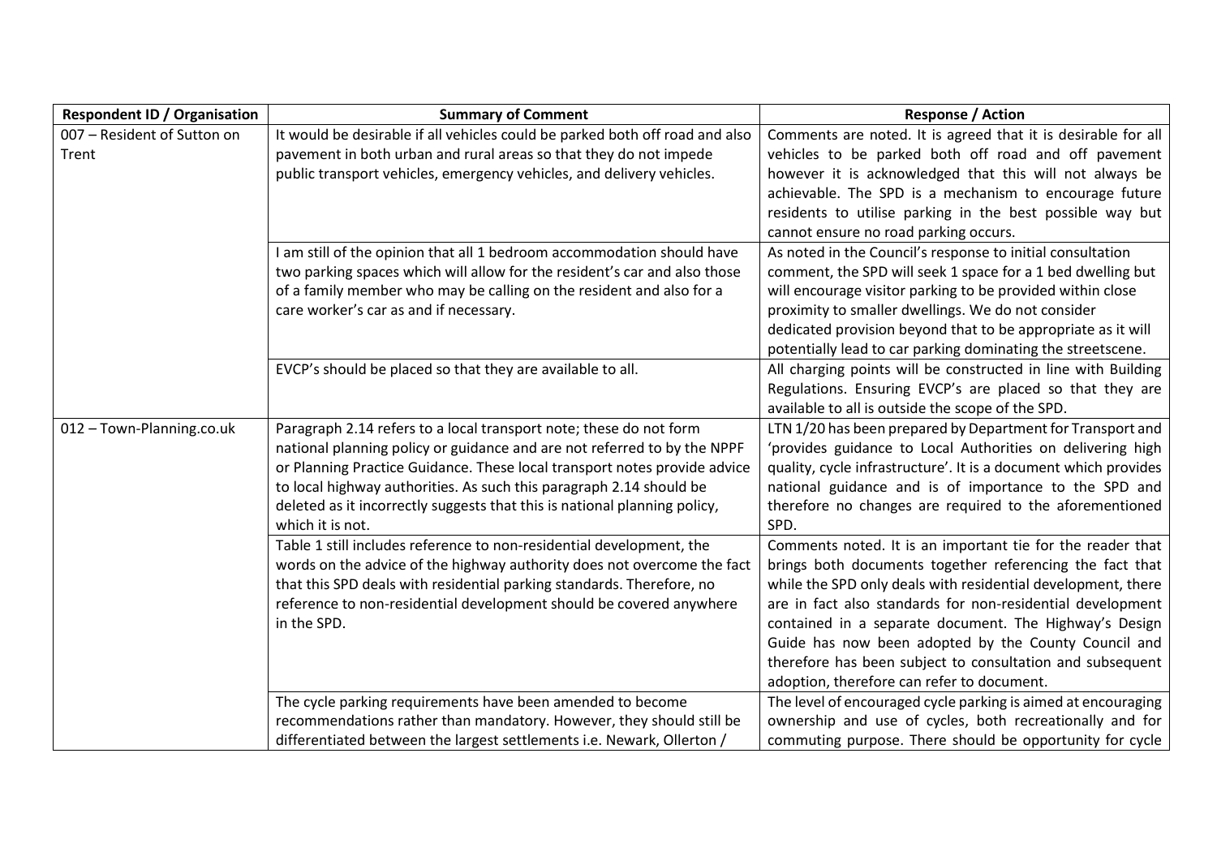| Respondent ID / Organisation | Summary of Comment | Response / Action |
|---|---|---|
| 007 – Resident of Sutton on Trent | It would be desirable if all vehicles could be parked both off road and also pavement in both urban and rural areas so that they do not impede public transport vehicles, emergency vehicles, and delivery vehicles. | Comments are noted. It is agreed that it is desirable for all vehicles to be parked both off road and off pavement however it is acknowledged that this will not always be achievable. The SPD is a mechanism to encourage future residents to utilise parking in the best possible way but cannot ensure no road parking occurs. |
| | I am still of the opinion that all 1 bedroom accommodation should have two parking spaces which will allow for the resident's car and also those of a family member who may be calling on the resident and also for a care worker's car as and if necessary. | As noted in the Council's response to initial consultation comment, the SPD will seek 1 space for a 1 bed dwelling but will encourage visitor parking to be provided within close proximity to smaller dwellings. We do not consider dedicated provision beyond that to be appropriate as it will potentially lead to car parking dominating the streetscene. |
| | EVCP's should be placed so that they are available to all. | All charging points will be constructed in line with Building Regulations. Ensuring EVCP's are placed so that they are available to all is outside the scope of the SPD. |
| 012 – Town-Planning.co.uk | Paragraph 2.14 refers to a local transport note; these do not form national planning policy or guidance and are not referred to by the NPPF or Planning Practice Guidance. These local transport notes provide advice to local highway authorities. As such this paragraph 2.14 should be deleted as it incorrectly suggests that this is national planning policy, which it is not. | LTN 1/20 has been prepared by Department for Transport and 'provides guidance to Local Authorities on delivering high quality, cycle infrastructure'. It is a document which provides national guidance and is of importance to the SPD and therefore no changes are required to the aforementioned SPD. |
| | Table 1 still includes reference to non-residential development, the words on the advice of the highway authority does not overcome the fact that this SPD deals with residential parking standards. Therefore, no reference to non-residential development should be covered anywhere in the SPD. | Comments noted. It is an important tie for the reader that brings both documents together referencing the fact that while the SPD only deals with residential development, there are in fact also standards for non-residential development contained in a separate document. The Highway's Design Guide has now been adopted by the County Council and therefore has been subject to consultation and subsequent adoption, therefore can refer to document. |
| | The cycle parking requirements have been amended to become recommendations rather than mandatory. However, they should still be differentiated between the largest settlements i.e. Newark, Ollerton / | The level of encouraged cycle parking is aimed at encouraging ownership and use of cycles, both recreationally and for commuting purpose. There should be opportunity for cycle |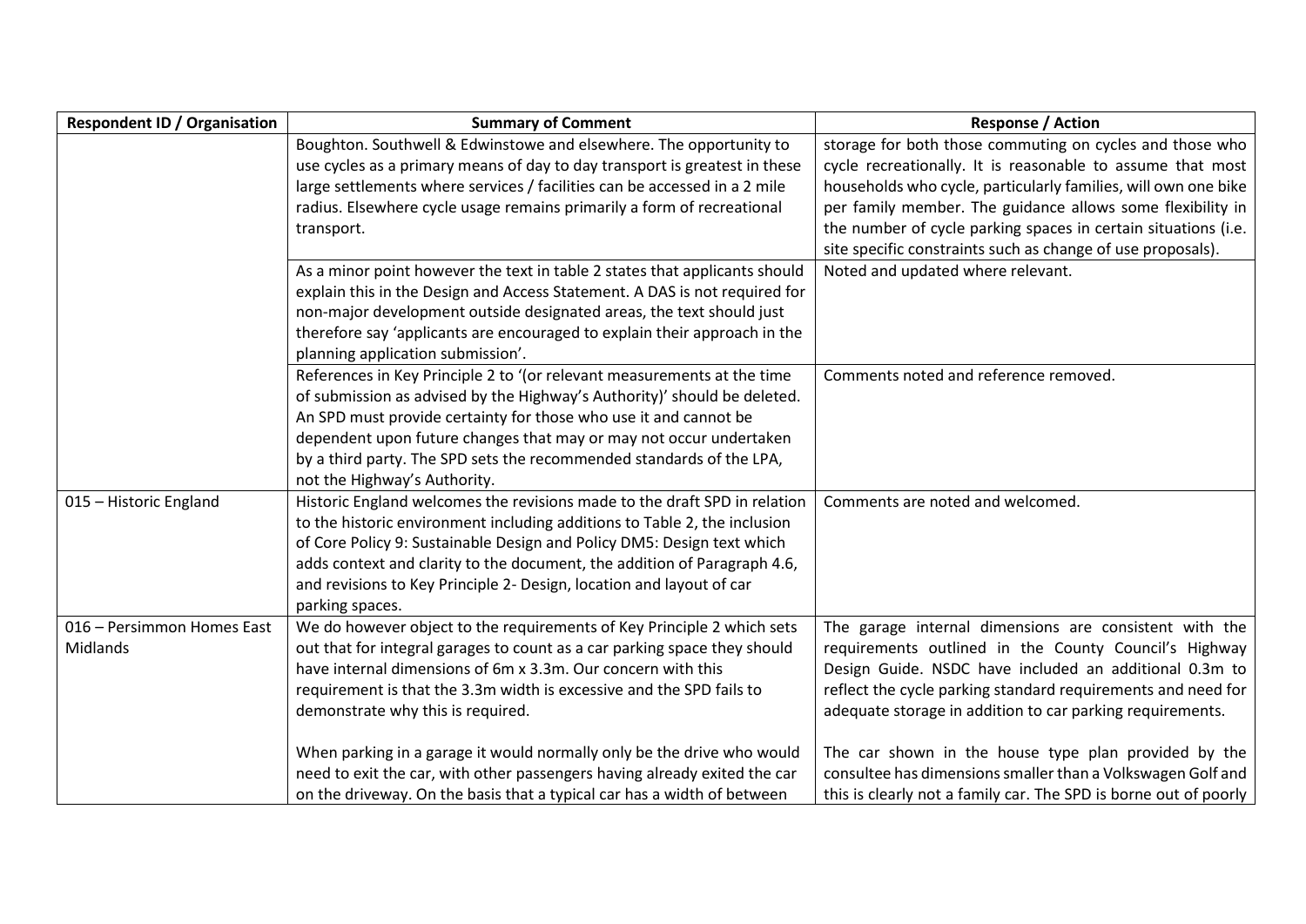| Respondent ID / Organisation | Summary of Comment | Response / Action |
|---|---|---|
| | Boughton. Southwell & Edwinstowe and elsewhere. The opportunity to use cycles as a primary means of day to day transport is greatest in these large settlements where services / facilities can be accessed in a 2 mile radius. Elsewhere cycle usage remains primarily a form of recreational transport. | storage for both those commuting on cycles and those who cycle recreationally. It is reasonable to assume that most households who cycle, particularly families, will own one bike per family member. The guidance allows some flexibility in the number of cycle parking spaces in certain situations (i.e. site specific constraints such as change of use proposals). |
| | As a minor point however the text in table 2 states that applicants should explain this in the Design and Access Statement. A DAS is not required for non-major development outside designated areas, the text should just therefore say 'applicants are encouraged to explain their approach in the planning application submission'. | Noted and updated where relevant. |
| | References in Key Principle 2 to '(or relevant measurements at the time of submission as advised by the Highway's Authority)' should be deleted. An SPD must provide certainty for those who use it and cannot be dependent upon future changes that may or may not occur undertaken by a third party. The SPD sets the recommended standards of the LPA, not the Highway's Authority. | Comments noted and reference removed. |
| 015 – Historic England | Historic England welcomes the revisions made to the draft SPD in relation to the historic environment including additions to Table 2, the inclusion of Core Policy 9: Sustainable Design and Policy DM5: Design text which adds context and clarity to the document, the addition of Paragraph 4.6, and revisions to Key Principle 2- Design, location and layout of car parking spaces. | Comments are noted and welcomed. |
| 016 – Persimmon Homes East Midlands | We do however object to the requirements of Key Principle 2 which sets out that for integral garages to count as a car parking space they should have internal dimensions of 6m x 3.3m. Our concern with this requirement is that the 3.3m width is excessive and the SPD fails to demonstrate why this is required.<br><br>When parking in a garage it would normally only be the drive who would need to exit the car, with other passengers having already exited the car on the driveway. On the basis that a typical car has a width of between | The garage internal dimensions are consistent with the requirements outlined in the County Council's Highway Design Guide. NSDC have included an additional 0.3m to reflect the cycle parking standard requirements and need for adequate storage in addition to car parking requirements.<br><br>The car shown in the house type plan provided by the consultee has dimensions smaller than a Volkswagen Golf and this is clearly not a family car. The SPD is borne out of poorly |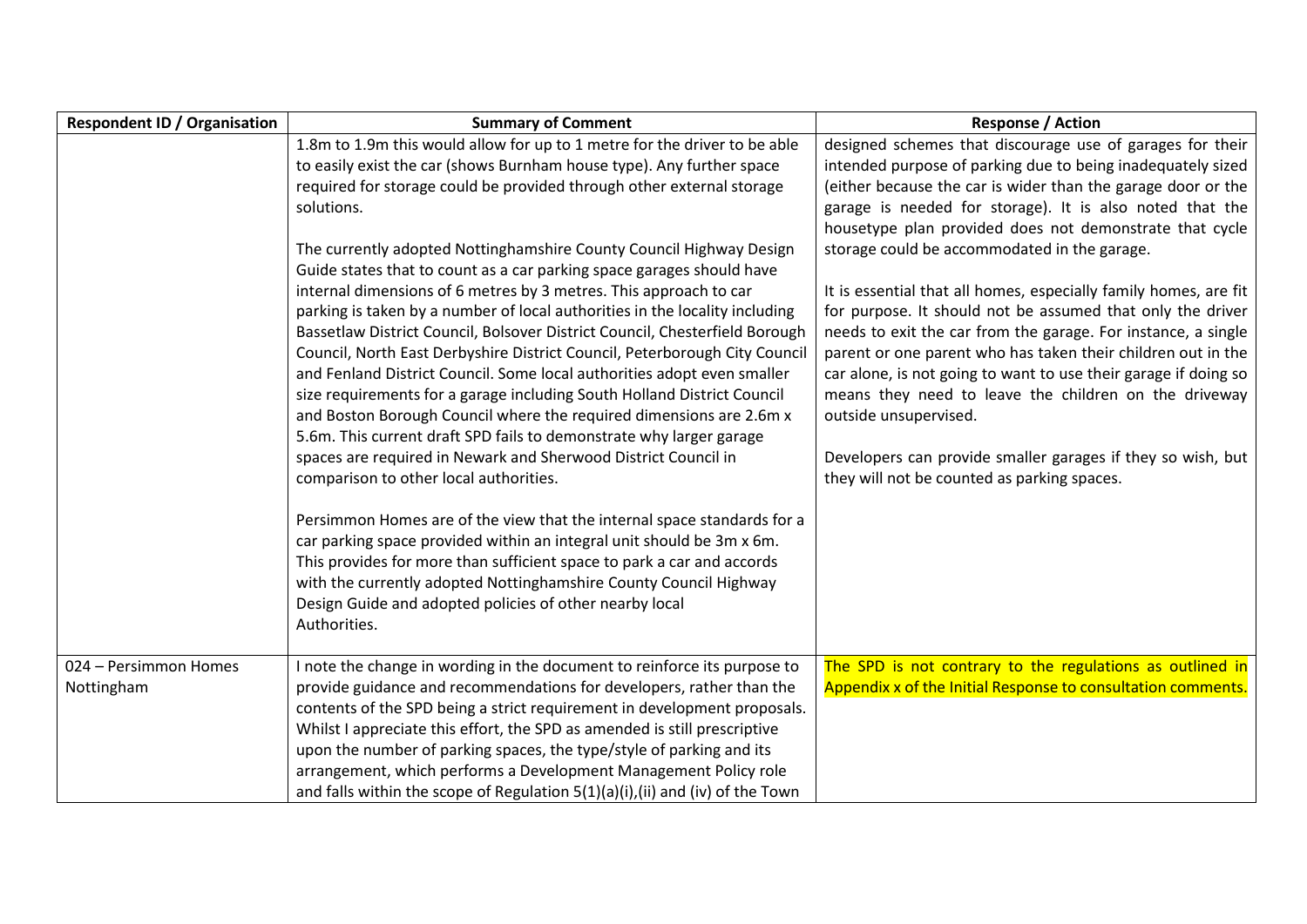| Respondent ID / Organisation | Summary of Comment | Response / Action |
|---|---|---|
| | 1.8m to 1.9m this would allow for up to 1 metre for the driver to be able to easily exist the car (shows Burnham house type). Any further space required for storage could be provided through other external storage solutions.<br><br>The currently adopted Nottinghamshire County Council Highway Design Guide states that to count as a car parking space garages should have internal dimensions of 6 metres by 3 metres. This approach to car parking is taken by a number of local authorities in the locality including Bassetlaw District Council, Bolsover District Council, Chesterfield Borough Council, North East Derbyshire District Council, Peterborough City Council and Fenland District Council. Some local authorities adopt even smaller size requirements for a garage including South Holland District Council and Boston Borough Council where the required dimensions are 2.6m x 5.6m. This current draft SPD fails to demonstrate why larger garage spaces are required in Newark and Sherwood District Council in comparison to other local authorities.<br><br>Persimmon Homes are of the view that the internal space standards for a car parking space provided within an integral unit should be 3m x 6m. This provides for more than sufficient space to park a car and accords with the currently adopted Nottinghamshire County Council Highway Design Guide and adopted policies of other nearby local Authorities. | designed schemes that discourage use of garages for their intended purpose of parking due to being inadequately sized (either because the car is wider than the garage door or the garage is needed for storage). It is also noted that the housetype plan provided does not demonstrate that cycle storage could be accommodated in the garage.<br><br>It is essential that all homes, especially family homes, are fit for purpose. It should not be assumed that only the driver needs to exit the car from the garage. For instance, a single parent or one parent who has taken their children out in the car alone, is not going to want to use their garage if doing so means they need to leave the children on the driveway outside unsupervised.<br><br>Developers can provide smaller garages if they so wish, but they will not be counted as parking spaces. |
| 024 – Persimmon Homes Nottingham | I note the change in wording in the document to reinforce its purpose to provide guidance and recommendations for developers, rather than the contents of the SPD being a strict requirement in development proposals. Whilst I appreciate this effort, the SPD as amended is still prescriptive upon the number of parking spaces, the type/style of parking and its arrangement, which performs a Development Management Policy role and falls within the scope of Regulation 5(1)(a)(i),(ii) and (iv) of the Town | The SPD is not contrary to the regulations as outlined in Appendix x of the Initial Response to consultation comments. |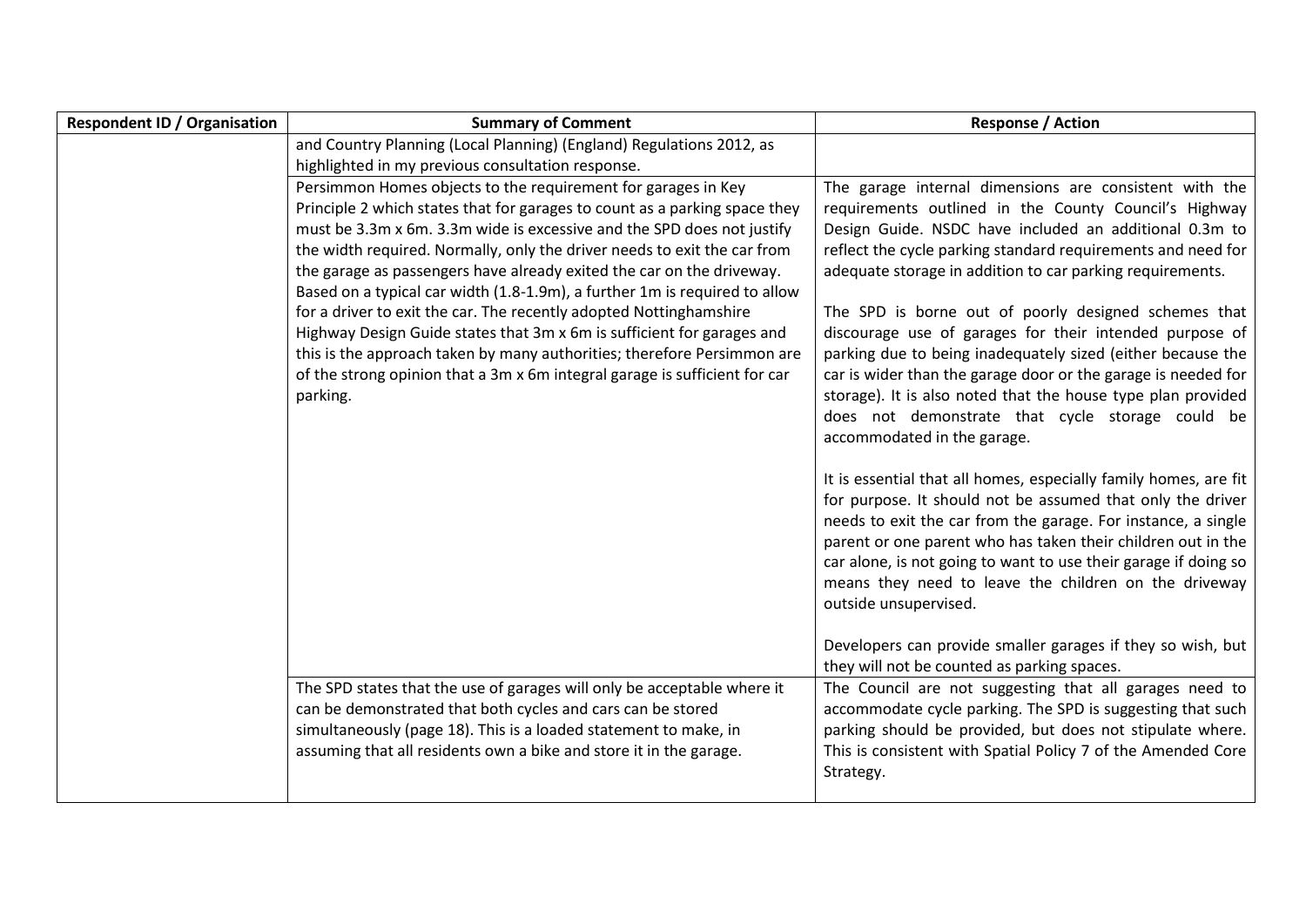| Respondent ID / Organisation | Summary of Comment | Response / Action |
|---|---|---|
| | and Country Planning (Local Planning) (England) Regulations 2012, as highlighted in my previous consultation response. | |
| | Persimmon Homes objects to the requirement for garages in Key Principle 2 which states that for garages to count as a parking space they must be 3.3m x 6m. 3.3m wide is excessive and the SPD does not justify the width required. Normally, only the driver needs to exit the car from the garage as passengers have already exited the car on the driveway. Based on a typical car width (1.8-1.9m), a further 1m is required to allow for a driver to exit the car. The recently adopted Nottinghamshire Highway Design Guide states that 3m x 6m is sufficient for garages and this is the approach taken by many authorities; therefore Persimmon are of the strong opinion that a 3m x 6m integral garage is sufficient for car parking. | The garage internal dimensions are consistent with the requirements outlined in the County Council's Highway Design Guide. NSDC have included an additional 0.3m to reflect the cycle parking standard requirements and need for adequate storage in addition to car parking requirements.<br><br>The SPD is borne out of poorly designed schemes that discourage use of garages for their intended purpose of parking due to being inadequately sized (either because the car is wider than the garage door or the garage is needed for storage). It is also noted that the house type plan provided does not demonstrate that cycle storage could be accommodated in the garage.<br><br>It is essential that all homes, especially family homes, are fit for purpose. It should not be assumed that only the driver needs to exit the car from the garage. For instance, a single parent or one parent who has taken their children out in the car alone, is not going to want to use their garage if doing so means they need to leave the children on the driveway outside unsupervised.<br><br>Developers can provide smaller garages if they so wish, but they will not be counted as parking spaces. |
| | The SPD states that the use of garages will only be acceptable where it can be demonstrated that both cycles and cars can be stored simultaneously (page 18). This is a loaded statement to make, in assuming that all residents own a bike and store it in the garage. | The Council are not suggesting that all garages need to accommodate cycle parking. The SPD is suggesting that such parking should be provided, but does not stipulate where. This is consistent with Spatial Policy 7 of the Amended Core Strategy. |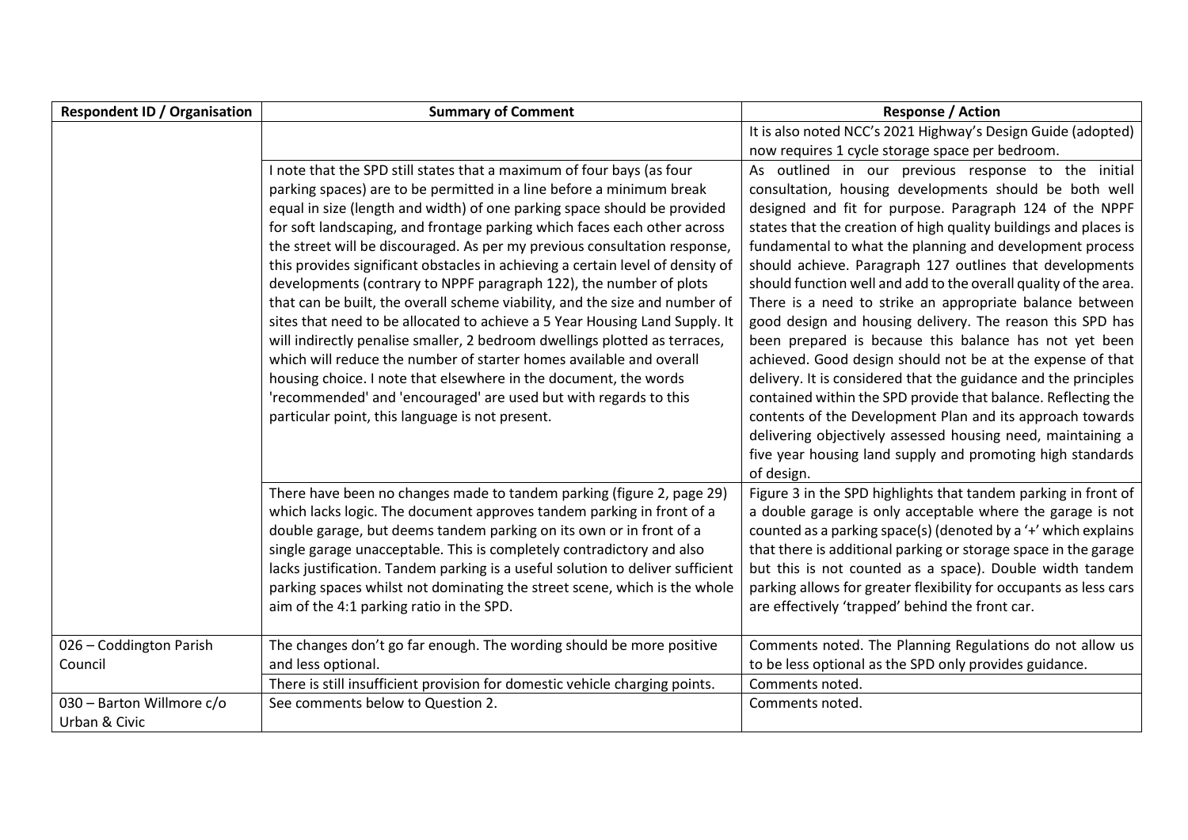| Respondent ID / Organisation | Summary of Comment | Response / Action |
|---|---|---|
| | | It is also noted NCC's 2021 Highway's Design Guide (adopted) now requires 1 cycle storage space per bedroom. |
| | I note that the SPD still states that a maximum of four bays (as four parking spaces) are to be permitted in a line before a minimum break equal in size (length and width) of one parking space should be provided for soft landscaping, and frontage parking which faces each other across the street will be discouraged. As per my previous consultation response, this provides significant obstacles in achieving a certain level of density of developments (contrary to NPPF paragraph 122), the number of plots that can be built, the overall scheme viability, and the size and number of sites that need to be allocated to achieve a 5 Year Housing Land Supply. It will indirectly penalise smaller, 2 bedroom dwellings plotted as terraces, which will reduce the number of starter homes available and overall housing choice. I note that elsewhere in the document, the words 'recommended' and 'encouraged' are used but with regards to this particular point, this language is not present. | As outlined in our previous response to the initial consultation, housing developments should be both well designed and fit for purpose. Paragraph 124 of the NPPF states that the creation of high quality buildings and places is fundamental to what the planning and development process should achieve. Paragraph 127 outlines that developments should function well and add to the overall quality of the area. There is a need to strike an appropriate balance between good design and housing delivery. The reason this SPD has been prepared is because this balance has not yet been achieved. Good design should not be at the expense of that delivery. It is considered that the guidance and the principles contained within the SPD provide that balance. Reflecting the contents of the Development Plan and its approach towards delivering objectively assessed housing need, maintaining a five year housing land supply and promoting high standards of design. |
| | There have been no changes made to tandem parking (figure 2, page 29) which lacks logic. The document approves tandem parking in front of a double garage, but deems tandem parking on its own or in front of a single garage unacceptable. This is completely contradictory and also lacks justification. Tandem parking is a useful solution to deliver sufficient parking spaces whilst not dominating the street scene, which is the whole aim of the 4:1 parking ratio in the SPD. | Figure 3 in the SPD highlights that tandem parking in front of a double garage is only acceptable where the garage is not counted as a parking space(s) (denoted by a '+' which explains that there is additional parking or storage space in the garage but this is not counted as a space). Double width tandem parking allows for greater flexibility for occupants as less cars are effectively 'trapped' behind the front car. |
| 026 – Coddington Parish Council | The changes don't go far enough. The wording should be more positive and less optional. | Comments noted. The Planning Regulations do not allow us to be less optional as the SPD only provides guidance. |
| | There is still insufficient provision for domestic vehicle charging points. | Comments noted. |
| 030 – Barton Willmore c/o Urban & Civic | See comments below to Question 2. | Comments noted. |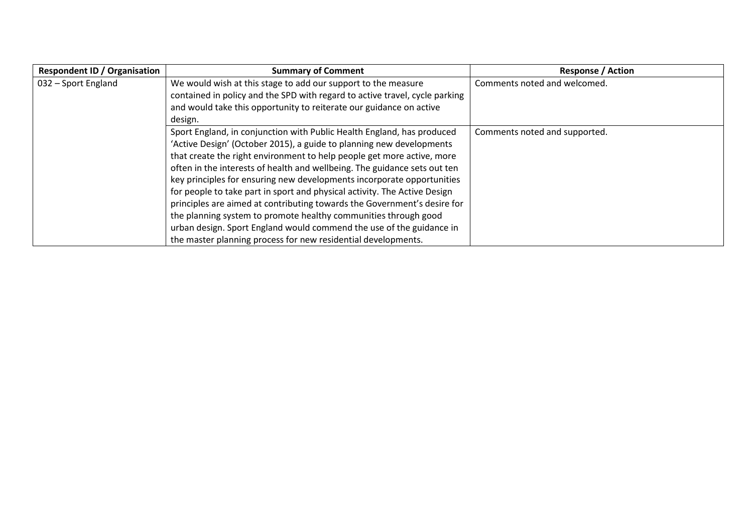| Respondent ID / Organisation | Summary of Comment | Response / Action |
|---|---|---|
| 032 – Sport England | We would wish at this stage to add our support to the measure contained in policy and the SPD with regard to active travel, cycle parking and would take this opportunity to reiterate our guidance on active design. | Comments noted and welcomed. |
| | Sport England, in conjunction with Public Health England, has produced 'Active Design' (October 2015), a guide to planning new developments that create the right environment to help people get more active, more often in the interests of health and wellbeing. The guidance sets out ten key principles for ensuring new developments incorporate opportunities for people to take part in sport and physical activity. The Active Design principles are aimed at contributing towards the Government's desire for the planning system to promote healthy communities through good urban design. Sport England would commend the use of the guidance in the master planning process for new residential developments. | Comments noted and supported. |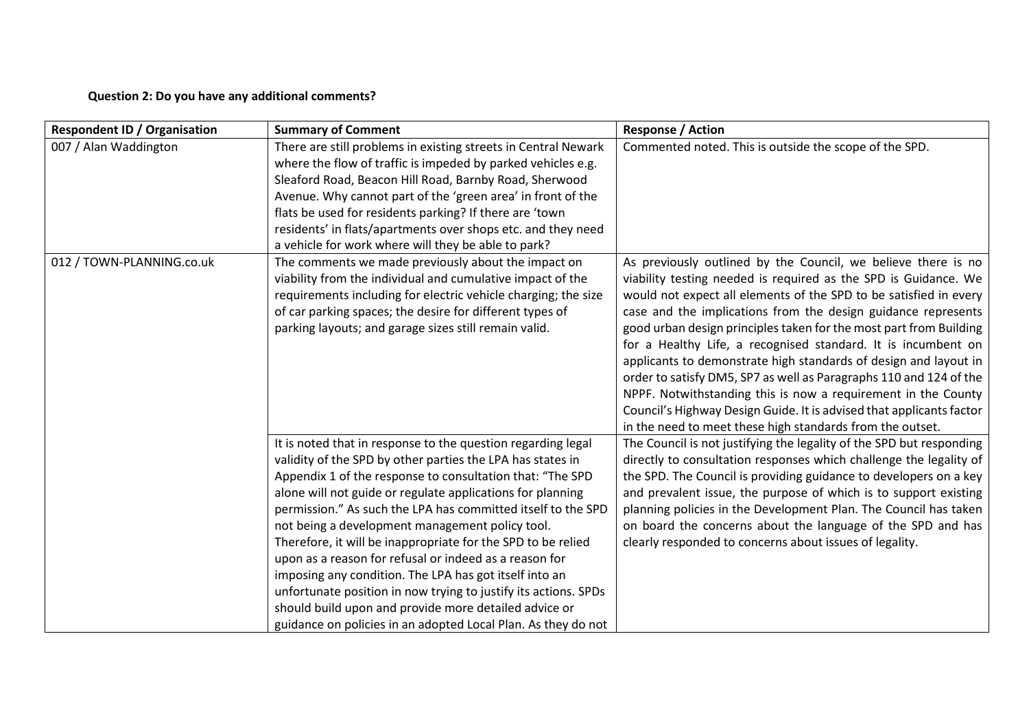**Question 2: Do you have any additional comments?**

| Respondent ID / Organisation | Summary of Comment | Response / Action |
|---|---|---|
| 007 / Alan Waddington | There are still problems in existing streets in Central Newark where the flow of traffic is impeded by parked vehicles e.g. Sleaford Road, Beacon Hill Road, Barnby Road, Sherwood Avenue. Why cannot part of the 'green area' in front of the flats be used for residents parking? If there are 'town residents' in flats/apartments over shops etc. and they need a vehicle for work where will they be able to park? | Commented noted. This is outside the scope of the SPD. |
| 012 / TOWN-PLANNING.co.uk | The comments we made previously about the impact on viability from the individual and cumulative impact of the requirements including for electric vehicle charging; the size of car parking spaces; the desire for different types of parking layouts; and garage sizes still remain valid. | As previously outlined by the Council, we believe there is no viability testing needed is required as the SPD is Guidance. We would not expect all elements of the SPD to be satisfied in every case and the implications from the design guidance represents good urban design principles taken for the most part from Building for a Healthy Life, a recognised standard. It is incumbent on applicants to demonstrate high standards of design and layout in order to satisfy DM5, SP7 as well as Paragraphs 110 and 124 of the NPPF. Notwithstanding this is now a requirement in the County Council's Highway Design Guide. It is advised that applicants factor in the need to meet these high standards from the outset. |
| | It is noted that in response to the question regarding legal validity of the SPD by other parties the LPA has states in Appendix 1 of the response to consultation that: "The SPD alone will not guide or regulate applications for planning permission." As such the LPA has committed itself to the SPD not being a development management policy tool. Therefore, it will be inappropriate for the SPD to be relied upon as a reason for refusal or indeed as a reason for imposing any condition. The LPA has got itself into an unfortunate position in now trying to justify its actions. SPDs should build upon and provide more detailed advice or guidance on policies in an adopted Local Plan. As they do not | The Council is not justifying the legality of the SPD but responding directly to consultation responses which challenge the legality of the SPD. The Council is providing guidance to developers on a key and prevalent issue, the purpose of which is to support existing planning policies in the Development Plan. The Council has taken on board the concerns about the language of the SPD and has clearly responded to concerns about issues of legality. |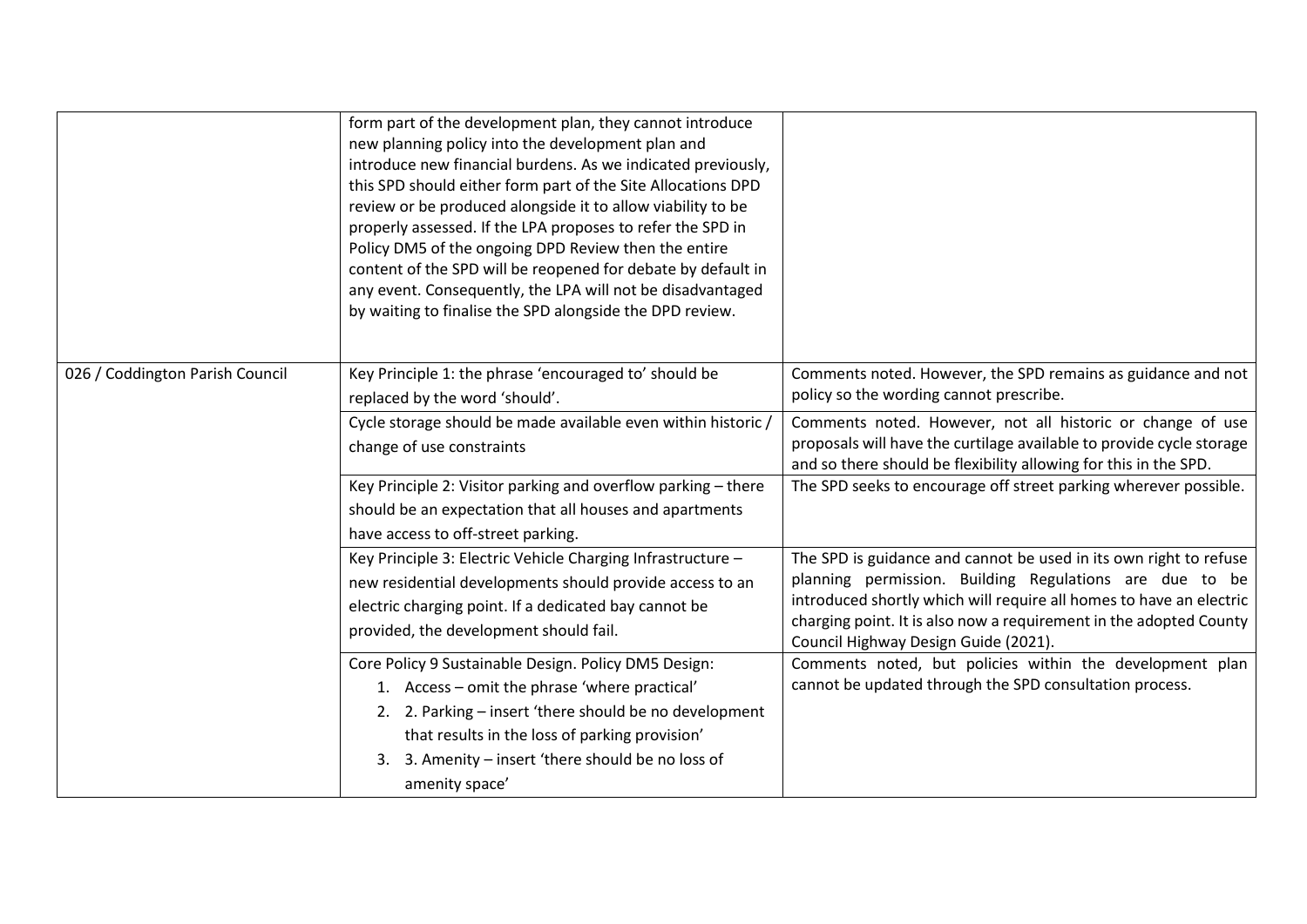| | | |
|---|---|---|
| | form part of the development plan, they cannot introduce new planning policy into the development plan and introduce new financial burdens. As we indicated previously, this SPD should either form part of the Site Allocations DPD review or be produced alongside it to allow viability to be properly assessed. If the LPA proposes to refer the SPD in Policy DM5 of the ongoing DPD Review then the entire content of the SPD will be reopened for debate by default in any event. Consequently, the LPA will not be disadvantaged by waiting to finalise the SPD alongside the DPD review. | |
| 026 / Coddington Parish Council | Key Principle 1: the phrase 'encouraged to' should be replaced by the word 'should'. | Comments noted. However, the SPD remains as guidance and not policy so the wording cannot prescribe. |
| | Cycle storage should be made available even within historic / change of use constraints | Comments noted. However, not all historic or change of use proposals will have the curtilage available to provide cycle storage and so there should be flexibility allowing for this in the SPD. |
| | Key Principle 2: Visitor parking and overflow parking – there should be an expectation that all houses and apartments have access to off-street parking. | The SPD seeks to encourage off street parking wherever possible. |
| | Key Principle 3: Electric Vehicle Charging Infrastructure – new residential developments should provide access to an electric charging point. If a dedicated bay cannot be provided, the development should fail. | The SPD is guidance and cannot be used in its own right to refuse planning permission. Building Regulations are due to be introduced shortly which will require all homes to have an electric charging point. It is also now a requirement in the adopted County Council Highway Design Guide (2021). |
| | Core Policy 9 Sustainable Design. Policy DM5 Design:<br>1. Access – omit the phrase 'where practical'<br>2. 2. Parking – insert 'there should be no development that results in the loss of parking provision'<br>3. 3. Amenity – insert 'there should be no loss of amenity space' | Comments noted, but policies within the development plan cannot be updated through the SPD consultation process. |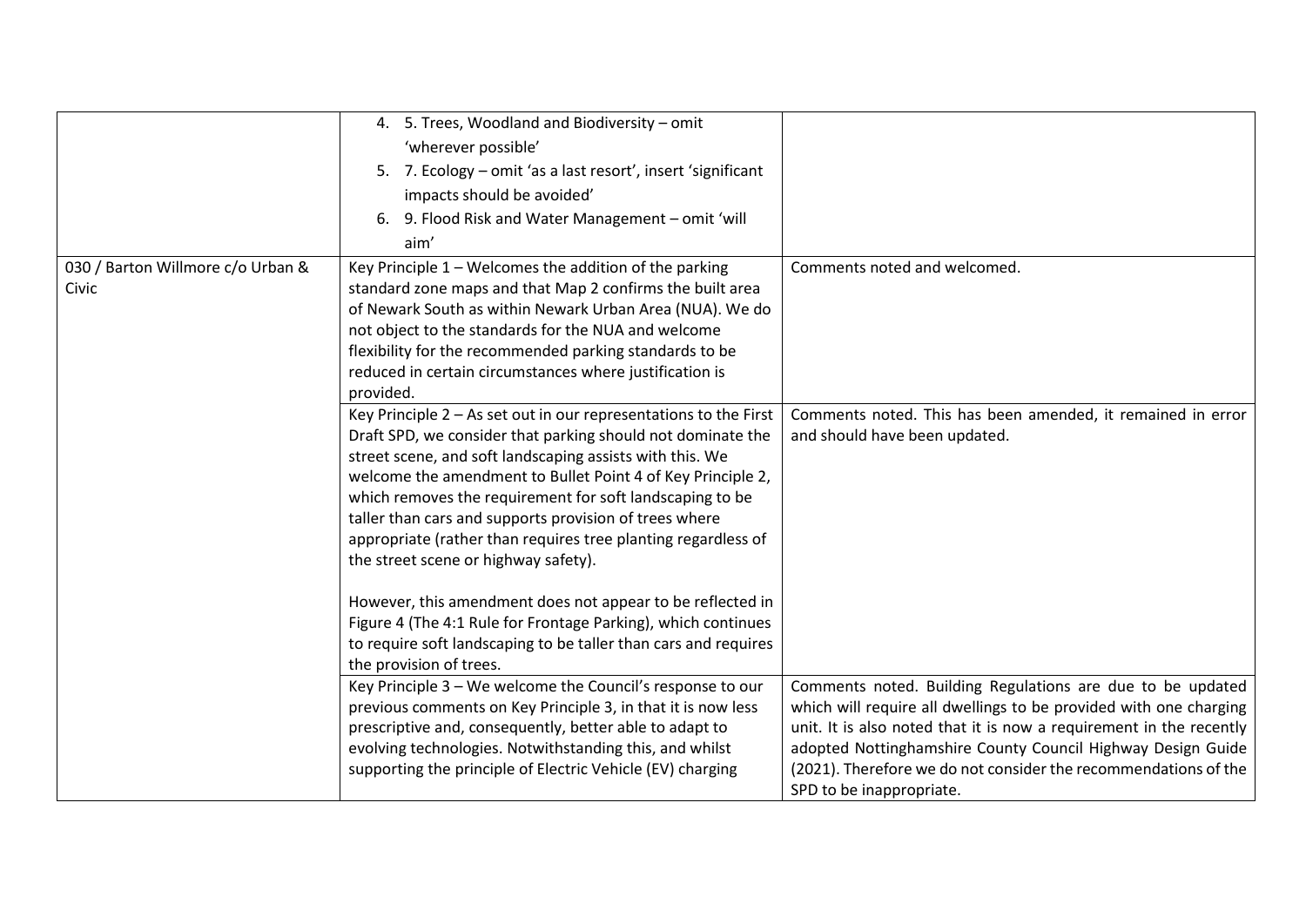| | | |
|---|---|---|
| | 4. 5. Trees, Woodland and Biodiversity – omit 'wherever possible'<br>5. 7. Ecology – omit 'as a last resort', insert 'significant impacts should be avoided'<br>6. 9. Flood Risk and Water Management – omit 'will aim' | |
| 030 / Barton Willmore c/o Urban & Civic | Key Principle 1 – Welcomes the addition of the parking standard zone maps and that Map 2 confirms the built area of Newark South as within Newark Urban Area (NUA). We do not object to the standards for the NUA and welcome flexibility for the recommended parking standards to be reduced in certain circumstances where justification is provided. | Comments noted and welcomed. |
| | Key Principle 2 – As set out in our representations to the First Draft SPD, we consider that parking should not dominate the street scene, and soft landscaping assists with this. We welcome the amendment to Bullet Point 4 of Key Principle 2, which removes the requirement for soft landscaping to be taller than cars and supports provision of trees where appropriate (rather than requires tree planting regardless of the street scene or highway safety).<br><br>However, this amendment does not appear to be reflected in Figure 4 (The 4:1 Rule for Frontage Parking), which continues to require soft landscaping to be taller than cars and requires the provision of trees. | Comments noted. This has been amended, it remained in error and should have been updated. |
| | Key Principle 3 – We welcome the Council's response to our previous comments on Key Principle 3, in that it is now less prescriptive and, consequently, better able to adapt to evolving technologies. Notwithstanding this, and whilst supporting the principle of Electric Vehicle (EV) charging | Comments noted. Building Regulations are due to be updated which will require all dwellings to be provided with one charging unit. It is also noted that it is now a requirement in the recently adopted Nottinghamshire County Council Highway Design Guide (2021). Therefore we do not consider the recommendations of the SPD to be inappropriate. |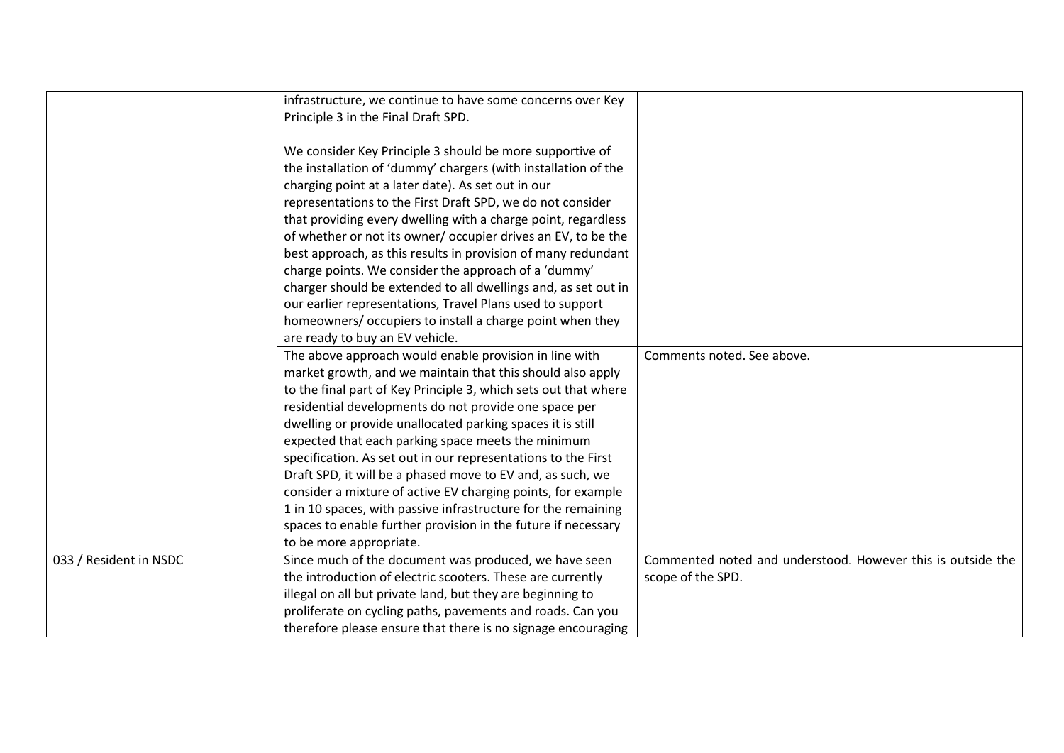| | | |
|---|---|---|
| | infrastructure, we continue to have some concerns over Key Principle 3 in the Final Draft SPD.<br><br>We consider Key Principle 3 should be more supportive of the installation of 'dummy' chargers (with installation of the charging point at a later date). As set out in our representations to the First Draft SPD, we do not consider that providing every dwelling with a charge point, regardless of whether or not its owner/ occupier drives an EV, to be the best approach, as this results in provision of many redundant charge points. We consider the approach of a 'dummy' charger should be extended to all dwellings and, as set out in our earlier representations, Travel Plans used to support homeowners/ occupiers to install a charge point when they are ready to buy an EV vehicle. | |
| | The above approach would enable provision in line with market growth, and we maintain that this should also apply to the final part of Key Principle 3, which sets out that where residential developments do not provide one space per dwelling or provide unallocated parking spaces it is still expected that each parking space meets the minimum specification. As set out in our representations to the First Draft SPD, it will be a phased move to EV and, as such, we consider a mixture of active EV charging points, for example 1 in 10 spaces, with passive infrastructure for the remaining spaces to enable further provision in the future if necessary to be more appropriate. | Comments noted. See above. |
| 033 / Resident in NSDC | Since much of the document was produced, we have seen the introduction of electric scooters. These are currently illegal on all but private land, but they are beginning to proliferate on cycling paths, pavements and roads. Can you therefore please ensure that there is no signage encouraging | Commented noted and understood. However this is outside the scope of the SPD. |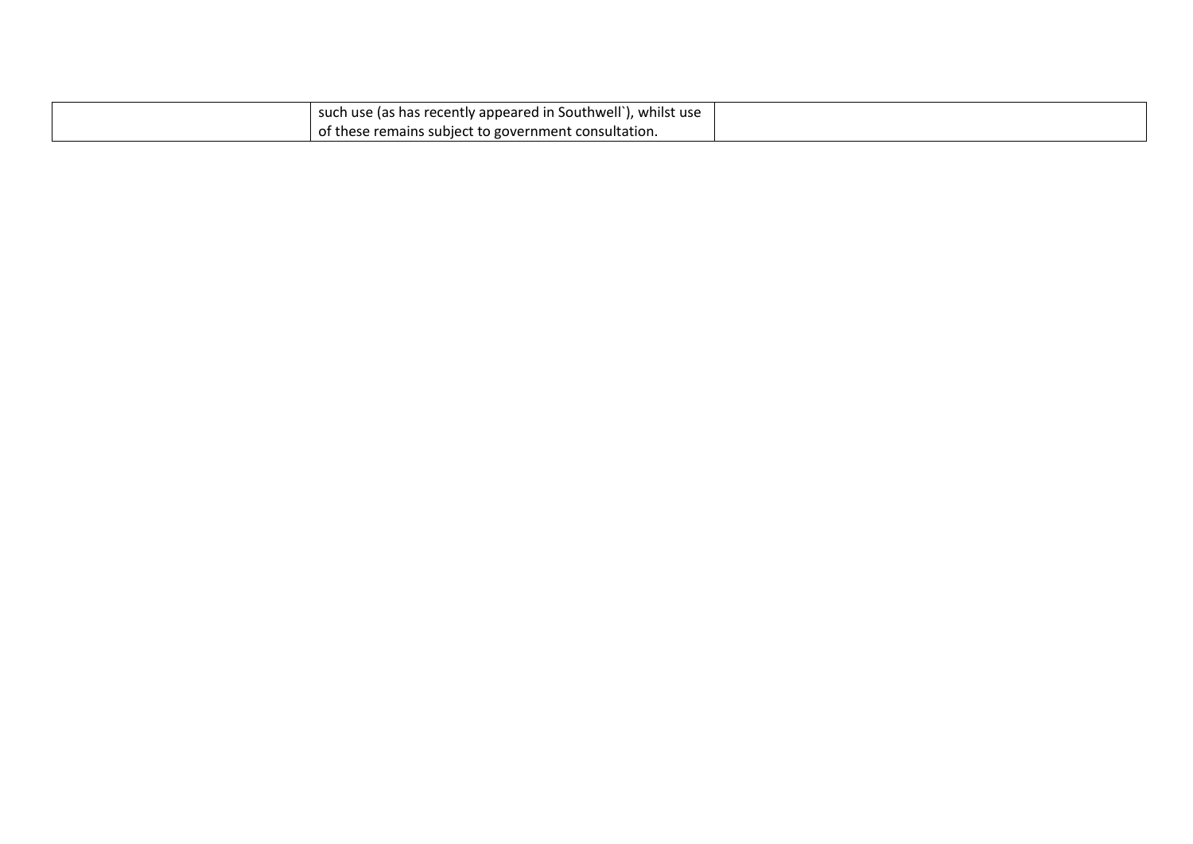| | | |
|---|---|---|
| | such use (as has recently appeared in Southwell`), whilst use of these remains subject to government consultation. | |